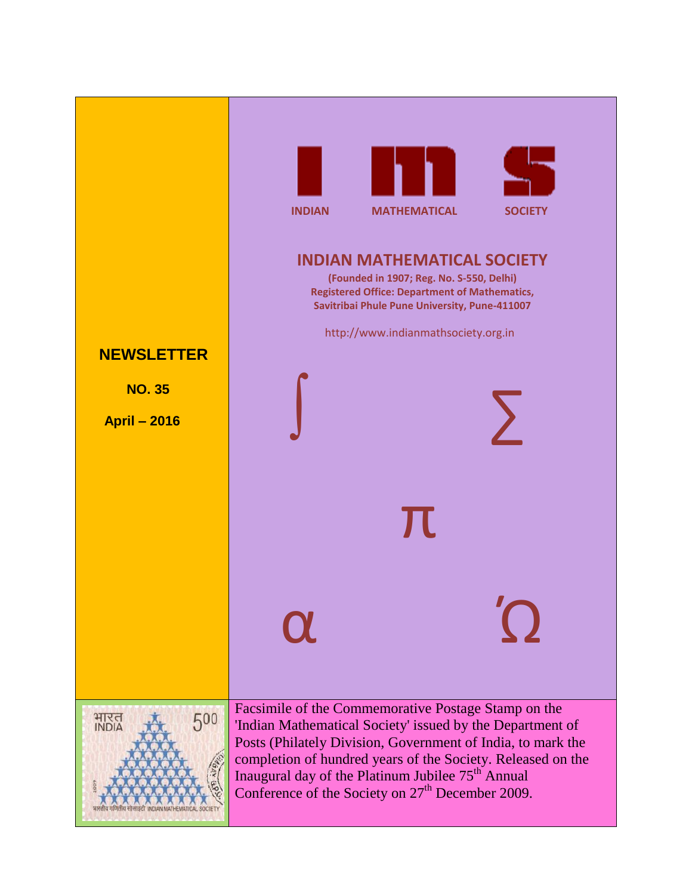**INDIAN MATHEMATICAL SOCIETY**

# INDIAN MATHEMATICAL SOCIETY

**(Founded in 1907; Reg. No. S-550, Delhi)**
**Registered Office: Department of Mathematics,**
**Savitribai Phule Pune University, Pune-411007**

http://www.indianmathsociety.org.in

## NEWSLETTER

**NO. 35**

**April – 2016**

$\int$ $\sum$ $\pi$ $\alpha$ $\Omega$

Facsimile of the Commemorative Postage Stamp on the 'Indian Mathematical Society' issued by the Department of Posts (Philately Division, Government of India, to mark the completion of hundred years of the Society. Released on the Inaugural day of the Platinum Jubilee 75th Annual Conference of the Society on 27th December 2009.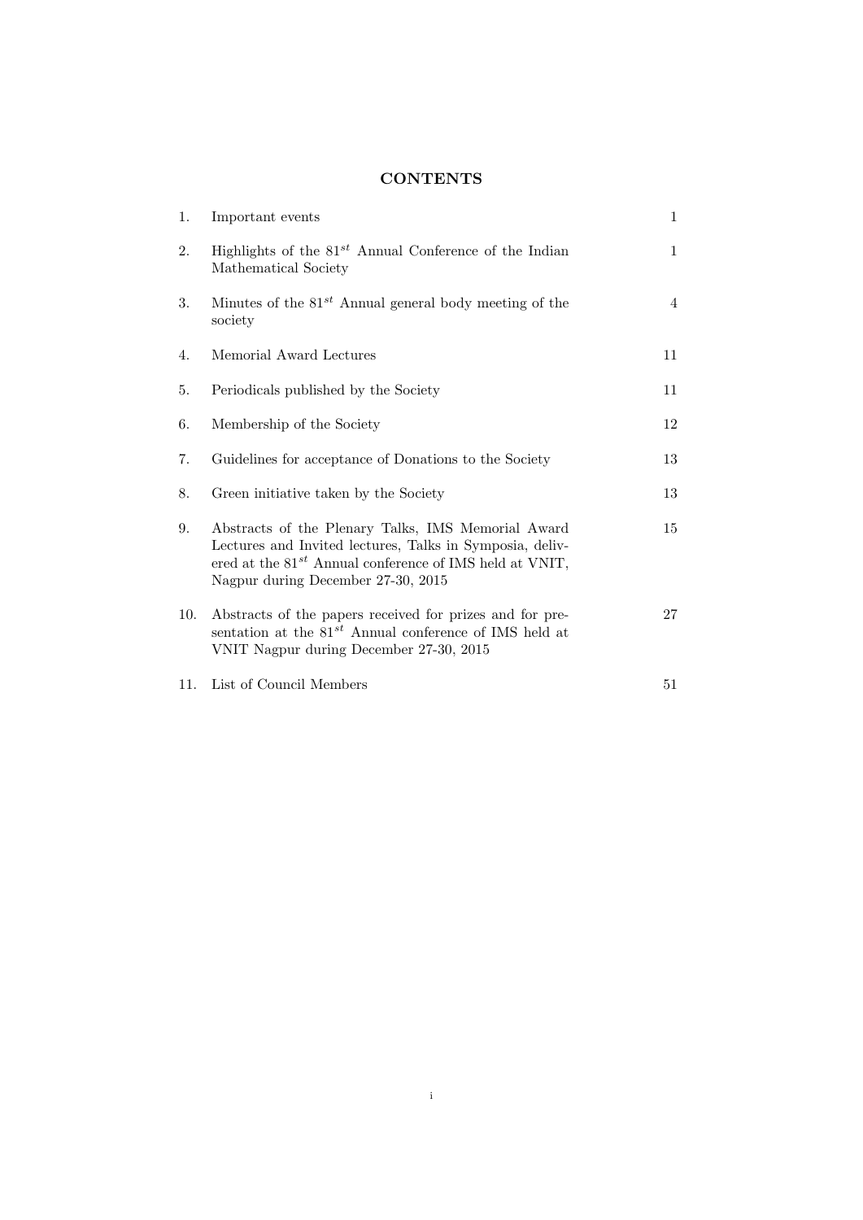# CONTENTS

| | | |
|---|---|---|
| 1. | Important events | 1 |
| 2. | Highlights of the $81^{st}$ Annual Conference of the Indian Mathematical Society | 1 |
| 3. | Minutes of the $81^{st}$ Annual general body meeting of the society | 4 |
| 4. | Memorial Award Lectures | 11 |
| 5. | Periodicals published by the Society | 11 |
| 6. | Membership of the Society | 12 |
| 7. | Guidelines for acceptance of Donations to the Society | 13 |
| 8. | Green initiative taken by the Society | 13 |
| 9. | Abstracts of the Plenary Talks, IMS Memorial Award Lectures and Invited lectures, Talks in Symposia, delivered at the $81^{st}$ Annual conference of IMS held at VNIT, Nagpur during December 27-30, 2015 | 15 |
| 10. | Abstracts of the papers received for prizes and for presentation at the $81^{st}$ Annual conference of IMS held at VNIT Nagpur during December 27-30, 2015 | 27 |
| 11. | List of Council Members | 51 |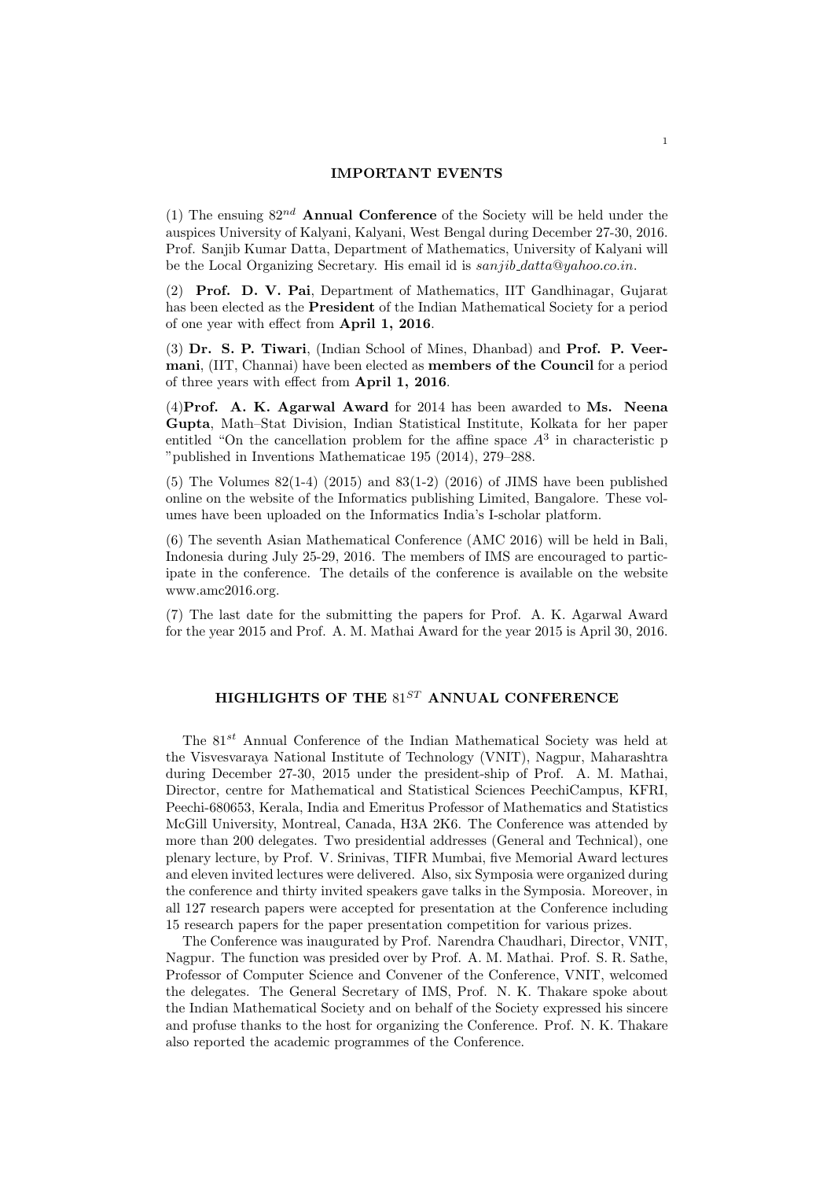## IMPORTANT EVENTS

(1) The ensuing $82^{nd}$ **Annual Conference** of the Society will be held under the auspices University of Kalyani, Kalyani, West Bengal during December 27-30, 2016. Prof. Sanjib Kumar Datta, Department of Mathematics, University of Kalyani will be the Local Organizing Secretary. His email id is *sanjib_datta@yahoo.co.in*.

(2) **Prof. D. V. Pai**, Department of Mathematics, IIT Gandhinagar, Gujarat has been elected as the **President** of the Indian Mathematical Society for a period of one year with effect from **April 1, 2016**.

(3) **Dr. S. P. Tiwari**, (Indian School of Mines, Dhanbad) and **Prof. P. Veermani**, (IIT, Channai) have been elected as **members of the Council** for a period of three years with effect from **April 1, 2016**.

(4)**Prof. A. K. Agarwal Award** for 2014 has been awarded to **Ms. Neena Gupta**, Math–Stat Division, Indian Statistical Institute, Kolkata for her paper entitled "On the cancellation problem for the affine space $A^3$ in characteristic p "published in Inventions Mathematicae 195 (2014), 279–288.

(5) The Volumes 82(1-4) (2015) and 83(1-2) (2016) of JIMS have been published online on the website of the Informatics publishing Limited, Bangalore. These volumes have been uploaded on the Informatics India's I-scholar platform.

(6) The seventh Asian Mathematical Conference (AMC 2016) will be held in Bali, Indonesia during July 25-29, 2016. The members of IMS are encouraged to participate in the conference. The details of the conference is available on the website www.amc2016.org.

(7) The last date for the submitting the papers for Prof. A. K. Agarwal Award for the year 2015 and Prof. A. M. Mathai Award for the year 2015 is April 30, 2016.

## HIGHLIGHTS OF THE $81^{ST}$ ANNUAL CONFERENCE

The $81^{st}$ Annual Conference of the Indian Mathematical Society was held at the Visvesvaraya National Institute of Technology (VNIT), Nagpur, Maharashtra during December 27-30, 2015 under the president-ship of Prof. A. M. Mathai, Director, centre for Mathematical and Statistical Sciences PeechiCampus, KFRI, Peechi-680653, Kerala, India and Emeritus Professor of Mathematics and Statistics McGill University, Montreal, Canada, H3A 2K6. The Conference was attended by more than 200 delegates. Two presidential addresses (General and Technical), one plenary lecture, by Prof. V. Srinivas, TIFR Mumbai, five Memorial Award lectures and eleven invited lectures were delivered. Also, six Symposia were organized during the conference and thirty invited speakers gave talks in the Symposia. Moreover, in all 127 research papers were accepted for presentation at the Conference including 15 research papers for the paper presentation competition for various prizes.

The Conference was inaugurated by Prof. Narendra Chaudhari, Director, VNIT, Nagpur. The function was presided over by Prof. A. M. Mathai. Prof. S. R. Sathe, Professor of Computer Science and Convener of the Conference, VNIT, welcomed the delegates. The General Secretary of IMS, Prof. N. K. Thakare spoke about the Indian Mathematical Society and on behalf of the Society expressed his sincere and profuse thanks to the host for organizing the Conference. Prof. N. K. Thakare also reported the academic programmes of the Conference.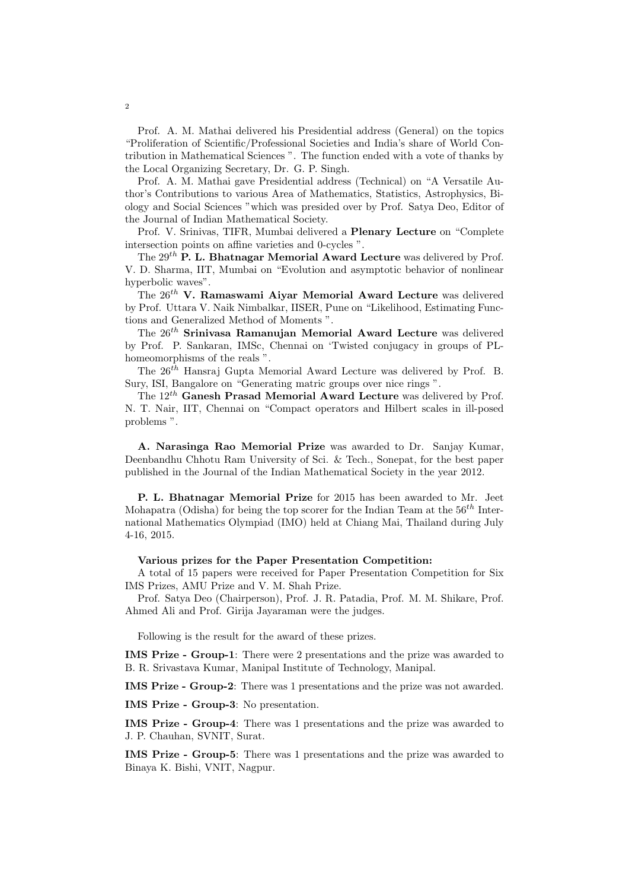Prof. A. M. Mathai delivered his Presidential address (General) on the topics "Proliferation of Scientific/Professional Societies and India's share of World Contribution in Mathematical Sciences ". The function ended with a vote of thanks by the Local Organizing Secretary, Dr. G. P. Singh.

Prof. A. M. Mathai gave Presidential address (Technical) on "A Versatile Author's Contributions to various Area of Mathematics, Statistics, Astrophysics, Biology and Social Sciences "which was presided over by Prof. Satya Deo, Editor of the Journal of Indian Mathematical Society.

Prof. V. Srinivas, TIFR, Mumbai delivered a **Plenary Lecture** on "Complete intersection points on affine varieties and 0-cycles ".

The $29^{th}$ **P. L. Bhatnagar Memorial Award Lecture** was delivered by Prof. V. D. Sharma, IIT, Mumbai on "Evolution and asymptotic behavior of nonlinear hyperbolic waves".

The $26^{th}$ **V. Ramaswami Aiyar Memorial Award Lecture** was delivered by Prof. Uttara V. Naik Nimbalkar, IISER, Pune on "Likelihood, Estimating Functions and Generalized Method of Moments ".

The $26^{th}$ **Srinivasa Ramanujan Memorial Award Lecture** was delivered by Prof. P. Sankaran, IMSc, Chennai on 'Twisted conjugacy in groups of PL-homeomorphisms of the reals ".

The $26^{th}$ Hansraj Gupta Memorial Award Lecture was delivered by Prof. B. Sury, ISI, Bangalore on "Generating matric groups over nice rings ".

The $12^{th}$ **Ganesh Prasad Memorial Award Lecture** was delivered by Prof. N. T. Nair, IIT, Chennai on "Compact operators and Hilbert scales in ill-posed problems ".

**A. Narasinga Rao Memorial Prize** was awarded to Dr. Sanjay Kumar, Deenbandhu Chhotu Ram University of Sci. & Tech., Sonepat, for the best paper published in the Journal of the Indian Mathematical Society in the year 2012.

**P. L. Bhatnagar Memorial Prize** for 2015 has been awarded to Mr. Jeet Mohapatra (Odisha) for being the top scorer for the Indian Team at the $56^{th}$ International Mathematics Olympiad (IMO) held at Chiang Mai, Thailand during July 4-16, 2015.

**Various prizes for the Paper Presentation Competition:**

A total of 15 papers were received for Paper Presentation Competition for Six IMS Prizes, AMU Prize and V. M. Shah Prize.

Prof. Satya Deo (Chairperson), Prof. J. R. Patadia, Prof. M. M. Shikare, Prof. Ahmed Ali and Prof. Girija Jayaraman were the judges.

Following is the result for the award of these prizes.

**IMS Prize - Group-1**: There were 2 presentations and the prize was awarded to B. R. Srivastava Kumar, Manipal Institute of Technology, Manipal.

**IMS Prize - Group-2**: There was 1 presentations and the prize was not awarded.

**IMS Prize - Group-3**: No presentation.

**IMS Prize - Group-4**: There was 1 presentations and the prize was awarded to J. P. Chauhan, SVNIT, Surat.

**IMS Prize - Group-5**: There was 1 presentations and the prize was awarded to Binaya K. Bishi, VNIT, Nagpur.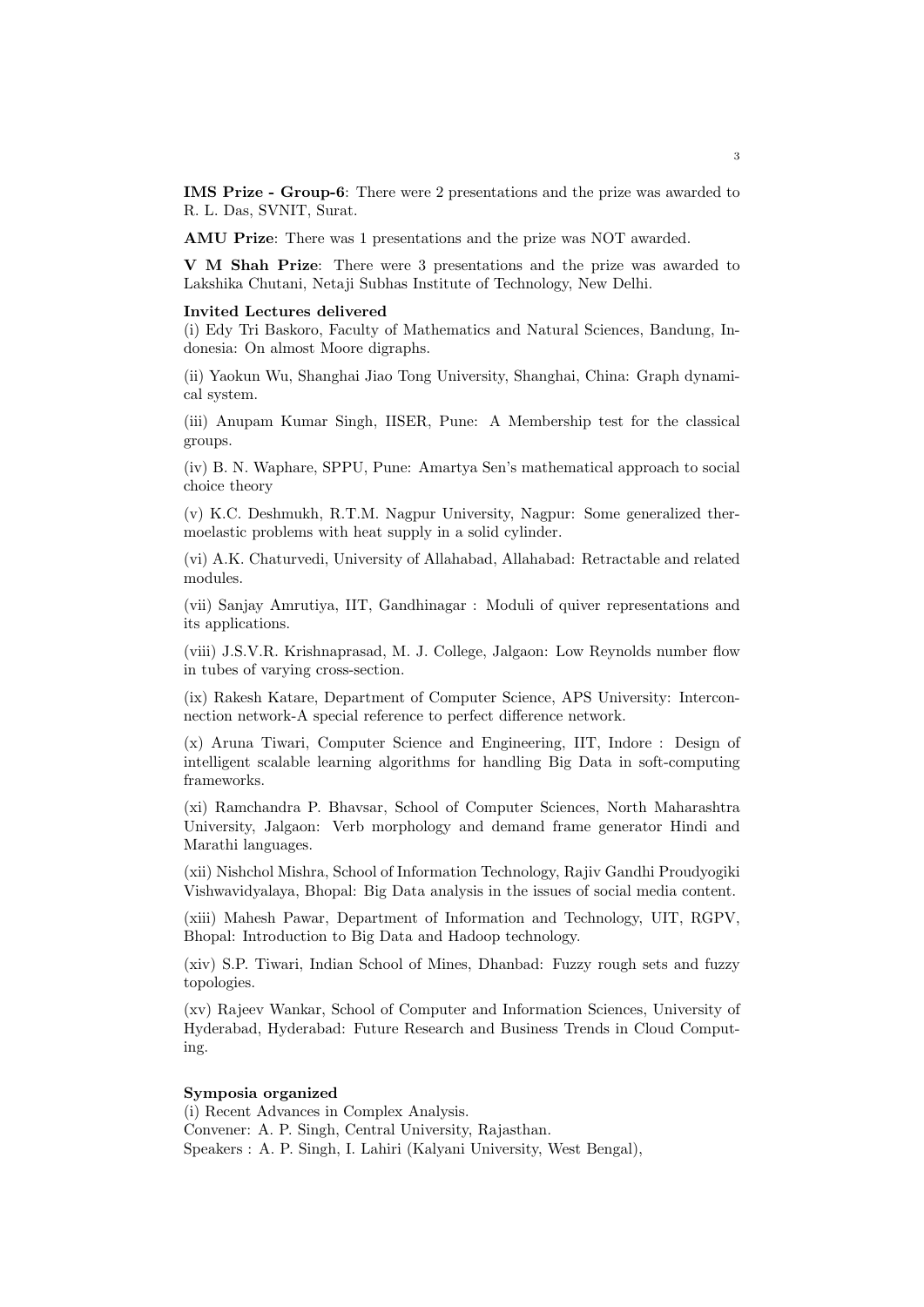**IMS Prize - Group-6**: There were 2 presentations and the prize was awarded to R. L. Das, SVNIT, Surat.

**AMU Prize**: There was 1 presentations and the prize was NOT awarded.

**V M Shah Prize**: There were 3 presentations and the prize was awarded to Lakshika Chutani, Netaji Subhas Institute of Technology, New Delhi.

**Invited Lectures delivered**

(i) Edy Tri Baskoro, Faculty of Mathematics and Natural Sciences, Bandung, Indonesia: On almost Moore digraphs.

(ii) Yaokun Wu, Shanghai Jiao Tong University, Shanghai, China: Graph dynamical system.

(iii) Anupam Kumar Singh, IISER, Pune: A Membership test for the classical groups.

(iv) B. N. Waphare, SPPU, Pune: Amartya Sen's mathematical approach to social choice theory

(v) K.C. Deshmukh, R.T.M. Nagpur University, Nagpur: Some generalized thermoelastic problems with heat supply in a solid cylinder.

(vi) A.K. Chaturvedi, University of Allahabad, Allahabad: Retractable and related modules.

(vii) Sanjay Amrutiya, IIT, Gandhinagar : Moduli of quiver representations and its applications.

(viii) J.S.V.R. Krishnaprasad, M. J. College, Jalgaon: Low Reynolds number flow in tubes of varying cross-section.

(ix) Rakesh Katare, Department of Computer Science, APS University: Interconnection network-A special reference to perfect difference network.

(x) Aruna Tiwari, Computer Science and Engineering, IIT, Indore : Design of intelligent scalable learning algorithms for handling Big Data in soft-computing frameworks.

(xi) Ramchandra P. Bhavsar, School of Computer Sciences, North Maharashtra University, Jalgaon: Verb morphology and demand frame generator Hindi and Marathi languages.

(xii) Nishchol Mishra, School of Information Technology, Rajiv Gandhi Proudyogiki Vishwavidyalaya, Bhopal: Big Data analysis in the issues of social media content.

(xiii) Mahesh Pawar, Department of Information and Technology, UIT, RGPV, Bhopal: Introduction to Big Data and Hadoop technology.

(xiv) S.P. Tiwari, Indian School of Mines, Dhanbad: Fuzzy rough sets and fuzzy topologies.

(xv) Rajeev Wankar, School of Computer and Information Sciences, University of Hyderabad, Hyderabad: Future Research and Business Trends in Cloud Computing.

**Symposia organized**

(i) Recent Advances in Complex Analysis.
Convener: A. P. Singh, Central University, Rajasthan.
Speakers : A. P. Singh, I. Lahiri (Kalyani University, West Bengal),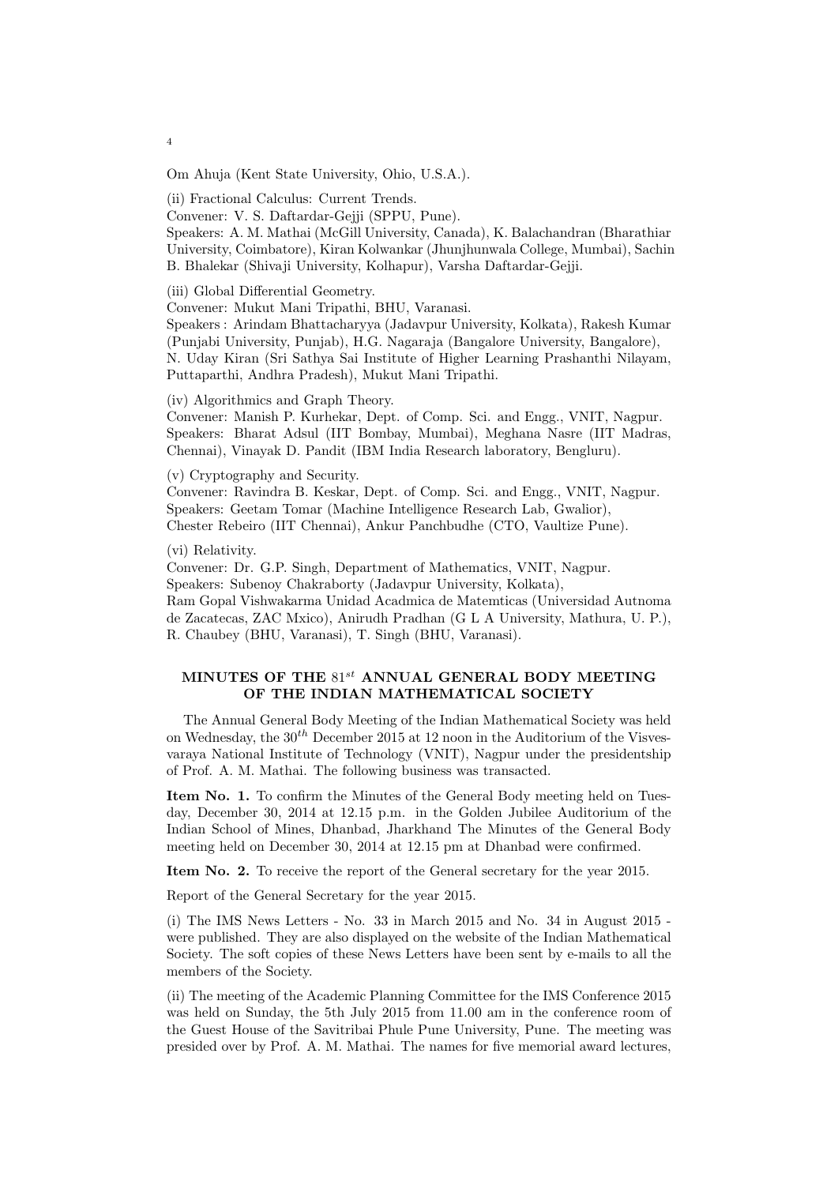Om Ahuja (Kent State University, Ohio, U.S.A.).

(ii) Fractional Calculus: Current Trends.
Convener: V. S. Daftardar-Gejji (SPPU, Pune).
Speakers: A. M. Mathai (McGill University, Canada), K. Balachandran (Bharathiar University, Coimbatore), Kiran Kolwankar (Jhunjhunwala College, Mumbai), Sachin B. Bhalekar (Shivaji University, Kolhapur), Varsha Daftardar-Gejji.

(iii) Global Differential Geometry.
Convener: Mukut Mani Tripathi, BHU, Varanasi.
Speakers : Arindam Bhattacharyya (Jadavpur University, Kolkata), Rakesh Kumar (Punjabi University, Punjab), H.G. Nagaraja (Bangalore University, Bangalore), N. Uday Kiran (Sri Sathya Sai Institute of Higher Learning Prashanthi Nilayam, Puttaparthi, Andhra Pradesh), Mukut Mani Tripathi.

(iv) Algorithmics and Graph Theory.
Convener: Manish P. Kurhekar, Dept. of Comp. Sci. and Engg., VNIT, Nagpur.
Speakers: Bharat Adsul (IIT Bombay, Mumbai), Meghana Nasre (IIT Madras, Chennai), Vinayak D. Pandit (IBM India Research laboratory, Bengluru).

(v) Cryptography and Security.
Convener: Ravindra B. Keskar, Dept. of Comp. Sci. and Engg., VNIT, Nagpur.
Speakers: Geetam Tomar (Machine Intelligence Research Lab, Gwalior), Chester Rebeiro (IIT Chennai), Ankur Panchbudhe (CTO, Vaultize Pune).

(vi) Relativity.
Convener: Dr. G.P. Singh, Department of Mathematics, VNIT, Nagpur.
Speakers: Subenoy Chakraborty (Jadavpur University, Kolkata), Ram Gopal Vishwakarma Unidad Acadmica de Matemticas (Universidad Autnoma de Zacatecas, ZAC Mxico), Anirudh Pradhan (G L A University, Mathura, U. P.), R. Chaubey (BHU, Varanasi), T. Singh (BHU, Varanasi).

## MINUTES OF THE $81^{st}$ ANNUAL GENERAL BODY MEETING OF THE INDIAN MATHEMATICAL SOCIETY

The Annual General Body Meeting of the Indian Mathematical Society was held on Wednesday, the $30^{th}$ December 2015 at 12 noon in the Auditorium of the Visvesvaraya National Institute of Technology (VNIT), Nagpur under the presidentship of Prof. A. M. Mathai. The following business was transacted.

**Item No. 1.** To confirm the Minutes of the General Body meeting held on Tuesday, December 30, 2014 at 12.15 p.m. in the Golden Jubilee Auditorium of the Indian School of Mines, Dhanbad, Jharkhand The Minutes of the General Body meeting held on December 30, 2014 at 12.15 pm at Dhanbad were confirmed.

**Item No. 2.** To receive the report of the General secretary for the year 2015.

Report of the General Secretary for the year 2015.

(i) The IMS News Letters - No. 33 in March 2015 and No. 34 in August 2015 - were published. They are also displayed on the website of the Indian Mathematical Society. The soft copies of these News Letters have been sent by e-mails to all the members of the Society.

(ii) The meeting of the Academic Planning Committee for the IMS Conference 2015 was held on Sunday, the 5th July 2015 from 11.00 am in the conference room of the Guest House of the Savitribai Phule Pune University, Pune. The meeting was presided over by Prof. A. M. Mathai. The names for five memorial award lectures,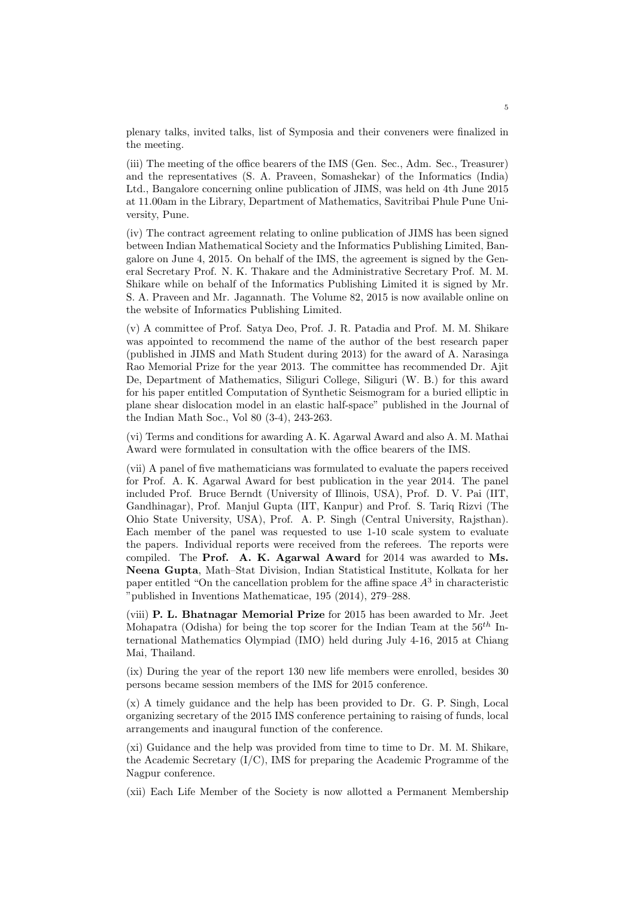plenary talks, invited talks, list of Symposia and their conveners were finalized in the meeting.

(iii) The meeting of the office bearers of the IMS (Gen. Sec., Adm. Sec., Treasurer) and the representatives (S. A. Praveen, Somashekar) of the Informatics (India) Ltd., Bangalore concerning online publication of JIMS, was held on 4th June 2015 at 11.00am in the Library, Department of Mathematics, Savitribai Phule Pune University, Pune.

(iv) The contract agreement relating to online publication of JIMS has been signed between Indian Mathematical Society and the Informatics Publishing Limited, Bangalore on June 4, 2015. On behalf of the IMS, the agreement is signed by the General Secretary Prof. N. K. Thakare and the Administrative Secretary Prof. M. M. Shikare while on behalf of the Informatics Publishing Limited it is signed by Mr. S. A. Praveen and Mr. Jagannath. The Volume 82, 2015 is now available online on the website of Informatics Publishing Limited.

(v) A committee of Prof. Satya Deo, Prof. J. R. Patadia and Prof. M. M. Shikare was appointed to recommend the name of the author of the best research paper (published in JIMS and Math Student during 2013) for the award of A. Narasinga Rao Memorial Prize for the year 2013. The committee has recommended Dr. Ajit De, Department of Mathematics, Siliguri College, Siliguri (W. B.) for this award for his paper entitled Computation of Synthetic Seismogram for a buried elliptic in plane shear dislocation model in an elastic half-space" published in the Journal of the Indian Math Soc., Vol 80 (3-4), 243-263.

(vi) Terms and conditions for awarding A. K. Agarwal Award and also A. M. Mathai Award were formulated in consultation with the office bearers of the IMS.

(vii) A panel of five mathematicians was formulated to evaluate the papers received for Prof. A. K. Agarwal Award for best publication in the year 2014. The panel included Prof. Bruce Berndt (University of Illinois, USA), Prof. D. V. Pai (IIT, Gandhinagar), Prof. Manjul Gupta (IIT, Kanpur) and Prof. S. Tariq Rizvi (The Ohio State University, USA), Prof. A. P. Singh (Central University, Rajsthan). Each member of the panel was requested to use 1-10 scale system to evaluate the papers. Individual reports were received from the referees. The reports were compiled. The **Prof. A. K. Agarwal Award** for 2014 was awarded to **Ms. Neena Gupta**, Math–Stat Division, Indian Statistical Institute, Kolkata for her paper entitled "On the cancellation problem for the affine space $A^3$ in characteristic "published in Inventions Mathematicae, 195 (2014), 279–288.

(viii) **P. L. Bhatnagar Memorial Prize** for 2015 has been awarded to Mr. Jeet Mohapatra (Odisha) for being the top scorer for the Indian Team at the $56^{th}$ International Mathematics Olympiad (IMO) held during July 4-16, 2015 at Chiang Mai, Thailand.

(ix) During the year of the report 130 new life members were enrolled, besides 30 persons became session members of the IMS for 2015 conference.

(x) A timely guidance and the help has been provided to Dr. G. P. Singh, Local organizing secretary of the 2015 IMS conference pertaining to raising of funds, local arrangements and inaugural function of the conference.

(xi) Guidance and the help was provided from time to time to Dr. M. M. Shikare, the Academic Secretary (I/C), IMS for preparing the Academic Programme of the Nagpur conference.

(xii) Each Life Member of the Society is now allotted a Permanent Membership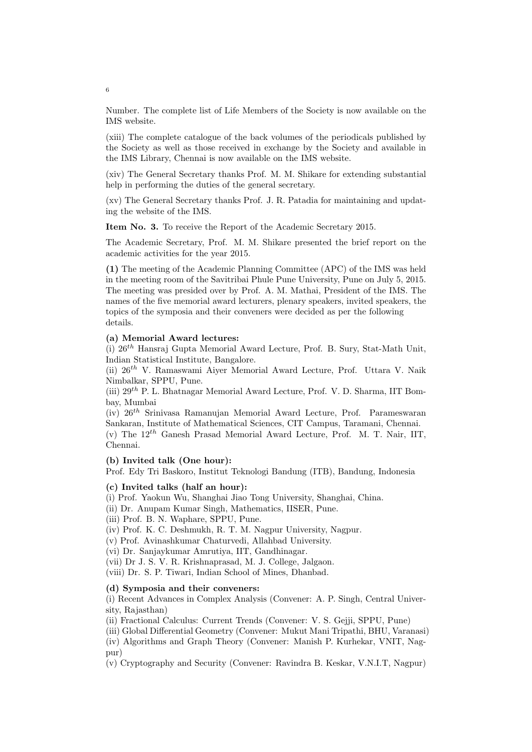Number. The complete list of Life Members of the Society is now available on the IMS website.

(xiii) The complete catalogue of the back volumes of the periodicals published by the Society as well as those received in exchange by the Society and available in the IMS Library, Chennai is now available on the IMS website.

(xiv) The General Secretary thanks Prof. M. M. Shikare for extending substantial help in performing the duties of the general secretary.

(xv) The General Secretary thanks Prof. J. R. Patadia for maintaining and updating the website of the IMS.

**Item No. 3.** To receive the Report of the Academic Secretary 2015.

The Academic Secretary, Prof. M. M. Shikare presented the brief report on the academic activities for the year 2015.

**(1)** The meeting of the Academic Planning Committee (APC) of the IMS was held in the meeting room of the Savitribai Phule Pune University, Pune on July 5, 2015. The meeting was presided over by Prof. A. M. Mathai, President of the IMS. The names of the five memorial award lecturers, plenary speakers, invited speakers, the topics of the symposia and their conveners were decided as per the following details.

**(a) Memorial Award lectures:**

(i) $26^{th}$ Hansraj Gupta Memorial Award Lecture, Prof. B. Sury, Stat-Math Unit, Indian Statistical Institute, Bangalore.
(ii) $26^{th}$ V. Ramaswami Aiyer Memorial Award Lecture, Prof. Uttara V. Naik Nimbalkar, SPPU, Pune.
(iii) $29^{th}$ P. L. Bhatnagar Memorial Award Lecture, Prof. V. D. Sharma, IIT Bombay, Mumbai
(iv) $26^{th}$ Srinivasa Ramanujan Memorial Award Lecture, Prof. Parameswaran Sankaran, Institute of Mathematical Sciences, CIT Campus, Taramani, Chennai.
(v) The $12^{th}$ Ganesh Prasad Memorial Award Lecture, Prof. M. T. Nair, IIT, Chennai.

**(b) Invited talk (One hour):**

Prof. Edy Tri Baskoro, Institut Teknologi Bandung (ITB), Bandung, Indonesia

**(c) Invited talks (half an hour):**

(i) Prof. Yaokun Wu, Shanghai Jiao Tong University, Shanghai, China.
(ii) Dr. Anupam Kumar Singh, Mathematics, IISER, Pune.
(iii) Prof. B. N. Waphare, SPPU, Pune.
(iv) Prof. K. C. Deshmukh, R. T. M. Nagpur University, Nagpur.
(v) Prof. Avinashkumar Chaturvedi, Allahbad University.
(vi) Dr. Sanjaykumar Amrutiya, IIT, Gandhinagar.
(vii) Dr J. S. V. R. Krishnaprasad, M. J. College, Jalgaon.
(viii) Dr. S. P. Tiwari, Indian School of Mines, Dhanbad.

**(d) Symposia and their conveners:**

(i) Recent Advances in Complex Analysis (Convener: A. P. Singh, Central University, Rajasthan)
(ii) Fractional Calculus: Current Trends (Convener: V. S. Gejji, SPPU, Pune)
(iii) Global Differential Geometry (Convener: Mukut Mani Tripathi, BHU, Varanasi)
(iv) Algorithms and Graph Theory (Convener: Manish P. Kurhekar, VNIT, Nagpur)
(v) Cryptography and Security (Convener: Ravindra B. Keskar, V.N.I.T, Nagpur)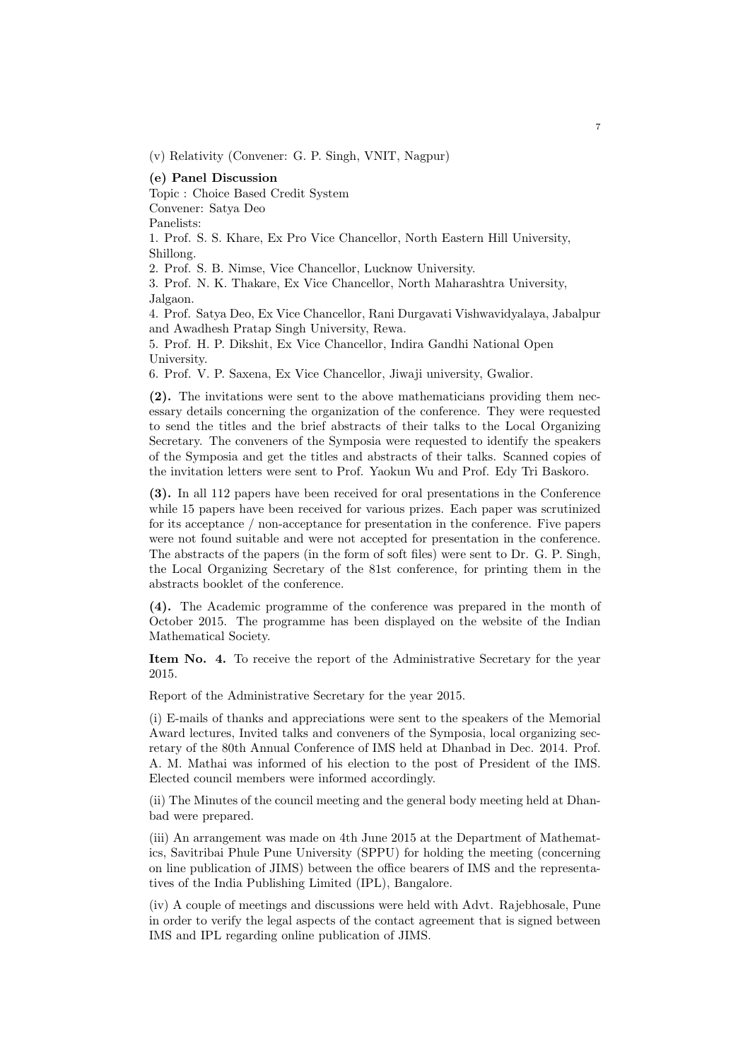(v) Relativity (Convener: G. P. Singh, VNIT, Nagpur)

**(e) Panel Discussion**

Topic : Choice Based Credit System

Convener: Satya Deo

Panelists:

1. Prof. S. S. Khare, Ex Pro Vice Chancellor, North Eastern Hill University, Shillong.
2. Prof. S. B. Nimse, Vice Chancellor, Lucknow University.
3. Prof. N. K. Thakare, Ex Vice Chancellor, North Maharashtra University, Jalgaon.
4. Prof. Satya Deo, Ex Vice Chancellor, Rani Durgavati Vishwavidyalaya, Jabalpur and Awadhesh Pratap Singh University, Rewa.
5. Prof. H. P. Dikshit, Ex Vice Chancellor, Indira Gandhi National Open University.
6. Prof. V. P. Saxena, Ex Vice Chancellor, Jiwaji university, Gwalior.

**(2).** The invitations were sent to the above mathematicians providing them necessary details concerning the organization of the conference. They were requested to send the titles and the brief abstracts of their talks to the Local Organizing Secretary. The conveners of the Symposia were requested to identify the speakers of the Symposia and get the titles and abstracts of their talks. Scanned copies of the invitation letters were sent to Prof. Yaokun Wu and Prof. Edy Tri Baskoro.

**(3).** In all 112 papers have been received for oral presentations in the Conference while 15 papers have been received for various prizes. Each paper was scrutinized for its acceptance / non-acceptance for presentation in the conference. Five papers were not found suitable and were not accepted for presentation in the conference. The abstracts of the papers (in the form of soft files) were sent to Dr. G. P. Singh, the Local Organizing Secretary of the 81st conference, for printing them in the abstracts booklet of the conference.

**(4).** The Academic programme of the conference was prepared in the month of October 2015. The programme has been displayed on the website of the Indian Mathematical Society.

**Item No. 4.** To receive the report of the Administrative Secretary for the year 2015.

Report of the Administrative Secretary for the year 2015.

(i) E-mails of thanks and appreciations were sent to the speakers of the Memorial Award lectures, Invited talks and conveners of the Symposia, local organizing secretary of the 80th Annual Conference of IMS held at Dhanbad in Dec. 2014. Prof. A. M. Mathai was informed of his election to the post of President of the IMS. Elected council members were informed accordingly.

(ii) The Minutes of the council meeting and the general body meeting held at Dhanbad were prepared.

(iii) An arrangement was made on 4th June 2015 at the Department of Mathematics, Savitribai Phule Pune University (SPPU) for holding the meeting (concerning on line publication of JIMS) between the office bearers of IMS and the representatives of the India Publishing Limited (IPL), Bangalore.

(iv) A couple of meetings and discussions were held with Advt. Rajebhosale, Pune in order to verify the legal aspects of the contact agreement that is signed between IMS and IPL regarding online publication of JIMS.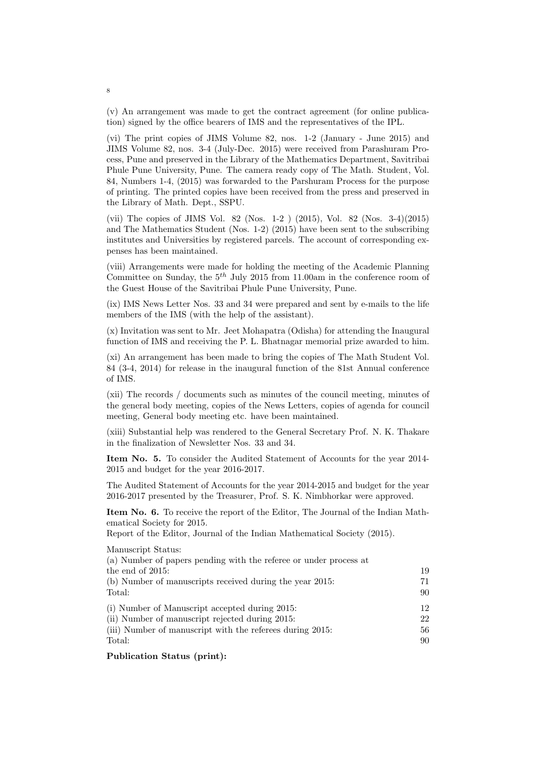(v) An arrangement was made to get the contract agreement (for online publication) signed by the office bearers of IMS and the representatives of the IPL.

(vi) The print copies of JIMS Volume 82, nos. 1-2 (January - June 2015) and JIMS Volume 82, nos. 3-4 (July-Dec. 2015) were received from Parashuram Process, Pune and preserved in the Library of the Mathematics Department, Savitribai Phule Pune University, Pune. The camera ready copy of The Math. Student, Vol. 84, Numbers 1-4, (2015) was forwarded to the Parshuram Process for the purpose of printing. The printed copies have been received from the press and preserved in the Library of Math. Dept., SSPU.

(vii) The copies of JIMS Vol. 82 (Nos. 1-2 ) (2015), Vol. 82 (Nos. 3-4)(2015) and The Mathematics Student (Nos. 1-2) (2015) have been sent to the subscribing institutes and Universities by registered parcels. The account of corresponding expenses has been maintained.

(viii) Arrangements were made for holding the meeting of the Academic Planning Committee on Sunday, the $5^{th}$ July 2015 from 11.00am in the conference room of the Guest House of the Savitribai Phule Pune University, Pune.

(ix) IMS News Letter Nos. 33 and 34 were prepared and sent by e-mails to the life members of the IMS (with the help of the assistant).

(x) Invitation was sent to Mr. Jeet Mohapatra (Odisha) for attending the Inaugural function of IMS and receiving the P. L. Bhatnagar memorial prize awarded to him.

(xi) An arrangement has been made to bring the copies of The Math Student Vol. 84 (3-4, 2014) for release in the inaugural function of the 81st Annual conference of IMS.

(xii) The records / documents such as minutes of the council meeting, minutes of the general body meeting, copies of the News Letters, copies of agenda for council meeting, General body meeting etc. have been maintained.

(xiii) Substantial help was rendered to the General Secretary Prof. N. K. Thakare in the finalization of Newsletter Nos. 33 and 34.

**Item No. 5.** To consider the Audited Statement of Accounts for the year 2014-2015 and budget for the year 2016-2017.

The Audited Statement of Accounts for the year 2014-2015 and budget for the year 2016-2017 presented by the Treasurer, Prof. S. K. Nimbhorkar were approved.

**Item No. 6.** To receive the report of the Editor, The Journal of the Indian Mathematical Society for 2015.
Report of the Editor, Journal of the Indian Mathematical Society (2015).

Manuscript Status:

| | |
|---|---|
| (a) Number of papers pending with the referee or under process at the end of 2015: | 19 |
| (b) Number of manuscripts received during the year 2015: | 71 |
| Total: | 90 |
| (i) Number of Manuscript accepted during 2015: | 12 |
| (ii) Number of manuscript rejected during 2015: | 22 |
| (iii) Number of manuscript with the referees during 2015: | 56 |
| Total: | 90 |

**Publication Status (print):**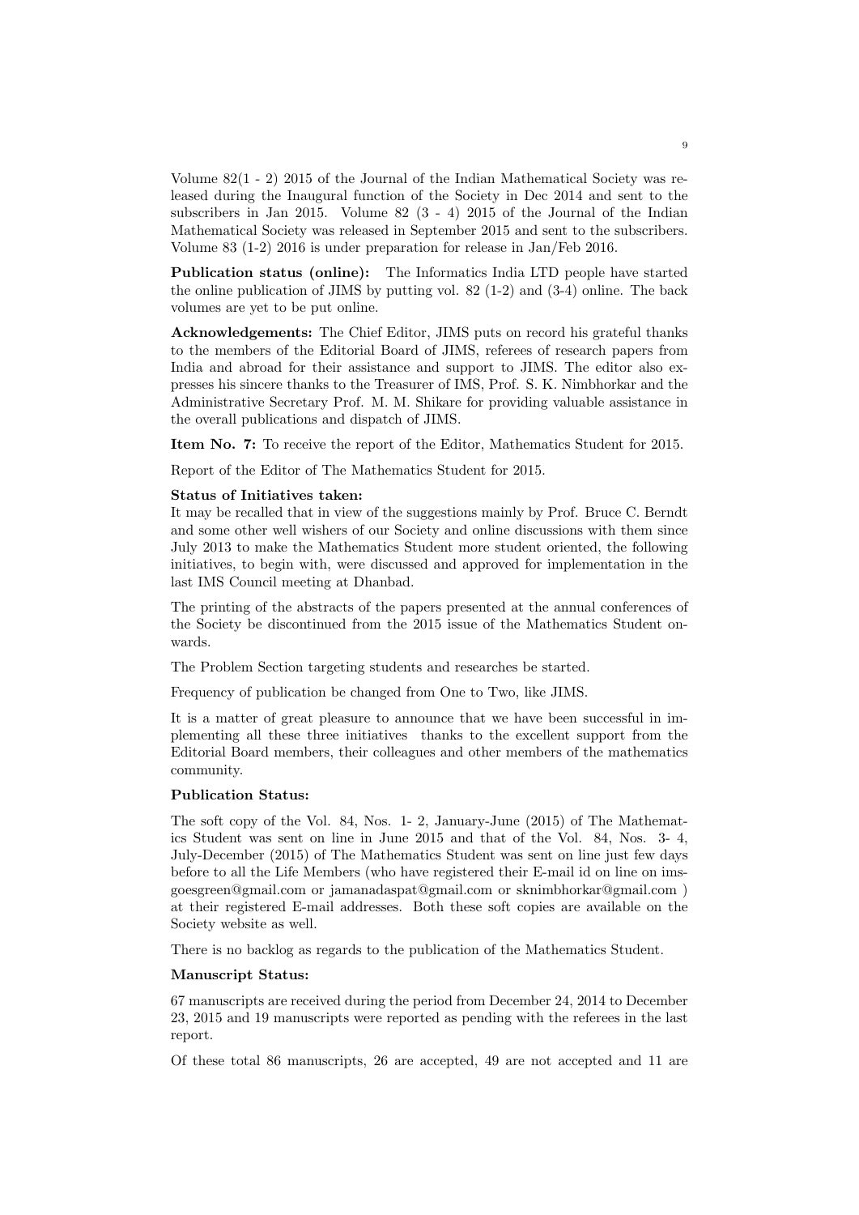Volume 82(1 - 2) 2015 of the Journal of the Indian Mathematical Society was released during the Inaugural function of the Society in Dec 2014 and sent to the subscribers in Jan 2015. Volume 82 (3 - 4) 2015 of the Journal of the Indian Mathematical Society was released in September 2015 and sent to the subscribers. Volume 83 (1-2) 2016 is under preparation for release in Jan/Feb 2016.

**Publication status (online):** The Informatics India LTD people have started the online publication of JIMS by putting vol. 82 (1-2) and (3-4) online. The back volumes are yet to be put online.

**Acknowledgements:** The Chief Editor, JIMS puts on record his grateful thanks to the members of the Editorial Board of JIMS, referees of research papers from India and abroad for their assistance and support to JIMS. The editor also expresses his sincere thanks to the Treasurer of IMS, Prof. S. K. Nimbhorkar and the Administrative Secretary Prof. M. M. Shikare for providing valuable assistance in the overall publications and dispatch of JIMS.

**Item No. 7:** To receive the report of the Editor, Mathematics Student for 2015.

Report of the Editor of The Mathematics Student for 2015.

**Status of Initiatives taken:**

It may be recalled that in view of the suggestions mainly by Prof. Bruce C. Berndt and some other well wishers of our Society and online discussions with them since July 2013 to make the Mathematics Student more student oriented, the following initiatives, to begin with, were discussed and approved for implementation in the last IMS Council meeting at Dhanbad.

The printing of the abstracts of the papers presented at the annual conferences of the Society be discontinued from the 2015 issue of the Mathematics Student onwards.

The Problem Section targeting students and researches be started.

Frequency of publication be changed from One to Two, like JIMS.

It is a matter of great pleasure to announce that we have been successful in implementing all these three initiatives thanks to the excellent support from the Editorial Board members, their colleagues and other members of the mathematics community.

**Publication Status:**

The soft copy of the Vol. 84, Nos. 1- 2, January-June (2015) of The Mathematics Student was sent on line in June 2015 and that of the Vol. 84, Nos. 3- 4, July-December (2015) of The Mathematics Student was sent on line just few days before to all the Life Members (who have registered their E-mail id on line on imsgoesgreen@gmail.com or jamanadaspat@gmail.com or sknimbhorkar@gmail.com ) at their registered E-mail addresses. Both these soft copies are available on the Society website as well.

There is no backlog as regards to the publication of the Mathematics Student.

**Manuscript Status:**

67 manuscripts are received during the period from December 24, 2014 to December 23, 2015 and 19 manuscripts were reported as pending with the referees in the last report.

Of these total 86 manuscripts, 26 are accepted, 49 are not accepted and 11 are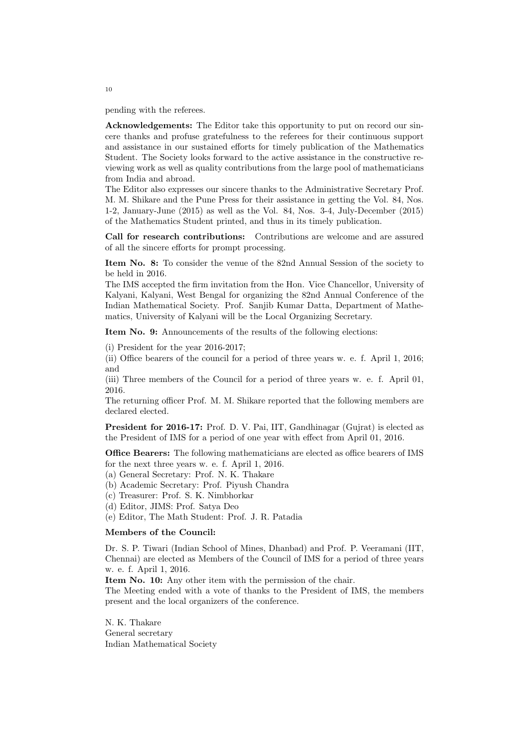pending with the referees.

**Acknowledgements:** The Editor take this opportunity to put on record our sincere thanks and profuse gratefulness to the referees for their continuous support and assistance in our sustained efforts for timely publication of the Mathematics Student. The Society looks forward to the active assistance in the constructive reviewing work as well as quality contributions from the large pool of mathematicians from India and abroad.

The Editor also expresses our sincere thanks to the Administrative Secretary Prof. M. M. Shikare and the Pune Press for their assistance in getting the Vol. 84, Nos. 1-2, January-June (2015) as well as the Vol. 84, Nos. 3-4, July-December (2015) of the Mathematics Student printed, and thus in its timely publication.

**Call for research contributions:** Contributions are welcome and are assured of all the sincere efforts for prompt processing.

**Item No. 8:** To consider the venue of the 82nd Annual Session of the society to be held in 2016.

The IMS accepted the firm invitation from the Hon. Vice Chancellor, University of Kalyani, Kalyani, West Bengal for organizing the 82nd Annual Conference of the Indian Mathematical Society. Prof. Sanjib Kumar Datta, Department of Mathematics, University of Kalyani will be the Local Organizing Secretary.

**Item No. 9:** Announcements of the results of the following elections:

(i) President for the year 2016-2017;

(ii) Office bearers of the council for a period of three years w. e. f. April 1, 2016; and

(iii) Three members of the Council for a period of three years w. e. f. April 01, 2016.

The returning officer Prof. M. M. Shikare reported that the following members are declared elected.

**President for 2016-17:** Prof. D. V. Pai, IIT, Gandhinagar (Gujrat) is elected as the President of IMS for a period of one year with effect from April 01, 2016.

**Office Bearers:** The following mathematicians are elected as office bearers of IMS for the next three years w. e. f. April 1, 2016.

(a) General Secretary: Prof. N. K. Thakare

(b) Academic Secretary: Prof. Piyush Chandra

(c) Treasurer: Prof. S. K. Nimbhorkar

(d) Editor, JIMS: Prof. Satya Deo

(e) Editor, The Math Student: Prof. J. R. Patadia

**Members of the Council:**

Dr. S. P. Tiwari (Indian School of Mines, Dhanbad) and Prof. P. Veeramani (IIT, Chennai) are elected as Members of the Council of IMS for a period of three years w. e. f. April 1, 2016.

**Item No. 10:** Any other item with the permission of the chair.

The Meeting ended with a vote of thanks to the President of IMS, the members present and the local organizers of the conference.

N. K. Thakare
General secretary
Indian Mathematical Society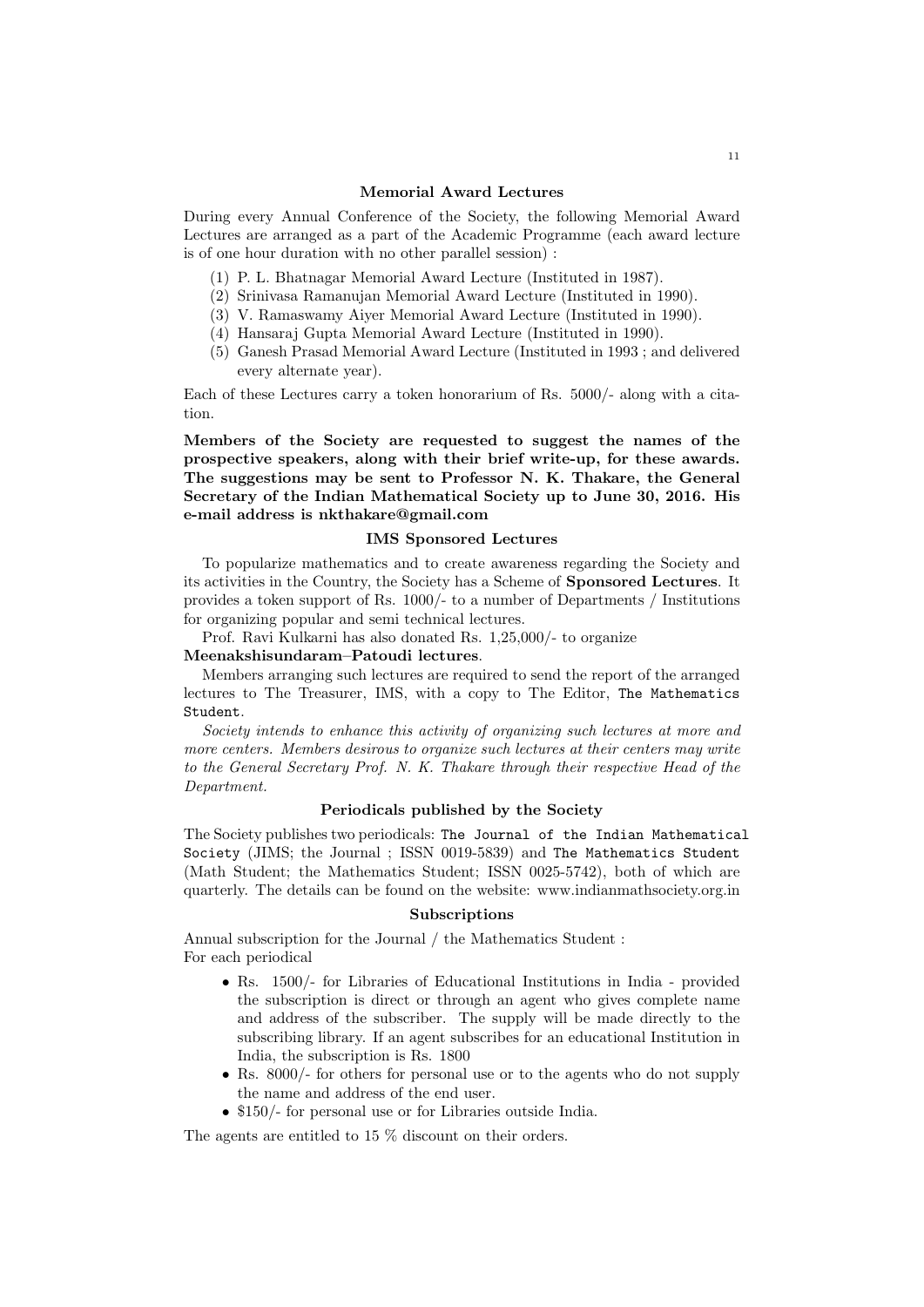## Memorial Award Lectures

During every Annual Conference of the Society, the following Memorial Award Lectures are arranged as a part of the Academic Programme (each award lecture is of one hour duration with no other parallel session) :

1. P. L. Bhatnagar Memorial Award Lecture (Instituted in 1987).
2. Srinivasa Ramanujan Memorial Award Lecture (Instituted in 1990).
3. V. Ramaswamy Aiyer Memorial Award Lecture (Instituted in 1990).
4. Hansaraj Gupta Memorial Award Lecture (Instituted in 1990).
5. Ganesh Prasad Memorial Award Lecture (Instituted in 1993 ; and delivered every alternate year).

Each of these Lectures carry a token honorarium of Rs. 5000/- along with a citation.

**Members of the Society are requested to suggest the names of the prospective speakers, along with their brief write-up, for these awards. The suggestions may be sent to Professor N. K. Thakare, the General Secretary of the Indian Mathematical Society up to June 30, 2016. His e-mail address is nkthakare@gmail.com**

## IMS Sponsored Lectures

To popularize mathematics and to create awareness regarding the Society and its activities in the Country, the Society has a Scheme of **Sponsored Lectures**. It provides a token support of Rs. 1000/- to a number of Departments / Institutions for organizing popular and semi technical lectures.

Prof. Ravi Kulkarni has also donated Rs. 1,25,000/- to organize **Meenakshisundaram–Patoudi lectures**.

Members arranging such lectures are required to send the report of the arranged lectures to The Treasurer, IMS, with a copy to The Editor, `The Mathematics Student`.

*Society intends to enhance this activity of organizing such lectures at more and more centers. Members desirous to organize such lectures at their centers may write to the General Secretary Prof. N. K. Thakare through their respective Head of the Department.*

## Periodicals published by the Society

The Society publishes two periodicals: `The Journal of the Indian Mathematical Society` (JIMS; the Journal ; ISSN 0019-5839) and `The Mathematics Student` (Math Student; the Mathematics Student; ISSN 0025-5742), both of which are quarterly. The details can be found on the website: www.indianmathsociety.org.in

## Subscriptions

Annual subscription for the Journal / the Mathematics Student :
For each periodical

- Rs. 1500/- for Libraries of Educational Institutions in India - provided the subscription is direct or through an agent who gives complete name and address of the subscriber. The supply will be made directly to the subscribing library. If an agent subscribes for an educational Institution in India, the subscription is Rs. 1800
- Rs. 8000/- for others for personal use or to the agents who do not supply the name and address of the end user.
- $150/- for personal use or for Libraries outside India.

The agents are entitled to 15 % discount on their orders.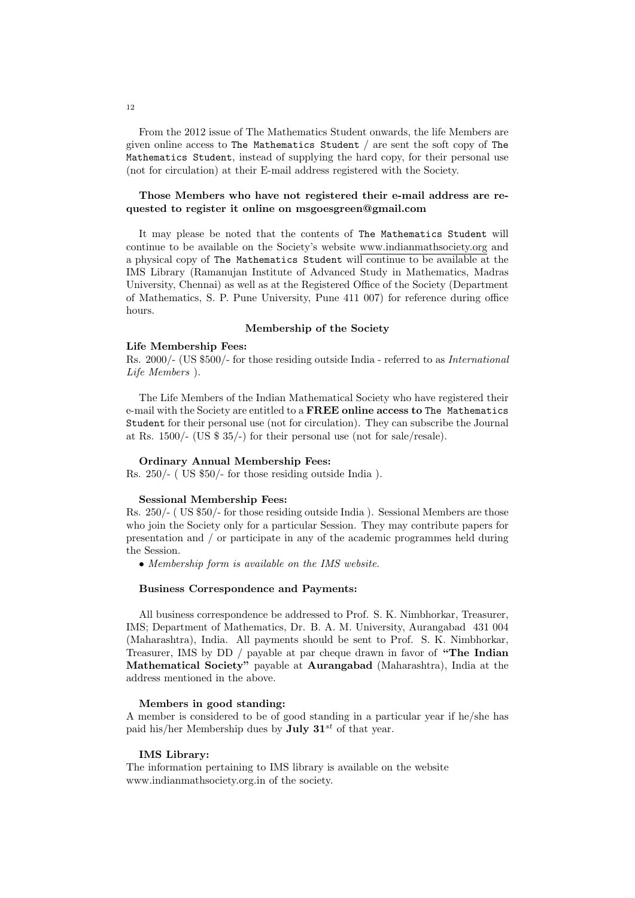From the 2012 issue of The Mathematics Student onwards, the life Members are given online access to The Mathematics Student / are sent the soft copy of The Mathematics Student, instead of supplying the hard copy, for their personal use (not for circulation) at their E-mail address registered with the Society.

**Those Members who have not registered their e-mail address are requested to register it online on msgoesgreen@gmail.com**

It may please be noted that the contents of The Mathematics Student will continue to be available on the Society's website www.indianmathsociety.org and a physical copy of The Mathematics Student will continue to be available at the IMS Library (Ramanujan Institute of Advanced Study in Mathematics, Madras University, Chennai) as well as at the Registered Office of the Society (Department of Mathematics, S. P. Pune University, Pune 411 007) for reference during office hours.

## Membership of the Society

**Life Membership Fees:**
Rs. 2000/- (US $500/- for those residing outside India - referred to as *International Life Members* ).

The Life Members of the Indian Mathematical Society who have registered their e-mail with the Society are entitled to a **FREE online access to** The Mathematics Student for their personal use (not for circulation). They can subscribe the Journal at Rs. 1500/- (US $ 35/-) for their personal use (not for sale/resale).

**Ordinary Annual Membership Fees:**
Rs. 250/- ( US $50/- for those residing outside India ).

**Sessional Membership Fees:**
Rs. 250/- ( US $50/- for those residing outside India ). Sessional Members are those who join the Society only for a particular Session. They may contribute papers for presentation and / or participate in any of the academic programmes held during the Session.

- *Membership form is available on the IMS website.*

**Business Correspondence and Payments:**

All business correspondence be addressed to Prof. S. K. Nimbhorkar, Treasurer, IMS; Department of Mathematics, Dr. B. A. M. University, Aurangabad 431 004 (Maharashtra), India. All payments should be sent to Prof. S. K. Nimbhorkar, Treasurer, IMS by DD / payable at par cheque drawn in favor of **"The Indian Mathematical Society"** payable at **Aurangabad** (Maharashtra), India at the address mentioned in the above.

**Members in good standing:**
A member is considered to be of good standing in a particular year if he/she has paid his/her Membership dues by **July 31**$^{st}$ of that year.

**IMS Library:**
The information pertaining to IMS library is available on the website www.indianmathsociety.org.in of the society.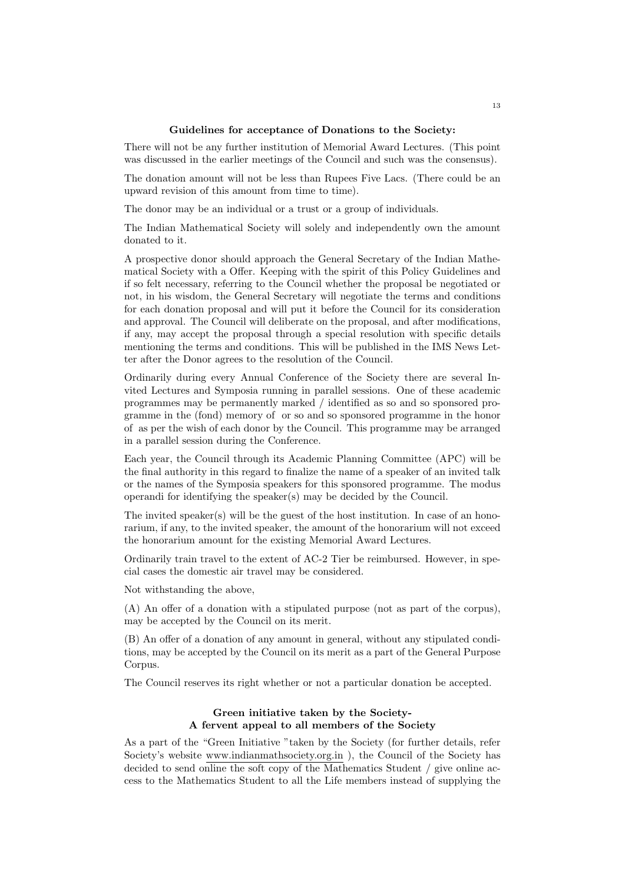### Guidelines for acceptance of Donations to the Society:

There will not be any further institution of Memorial Award Lectures. (This point was discussed in the earlier meetings of the Council and such was the consensus).

The donation amount will not be less than Rupees Five Lacs. (There could be an upward revision of this amount from time to time).

The donor may be an individual or a trust or a group of individuals.

The Indian Mathematical Society will solely and independently own the amount donated to it.

A prospective donor should approach the General Secretary of the Indian Mathematical Society with a Offer. Keeping with the spirit of this Policy Guidelines and if so felt necessary, referring to the Council whether the proposal be negotiated or not, in his wisdom, the General Secretary will negotiate the terms and conditions for each donation proposal and will put it before the Council for its consideration and approval. The Council will deliberate on the proposal, and after modifications, if any, may accept the proposal through a special resolution with specific details mentioning the terms and conditions. This will be published in the IMS News Letter after the Donor agrees to the resolution of the Council.

Ordinarily during every Annual Conference of the Society there are several Invited Lectures and Symposia running in parallel sessions. One of these academic programmes may be permanently marked / identified as so and so sponsored programme in the (fond) memory of or so and so sponsored programme in the honor of as per the wish of each donor by the Council. This programme may be arranged in a parallel session during the Conference.

Each year, the Council through its Academic Planning Committee (APC) will be the final authority in this regard to finalize the name of a speaker of an invited talk or the names of the Symposia speakers for this sponsored programme. The modus operandi for identifying the speaker(s) may be decided by the Council.

The invited speaker(s) will be the guest of the host institution. In case of an honorarium, if any, to the invited speaker, the amount of the honorarium will not exceed the honorarium amount for the existing Memorial Award Lectures.

Ordinarily train travel to the extent of AC-2 Tier be reimbursed. However, in special cases the domestic air travel may be considered.

Not withstanding the above,

(A) An offer of a donation with a stipulated purpose (not as part of the corpus), may be accepted by the Council on its merit.

(B) An offer of a donation of any amount in general, without any stipulated conditions, may be accepted by the Council on its merit as a part of the General Purpose Corpus.

The Council reserves its right whether or not a particular donation be accepted.

### Green initiative taken by the Society- A fervent appeal to all members of the Society

As a part of the "Green Initiative "taken by the Society (for further details, refer Society's website www.indianmathsociety.org.in ), the Council of the Society has decided to send online the soft copy of the Mathematics Student / give online access to the Mathematics Student to all the Life members instead of supplying the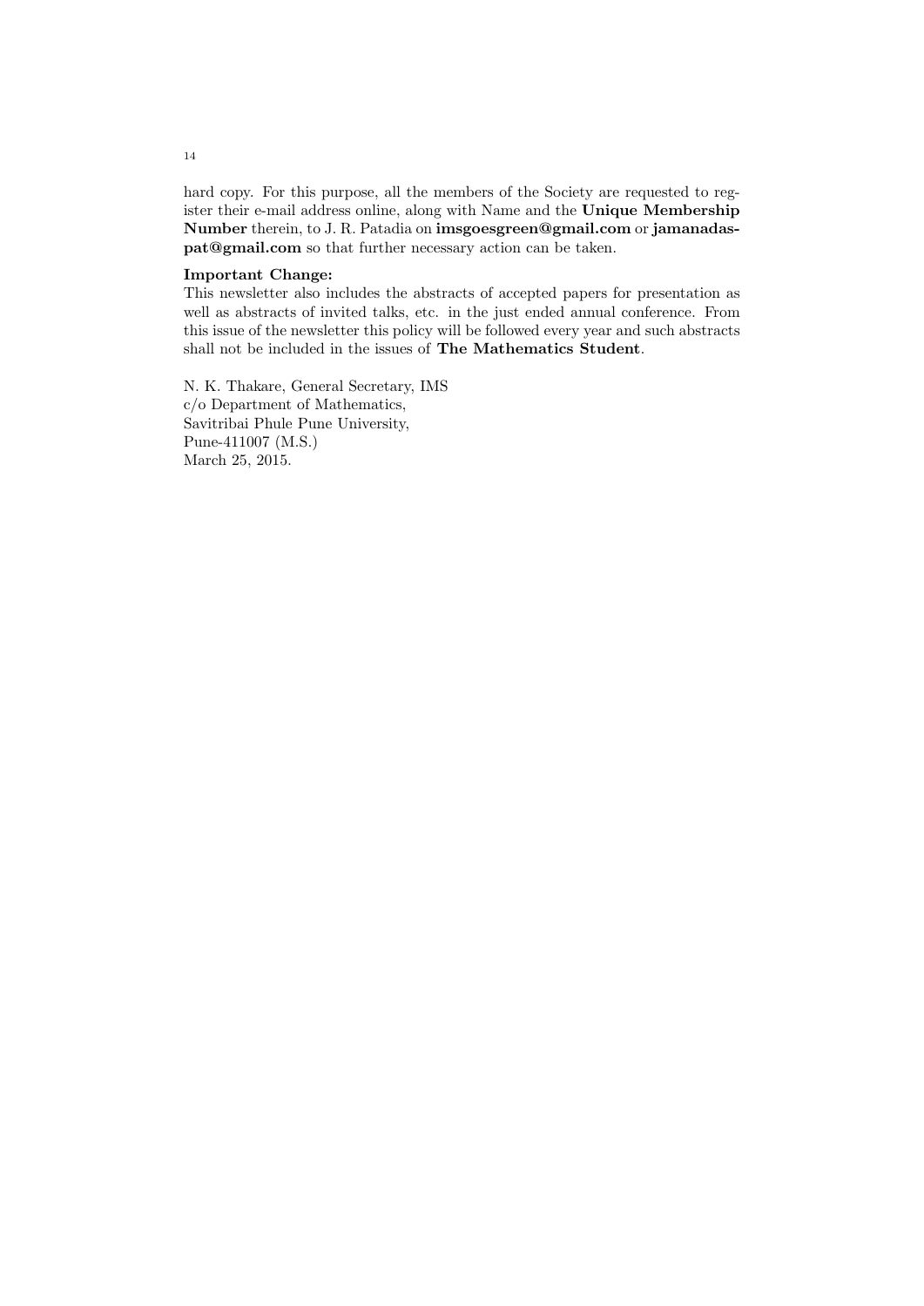hard copy. For this purpose, all the members of the Society are requested to register their e-mail address online, along with Name and the **Unique Membership Number** therein, to J. R. Patadia on **imsgoesgreen@gmail.com** or **jamanadaspat@gmail.com** so that further necessary action can be taken.

**Important Change:**
This newsletter also includes the abstracts of accepted papers for presentation as well as abstracts of invited talks, etc. in the just ended annual conference. From this issue of the newsletter this policy will be followed every year and such abstracts shall not be included in the issues of **The Mathematics Student**.

N. K. Thakare, General Secretary, IMS
c/o Department of Mathematics,
Savitribai Phule Pune University,
Pune-411007 (M.S.)
March 25, 2015.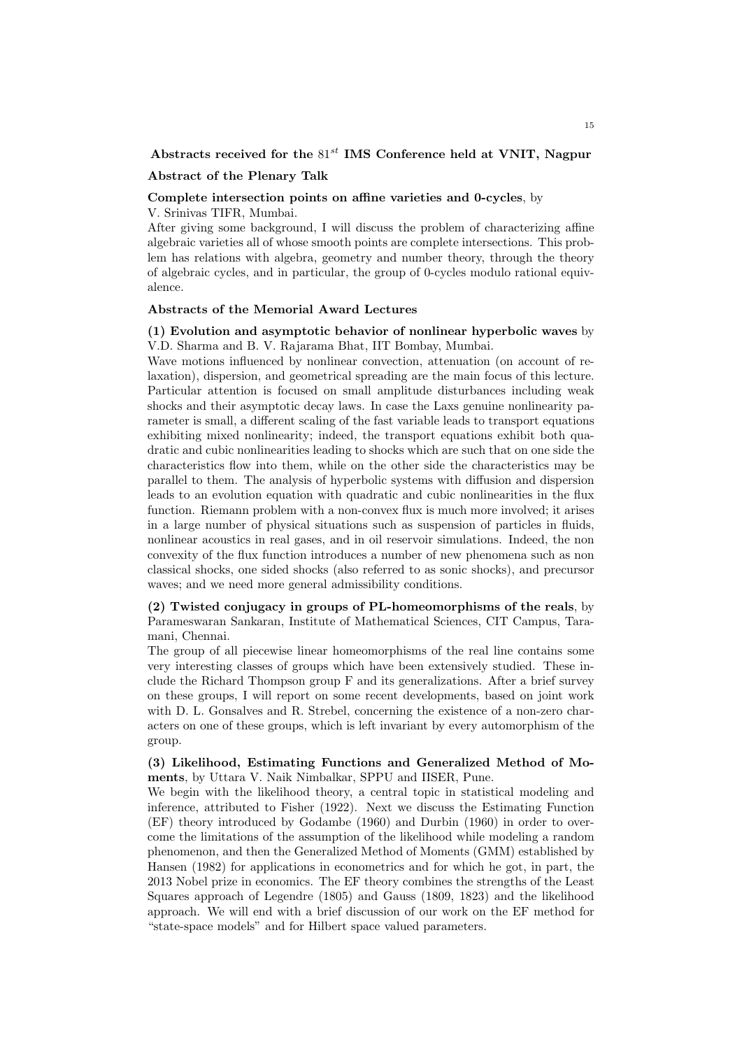## Abstracts received for the $81^{st}$ IMS Conference held at VNIT, Nagpur

### Abstract of the Plenary Talk

**Complete intersection points on affine varieties and 0-cycles**, by V. Srinivas TIFR, Mumbai.

After giving some background, I will discuss the problem of characterizing affine algebraic varieties all of whose smooth points are complete intersections. This problem has relations with algebra, geometry and number theory, through the theory of algebraic cycles, and in particular, the group of 0-cycles modulo rational equivalence.

### Abstracts of the Memorial Award Lectures

**(1) Evolution and asymptotic behavior of nonlinear hyperbolic waves** by V.D. Sharma and B. V. Rajarama Bhat, IIT Bombay, Mumbai.

Wave motions influenced by nonlinear convection, attenuation (on account of relaxation), dispersion, and geometrical spreading are the main focus of this lecture. Particular attention is focused on small amplitude disturbances including weak shocks and their asymptotic decay laws. In case the Laxs genuine nonlinearity parameter is small, a different scaling of the fast variable leads to transport equations exhibiting mixed nonlinearity; indeed, the transport equations exhibit both quadratic and cubic nonlinearities leading to shocks which are such that on one side the characteristics flow into them, while on the other side the characteristics may be parallel to them. The analysis of hyperbolic systems with diffusion and dispersion leads to an evolution equation with quadratic and cubic nonlinearities in the flux function. Riemann problem with a non-convex flux is much more involved; it arises in a large number of physical situations such as suspension of particles in fluids, nonlinear acoustics in real gases, and in oil reservoir simulations. Indeed, the non convexity of the flux function introduces a number of new phenomena such as non classical shocks, one sided shocks (also referred to as sonic shocks), and precursor waves; and we need more general admissibility conditions.

**(2) Twisted conjugacy in groups of PL-homeomorphisms of the reals**, by Parameswaran Sankaran, Institute of Mathematical Sciences, CIT Campus, Taramani, Chennai.

The group of all piecewise linear homeomorphisms of the real line contains some very interesting classes of groups which have been extensively studied. These include the Richard Thompson group F and its generalizations. After a brief survey on these groups, I will report on some recent developments, based on joint work with D. L. Gonsalves and R. Strebel, concerning the existence of a non-zero characters on one of these groups, which is left invariant by every automorphism of the group.

**(3) Likelihood, Estimating Functions and Generalized Method of Moments**, by Uttara V. Naik Nimbalkar, SPPU and IISER, Pune.

We begin with the likelihood theory, a central topic in statistical modeling and inference, attributed to Fisher (1922). Next we discuss the Estimating Function (EF) theory introduced by Godambe (1960) and Durbin (1960) in order to overcome the limitations of the assumption of the likelihood while modeling a random phenomenon, and then the Generalized Method of Moments (GMM) established by Hansen (1982) for applications in econometrics and for which he got, in part, the 2013 Nobel prize in economics. The EF theory combines the strengths of the Least Squares approach of Legendre (1805) and Gauss (1809, 1823) and the likelihood approach. We will end with a brief discussion of our work on the EF method for "state-space models" and for Hilbert space valued parameters.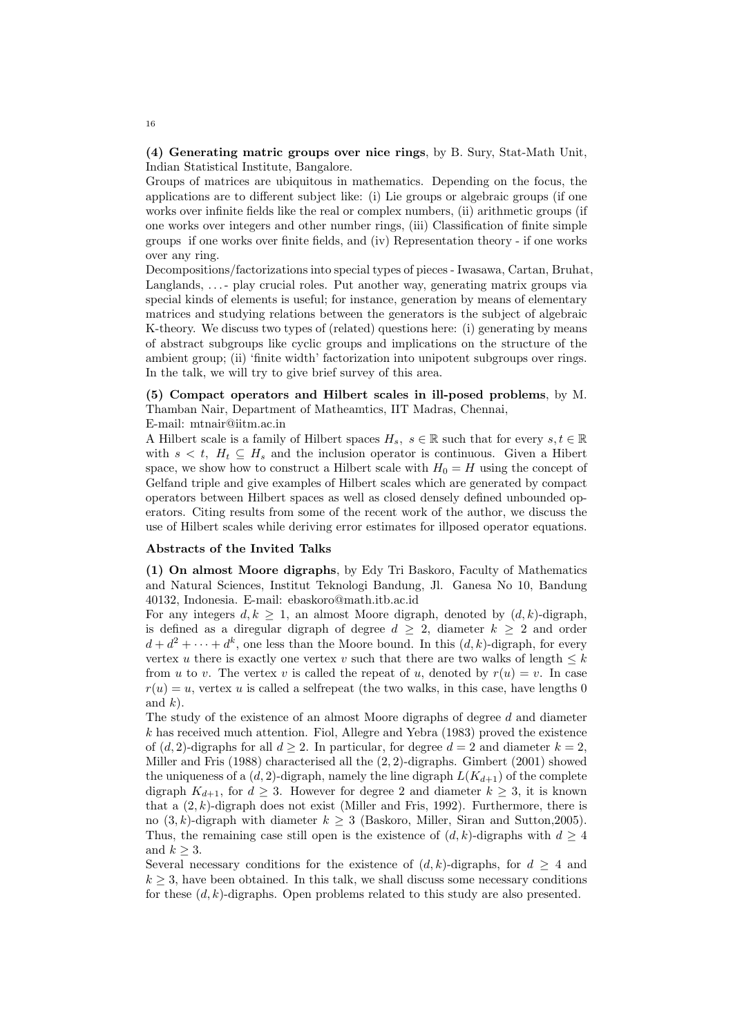**(4) Generating matric groups over nice rings**, by B. Sury, Stat-Math Unit, Indian Statistical Institute, Bangalore.

Groups of matrices are ubiquitous in mathematics. Depending on the focus, the applications are to different subject like: (i) Lie groups or algebraic groups (if one works over infinite fields like the real or complex numbers, (ii) arithmetic groups (if one works over integers and other number rings, (iii) Classification of finite simple groups if one works over finite fields, and (iv) Representation theory - if one works over any ring.

Decompositions/factorizations into special types of pieces - Iwasawa, Cartan, Bruhat, Langlands, ...- play crucial roles. Put another way, generating matrix groups via special kinds of elements is useful; for instance, generation by means of elementary matrices and studying relations between the generators is the subject of algebraic K-theory. We discuss two types of (related) questions here: (i) generating by means of abstract subgroups like cyclic groups and implications on the structure of the ambient group; (ii) 'finite width' factorization into unipotent subgroups over rings. In the talk, we will try to give brief survey of this area.

**(5) Compact operators and Hilbert scales in ill-posed problems**, by M. Thamban Nair, Department of Matheamtics, IIT Madras, Chennai,
E-mail: mtnair@iitm.ac.in

A Hilbert scale is a family of Hilbert spaces $H_s,\ s \in \mathbb{R}$ such that for every $s, t \in \mathbb{R}$ with $s < t$, $H_t \subseteq H_s$ and the inclusion operator is continuous. Given a Hibert space, we show how to construct a Hilbert scale with $H_0 = H$ using the concept of Gelfand triple and give examples of Hilbert scales which are generated by compact operators between Hilbert spaces as well as closed densely defined unbounded operators. Citing results from some of the recent work of the author, we discuss the use of Hilbert scales while deriving error estimates for illposed operator equations.

**Abstracts of the Invited Talks**

**(1) On almost Moore digraphs**, by Edy Tri Baskoro, Faculty of Mathematics and Natural Sciences, Institut Teknologi Bandung, Jl. Ganesa No 10, Bandung 40132, Indonesia. E-mail: ebaskoro@math.itb.ac.id

For any integers $d, k \geq 1$, an almost Moore digraph, denoted by $(d, k)$-digraph, is defined as a diregular digraph of degree $d \geq 2$, diameter $k \geq 2$ and order $d + d^2 + \cdots + d^k$, one less than the Moore bound. In this $(d, k)$-digraph, for every vertex $u$ there is exactly one vertex $v$ such that there are two walks of length $\leq k$ from $u$ to $v$. The vertex $v$ is called the repeat of $u$, denoted by $r(u) = v$. In case $r(u) = u$, vertex $u$ is called a selfrepeat (the two walks, in this case, have lengths 0 and $k$).

The study of the existence of an almost Moore digraphs of degree $d$ and diameter $k$ has received much attention. Fiol, Allegre and Yebra (1983) proved the existence of $(d, 2)$-digraphs for all $d \geq 2$. In particular, for degree $d = 2$ and diameter $k = 2$, Miller and Fris (1988) characterised all the $(2, 2)$-digraphs. Gimbert (2001) showed the uniqueness of a $(d, 2)$-digraph, namely the line digraph $L(K_{d+1})$ of the complete digraph $K_{d+1}$, for $d \geq 3$. However for degree 2 and diameter $k \geq 3$, it is known that a $(2, k)$-digraph does not exist (Miller and Fris, 1992). Furthermore, there is no $(3, k)$-digraph with diameter $k \geq 3$ (Baskoro, Miller, Siran and Sutton,2005). Thus, the remaining case still open is the existence of $(d, k)$-digraphs with $d \geq 4$ and $k \geq 3$.

Several necessary conditions for the existence of $(d, k)$-digraphs, for $d \geq 4$ and $k \geq 3$, have been obtained. In this talk, we shall discuss some necessary conditions for these $(d, k)$-digraphs. Open problems related to this study are also presented.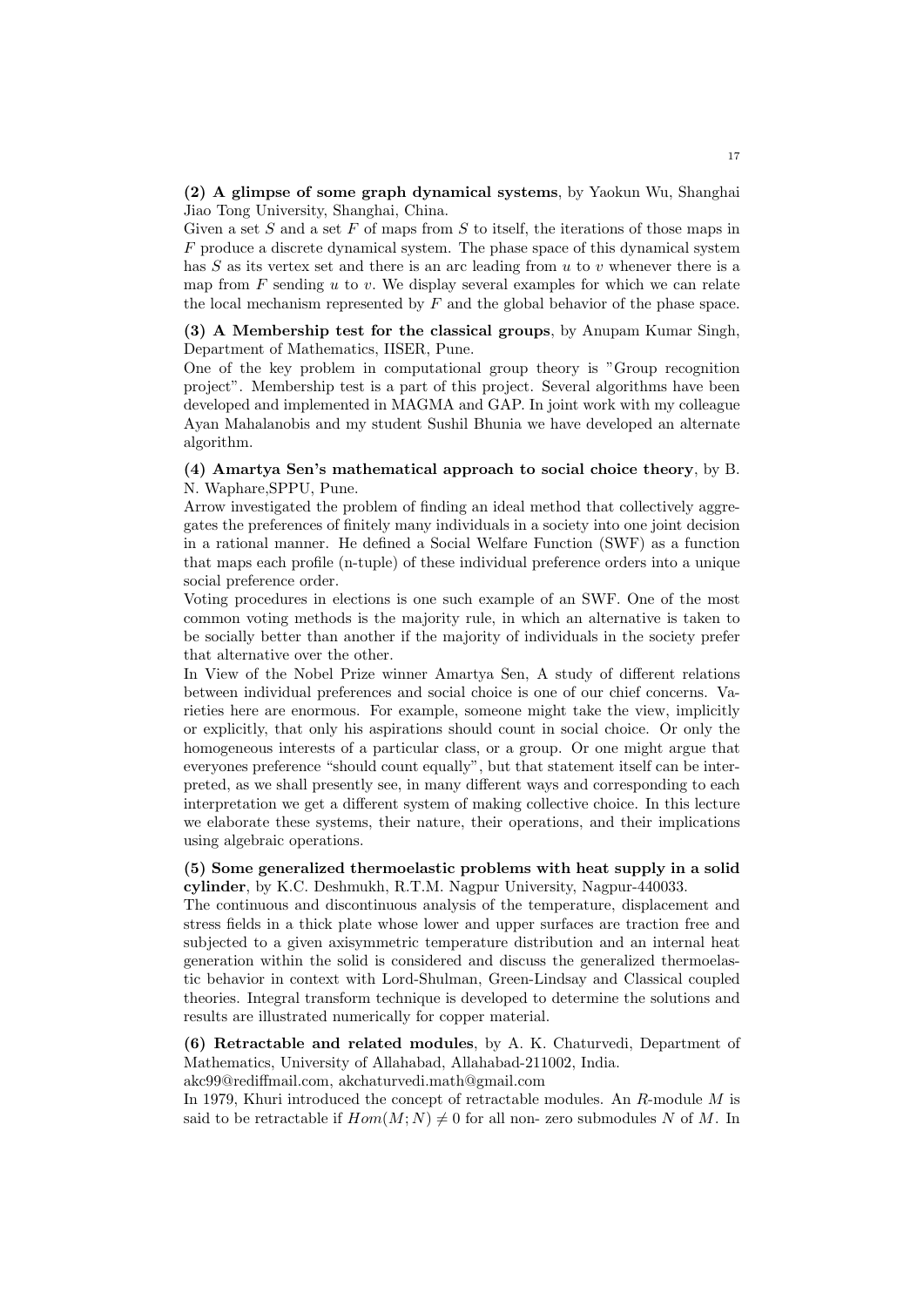**(2) A glimpse of some graph dynamical systems**, by Yaokun Wu, Shanghai Jiao Tong University, Shanghai, China.

Given a set $S$ and a set $F$ of maps from $S$ to itself, the iterations of those maps in $F$ produce a discrete dynamical system. The phase space of this dynamical system has $S$ as its vertex set and there is an arc leading from $u$ to $v$ whenever there is a map from $F$ sending $u$ to $v$. We display several examples for which we can relate the local mechanism represented by $F$ and the global behavior of the phase space.

**(3) A Membership test for the classical groups**, by Anupam Kumar Singh, Department of Mathematics, IISER, Pune.

One of the key problem in computational group theory is "Group recognition project". Membership test is a part of this project. Several algorithms have been developed and implemented in MAGMA and GAP. In joint work with my colleague Ayan Mahalanobis and my student Sushil Bhunia we have developed an alternate algorithm.

**(4) Amartya Sen's mathematical approach to social choice theory**, by B. N. Waphare,SPPU, Pune.

Arrow investigated the problem of finding an ideal method that collectively aggregates the preferences of finitely many individuals in a society into one joint decision in a rational manner. He defined a Social Welfare Function (SWF) as a function that maps each profile (n-tuple) of these individual preference orders into a unique social preference order.

Voting procedures in elections is one such example of an SWF. One of the most common voting methods is the majority rule, in which an alternative is taken to be socially better than another if the majority of individuals in the society prefer that alternative over the other.

In View of the Nobel Prize winner Amartya Sen, A study of different relations between individual preferences and social choice is one of our chief concerns. Varieties here are enormous. For example, someone might take the view, implicitly or explicitly, that only his aspirations should count in social choice. Or only the homogeneous interests of a particular class, or a group. Or one might argue that everyones preference "should count equally", but that statement itself can be interpreted, as we shall presently see, in many different ways and corresponding to each interpretation we get a different system of making collective choice. In this lecture we elaborate these systems, their nature, their operations, and their implications using algebraic operations.

**(5) Some generalized thermoelastic problems with heat supply in a solid cylinder**, by K.C. Deshmukh, R.T.M. Nagpur University, Nagpur-440033.

The continuous and discontinuous analysis of the temperature, displacement and stress fields in a thick plate whose lower and upper surfaces are traction free and subjected to a given axisymmetric temperature distribution and an internal heat generation within the solid is considered and discuss the generalized thermoelastic behavior in context with Lord-Shulman, Green-Lindsay and Classical coupled theories. Integral transform technique is developed to determine the solutions and results are illustrated numerically for copper material.

**(6) Retractable and related modules**, by A. K. Chaturvedi, Department of Mathematics, University of Allahabad, Allahabad-211002, India.
akc99@rediffmail.com, akchaturvedi.math@gmail.com

In 1979, Khuri introduced the concept of retractable modules. An $R$-module $M$ is said to be retractable if $Hom(M;N) \neq 0$ for all non- zero submodules $N$ of $M$. In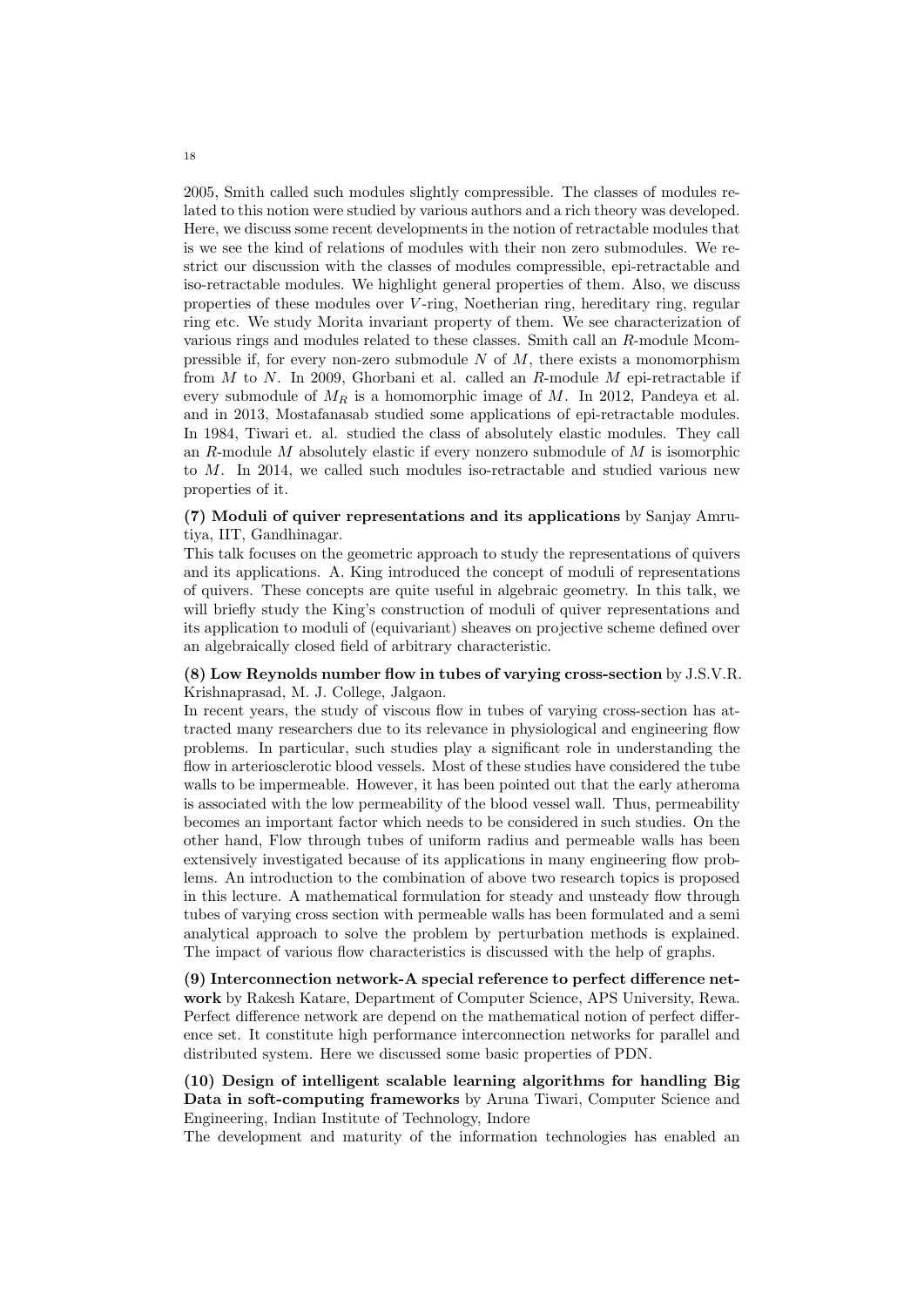2005, Smith called such modules slightly compressible. The classes of modules related to this notion were studied by various authors and a rich theory was developed. Here, we discuss some recent developments in the notion of retractable modules that is we see the kind of relations of modules with their non zero submodules. We restrict our discussion with the classes of modules compressible, epi-retractable and iso-retractable modules. We highlight general properties of them. Also, we discuss properties of these modules over $V$-ring, Noetherian ring, hereditary ring, regular ring etc. We study Morita invariant property of them. We see characterization of various rings and modules related to these classes. Smith call an $R$-module Mcompressible if, for every non-zero submodule $N$ of $M$, there exists a monomorphism from $M$ to $N$. In 2009, Ghorbani et al. called an $R$-module $M$ epi-retractable if every submodule of $M_R$ is a homomorphic image of $M$. In 2012, Pandeya et al. and in 2013, Mostafanasab studied some applications of epi-retractable modules. In 1984, Tiwari et. al. studied the class of absolutely elastic modules. They call an $R$-module $M$ absolutely elastic if every nonzero submodule of $M$ is isomorphic to $M$. In 2014, we called such modules iso-retractable and studied various new properties of it.

**(7) Moduli of quiver representations and its applications** by Sanjay Amrutiya, IIT, Gandhinagar.
This talk focuses on the geometric approach to study the representations of quivers and its applications. A. King introduced the concept of moduli of representations of quivers. These concepts are quite useful in algebraic geometry. In this talk, we will briefly study the King's construction of moduli of quiver representations and its application to moduli of (equivariant) sheaves on projective scheme defined over an algebraically closed field of arbitrary characteristic.

**(8) Low Reynolds number flow in tubes of varying cross-section** by J.S.V.R. Krishnaprasad, M. J. College, Jalgaon.
In recent years, the study of viscous flow in tubes of varying cross-section has attracted many researchers due to its relevance in physiological and engineering flow problems. In particular, such studies play a significant role in understanding the flow in arteriosclerotic blood vessels. Most of these studies have considered the tube walls to be impermeable. However, it has been pointed out that the early atheroma is associated with the low permeability of the blood vessel wall. Thus, permeability becomes an important factor which needs to be considered in such studies. On the other hand, Flow through tubes of uniform radius and permeable walls has been extensively investigated because of its applications in many engineering flow problems. An introduction to the combination of above two research topics is proposed in this lecture. A mathematical formulation for steady and unsteady flow through tubes of varying cross section with permeable walls has been formulated and a semi analytical approach to solve the problem by perturbation methods is explained. The impact of various flow characteristics is discussed with the help of graphs.

**(9) Interconnection network-A special reference to perfect difference network** by Rakesh Katare, Department of Computer Science, APS University, Rewa.
Perfect difference network are depend on the mathematical notion of perfect difference set. It constitute high performance interconnection networks for parallel and distributed system. Here we discussed some basic properties of PDN.

**(10) Design of intelligent scalable learning algorithms for handling Big Data in soft-computing frameworks** by Aruna Tiwari, Computer Science and Engineering, Indian Institute of Technology, Indore
The development and maturity of the information technologies has enabled an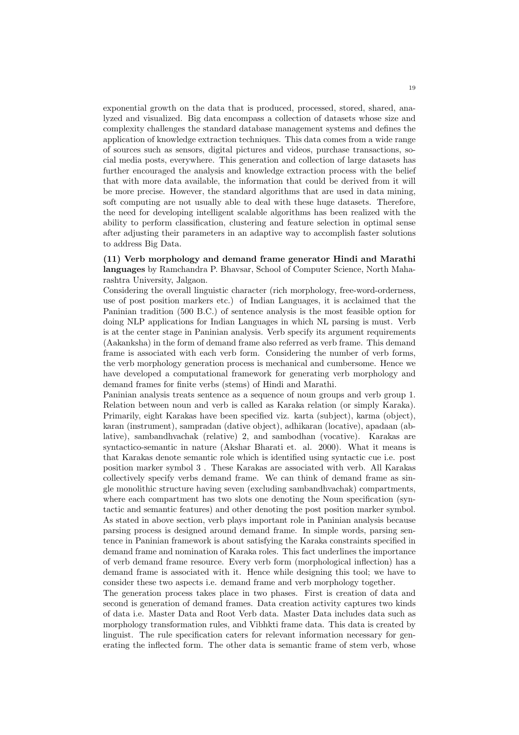exponential growth on the data that is produced, processed, stored, shared, analyzed and visualized. Big data encompass a collection of datasets whose size and complexity challenges the standard database management systems and defines the application of knowledge extraction techniques. This data comes from a wide range of sources such as sensors, digital pictures and videos, purchase transactions, social media posts, everywhere. This generation and collection of large datasets has further encouraged the analysis and knowledge extraction process with the belief that with more data available, the information that could be derived from it will be more precise. However, the standard algorithms that are used in data mining, soft computing are not usually able to deal with these huge datasets. Therefore, the need for developing intelligent scalable algorithms has been realized with the ability to perform classification, clustering and feature selection in optimal sense after adjusting their parameters in an adaptive way to accomplish faster solutions to address Big Data.

**(11) Verb morphology and demand frame generator Hindi and Marathi languages** by Ramchandra P. Bhavsar, School of Computer Science, North Maharashtra University, Jalgaon.

Considering the overall linguistic character (rich morphology, free-word-orderness, use of post position markers etc.) of Indian Languages, it is acclaimed that the Paninian tradition (500 B.C.) of sentence analysis is the most feasible option for doing NLP applications for Indian Languages in which NL parsing is must. Verb is at the center stage in Paninian analysis. Verb specify its argument requirements (Aakanksha) in the form of demand frame also referred as verb frame. This demand frame is associated with each verb form. Considering the number of verb forms, the verb morphology generation process is mechanical and cumbersome. Hence we have developed a computational framework for generating verb morphology and demand frames for finite verbs (stems) of Hindi and Marathi.

Paninian analysis treats sentence as a sequence of noun groups and verb group 1. Relation between noun and verb is called as Karaka relation (or simply Karaka). Primarily, eight Karakas have been specified viz. karta (subject), karma (object), karan (instrument), sampradan (dative object), adhikaran (locative), apadaan (ablative), sambandhvachak (relative) 2, and sambodhan (vocative). Karakas are syntactico-semantic in nature (Akshar Bharati et. al. 2000). What it means is that Karakas denote semantic role which is identified using syntactic cue i.e. post position marker symbol 3 . These Karakas are associated with verb. All Karakas collectively specify verbs demand frame. We can think of demand frame as single monolithic structure having seven (excluding sambandhvachak) compartments, where each compartment has two slots one denoting the Noun specification (syntactic and semantic features) and other denoting the post position marker symbol. As stated in above section, verb plays important role in Paninian analysis because parsing process is designed around demand frame. In simple words, parsing sentence in Paninian framework is about satisfying the Karaka constraints specified in demand frame and nomination of Karaka roles. This fact underlines the importance of verb demand frame resource. Every verb form (morphological inflection) has a demand frame is associated with it. Hence while designing this tool; we have to consider these two aspects i.e. demand frame and verb morphology together.

The generation process takes place in two phases. First is creation of data and second is generation of demand frames. Data creation activity captures two kinds of data i.e. Master Data and Root Verb data. Master Data includes data such as morphology transformation rules, and Vibhkti frame data. This data is created by linguist. The rule specification caters for relevant information necessary for generating the inflected form. The other data is semantic frame of stem verb, whose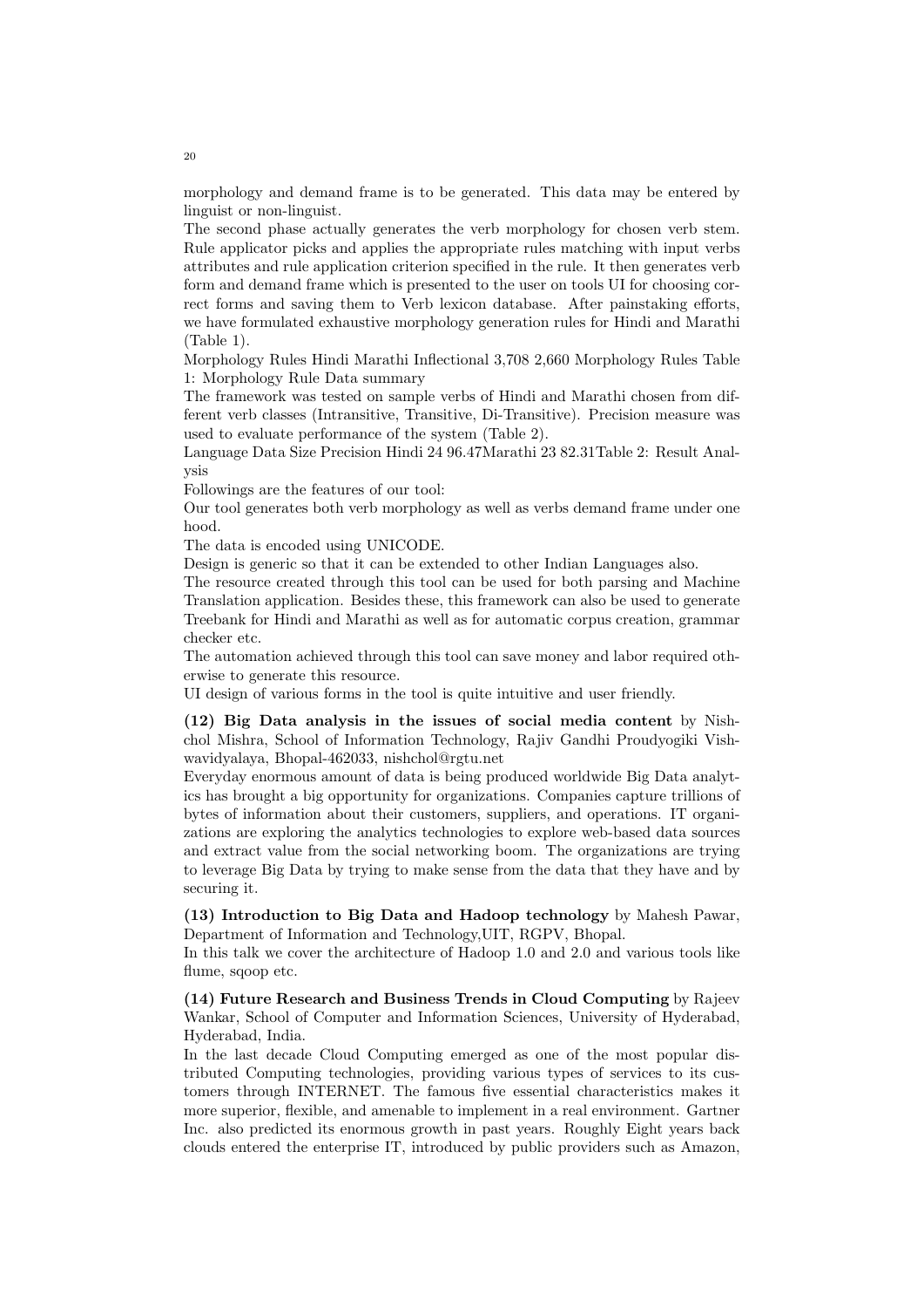morphology and demand frame is to be generated. This data may be entered by linguist or non-linguist.

The second phase actually generates the verb morphology for chosen verb stem. Rule applicator picks and applies the appropriate rules matching with input verbs attributes and rule application criterion specified in the rule. It then generates verb form and demand frame which is presented to the user on tools UI for choosing correct forms and saving them to Verb lexicon database. After painstaking efforts, we have formulated exhaustive morphology generation rules for Hindi and Marathi (Table 1).

Morphology Rules Hindi Marathi Inflectional 3,708 2,660 Morphology Rules Table 1: Morphology Rule Data summary

The framework was tested on sample verbs of Hindi and Marathi chosen from different verb classes (Intransitive, Transitive, Di-Transitive). Precision measure was used to evaluate performance of the system (Table 2).

Language Data Size Precision Hindi 24 96.47Marathi 23 82.31Table 2: Result Analysis

Followings are the features of our tool:

Our tool generates both verb morphology as well as verbs demand frame under one hood.

The data is encoded using UNICODE.

Design is generic so that it can be extended to other Indian Languages also.

The resource created through this tool can be used for both parsing and Machine Translation application. Besides these, this framework can also be used to generate Treebank for Hindi and Marathi as well as for automatic corpus creation, grammar checker etc.

The automation achieved through this tool can save money and labor required otherwise to generate this resource.

UI design of various forms in the tool is quite intuitive and user friendly.

**(12) Big Data analysis in the issues of social media content** by Nishchol Mishra, School of Information Technology, Rajiv Gandhi Proudyogiki Vishwavidyalaya, Bhopal-462033, nishchol@rgtu.net

Everyday enormous amount of data is being produced worldwide Big Data analytics has brought a big opportunity for organizations. Companies capture trillions of bytes of information about their customers, suppliers, and operations. IT organizations are exploring the analytics technologies to explore web-based data sources and extract value from the social networking boom. The organizations are trying to leverage Big Data by trying to make sense from the data that they have and by securing it.

**(13) Introduction to Big Data and Hadoop technology** by Mahesh Pawar, Department of Information and Technology,UIT, RGPV, Bhopal.

In this talk we cover the architecture of Hadoop 1.0 and 2.0 and various tools like flume, sqoop etc.

**(14) Future Research and Business Trends in Cloud Computing** by Rajeev Wankar, School of Computer and Information Sciences, University of Hyderabad, Hyderabad, India.

In the last decade Cloud Computing emerged as one of the most popular distributed Computing technologies, providing various types of services to its customers through INTERNET. The famous five essential characteristics makes it more superior, flexible, and amenable to implement in a real environment. Gartner Inc. also predicted its enormous growth in past years. Roughly Eight years back clouds entered the enterprise IT, introduced by public providers such as Amazon,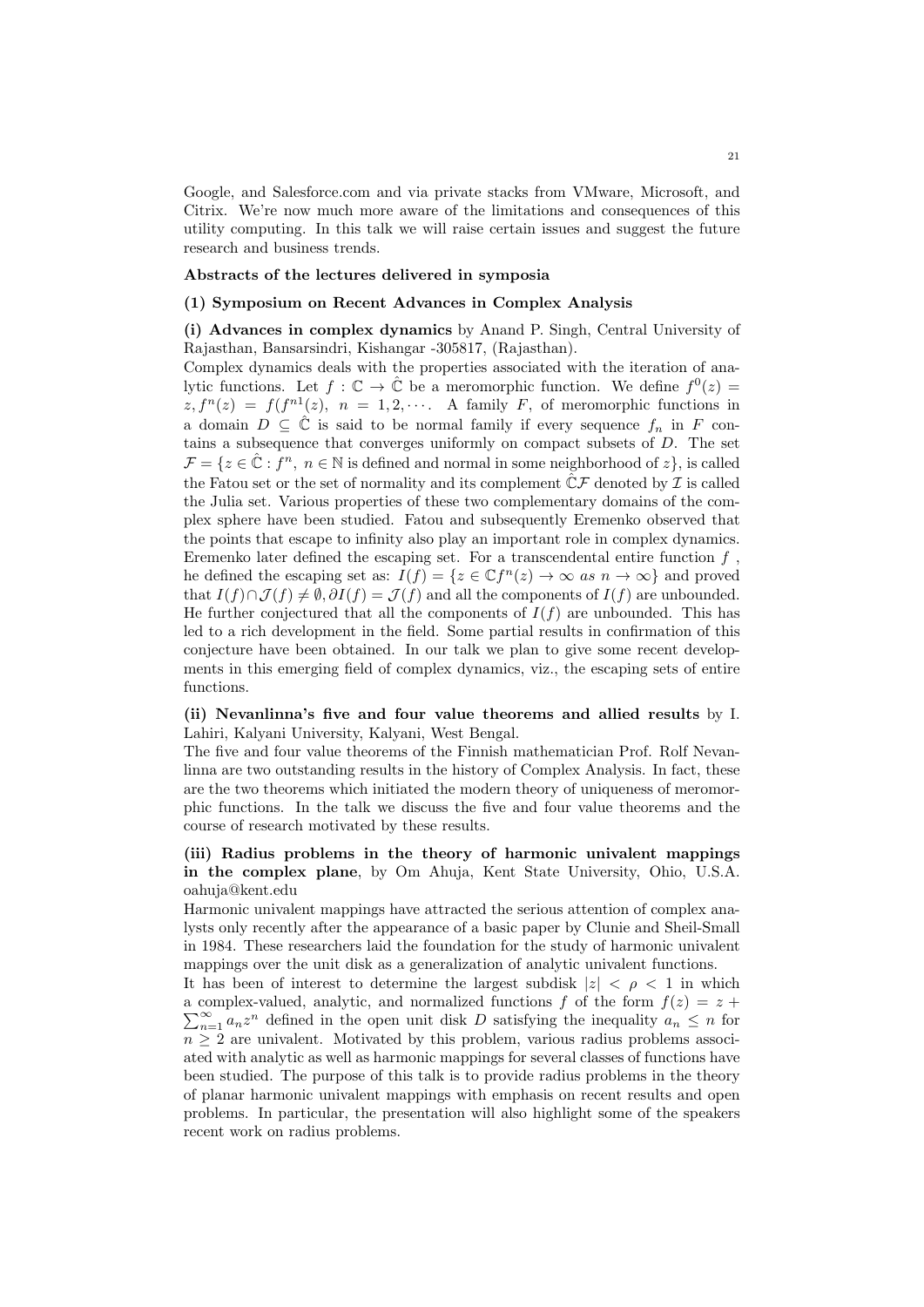Google, and Salesforce.com and via private stacks from VMware, Microsoft, and Citrix. We're now much more aware of the limitations and consequences of this utility computing. In this talk we will raise certain issues and suggest the future research and business trends.

**Abstracts of the lectures delivered in symposia**

**(1) Symposium on Recent Advances in Complex Analysis**

**(i) Advances in complex dynamics** by Anand P. Singh, Central University of Rajasthan, Bansarsindri, Kishangar -305817, (Rajasthan).

Complex dynamics deals with the properties associated with the iteration of analytic functions. Let $f : \mathbb{C} \to \hat{\mathbb{C}}$ be a meromorphic function. We define $f^0(z) = z, f^n(z) = f(f^{n1}(z), \ n = 1, 2, \cdots$. A family $F$, of meromorphic functions in a domain $D \subseteq \hat{\mathbb{C}}$ is said to be normal family if every sequence $f_n$ in $F$ contains a subsequence that converges uniformly on compact subsets of $D$. The set $\mathcal{F} = \{z \in \hat{\mathbb{C}} : f^n, \ n \in \mathbb{N}$ is defined and normal in some neighborhood of $z\}$, is called the Fatou set or the set of normality and its complement $\hat{\mathbb{C}}\mathcal{F}$ denoted by $\mathcal{I}$ is called the Julia set. Various properties of these two complementary domains of the complex sphere have been studied. Fatou and subsequently Eremenko observed that the points that escape to infinity also play an important role in complex dynamics. Eremenko later defined the escaping set. For a transcendental entire function $f$ , he defined the escaping set as: $I(f) = \{z \in \mathbb{C}f^n(z) \to \infty \ as \ n \to \infty\}$ and proved that $I(f) \cap \mathcal{J}(f) \neq \emptyset, \partial I(f) = \mathcal{J}(f)$ and all the components of $I(f)$ are unbounded. He further conjectured that all the components of $I(f)$ are unbounded. This has led to a rich development in the field. Some partial results in confirmation of this conjecture have been obtained. In our talk we plan to give some recent developments in this emerging field of complex dynamics, viz., the escaping sets of entire functions.

**(ii) Nevanlinna's five and four value theorems and allied results** by I. Lahiri, Kalyani University, Kalyani, West Bengal.

The five and four value theorems of the Finnish mathematician Prof. Rolf Nevanlinna are two outstanding results in the history of Complex Analysis. In fact, these are the two theorems which initiated the modern theory of uniqueness of meromorphic functions. In the talk we discuss the five and four value theorems and the course of research motivated by these results.

**(iii) Radius problems in the theory of harmonic univalent mappings in the complex plane**, by Om Ahuja, Kent State University, Ohio, U.S.A. oahuja@kent.edu

Harmonic univalent mappings have attracted the serious attention of complex analysts only recently after the appearance of a basic paper by Clunie and Sheil-Small in 1984. These researchers laid the foundation for the study of harmonic univalent mappings over the unit disk as a generalization of analytic univalent functions.

It has been of interest to determine the largest subdisk $|z| < \rho < 1$ in which a complex-valued, analytic, and normalized functions $f$ of the form $f(z) = z + \sum_{n=1}^{\infty} a_n z^n$ defined in the open unit disk $D$ satisfying the inequality $a_n \leq n$ for $n \geq 2$ are univalent. Motivated by this problem, various radius problems associated with analytic as well as harmonic mappings for several classes of functions have been studied. The purpose of this talk is to provide radius problems in the theory of planar harmonic univalent mappings with emphasis on recent results and open problems. In particular, the presentation will also highlight some of the speakers recent work on radius problems.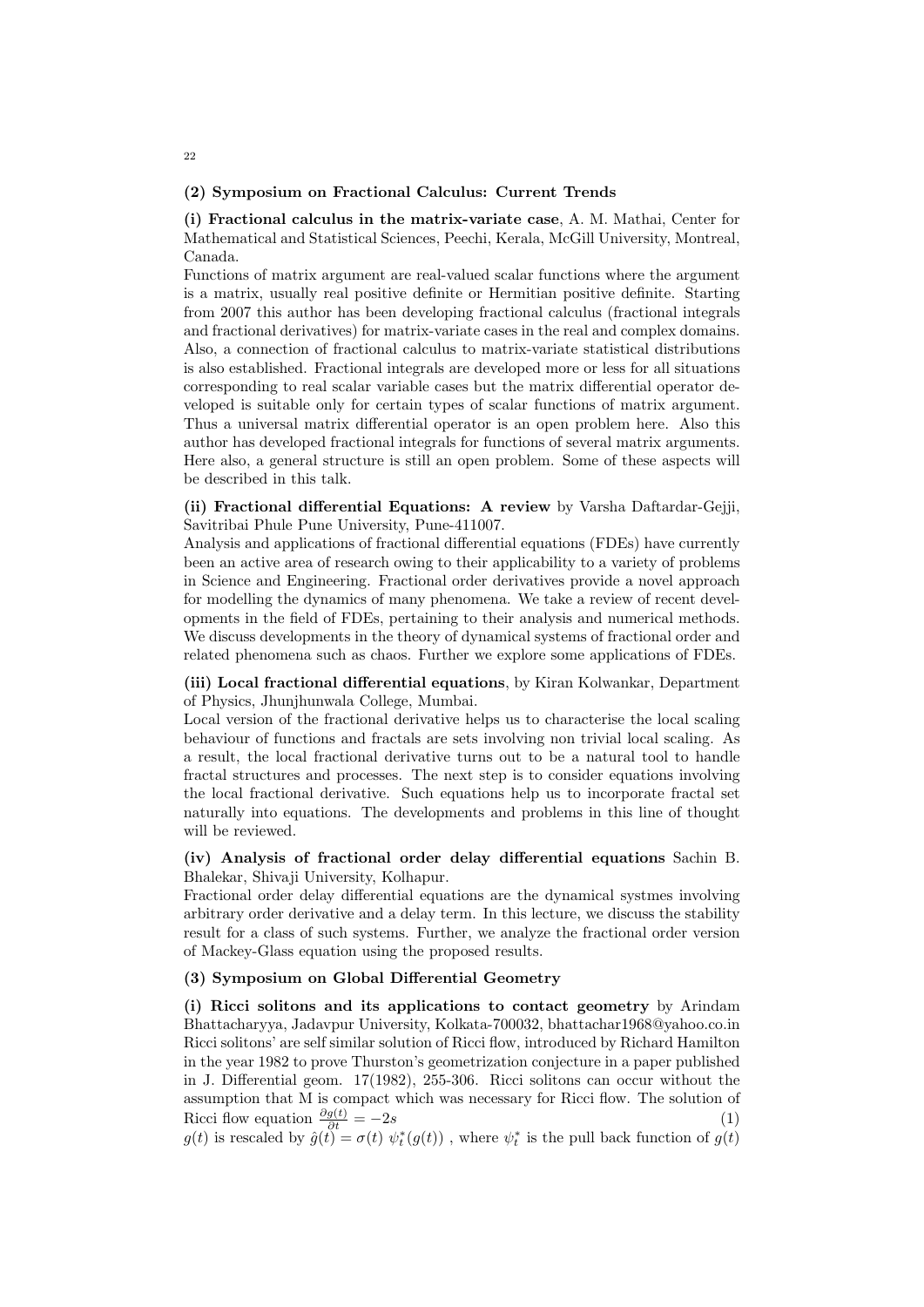### (2) Symposium on Fractional Calculus: Current Trends

**(i) Fractional calculus in the matrix-variate case**, A. M. Mathai, Center for Mathematical and Statistical Sciences, Peechi, Kerala, McGill University, Montreal, Canada.

Functions of matrix argument are real-valued scalar functions where the argument is a matrix, usually real positive definite or Hermitian positive definite. Starting from 2007 this author has been developing fractional calculus (fractional integrals and fractional derivatives) for matrix-variate cases in the real and complex domains. Also, a connection of fractional calculus to matrix-variate statistical distributions is also established. Fractional integrals are developed more or less for all situations corresponding to real scalar variable cases but the matrix differential operator developed is suitable only for certain types of scalar functions of matrix argument. Thus a universal matrix differential operator is an open problem here. Also this author has developed fractional integrals for functions of several matrix arguments. Here also, a general structure is still an open problem. Some of these aspects will be described in this talk.

**(ii) Fractional differential Equations: A review** by Varsha Daftardar-Gejji, Savitribai Phule Pune University, Pune-411007.

Analysis and applications of fractional differential equations (FDEs) have currently been an active area of research owing to their applicability to a variety of problems in Science and Engineering. Fractional order derivatives provide a novel approach for modelling the dynamics of many phenomena. We take a review of recent developments in the field of FDEs, pertaining to their analysis and numerical methods. We discuss developments in the theory of dynamical systems of fractional order and related phenomena such as chaos. Further we explore some applications of FDEs.

**(iii) Local fractional differential equations**, by Kiran Kolwankar, Department of Physics, Jhunjhunwala College, Mumbai.

Local version of the fractional derivative helps us to characterise the local scaling behaviour of functions and fractals are sets involving non trivial local scaling. As a result, the local fractional derivative turns out to be a natural tool to handle fractal structures and processes. The next step is to consider equations involving the local fractional derivative. Such equations help us to incorporate fractal set naturally into equations. The developments and problems in this line of thought will be reviewed.

**(iv) Analysis of fractional order delay differential equations** Sachin B. Bhalekar, Shivaji University, Kolhapur.

Fractional order delay differential equations are the dynamical systmes involving arbitrary order derivative and a delay term. In this lecture, we discuss the stability result for a class of such systems. Further, we analyze the fractional order version of Mackey-Glass equation using the proposed results.

### (3) Symposium on Global Differential Geometry

**(i) Ricci solitons and its applications to contact geometry** by Arindam Bhattacharyya, Jadavpur University, Kolkata-700032, bhattachar1968@yahoo.co.in

Ricci solitons' are self similar solution of Ricci flow, introduced by Richard Hamilton in the year 1982 to prove Thurston's geometrization conjecture in a paper published in J. Differential geom. 17(1982), 255-306. Ricci solitons can occur without the assumption that M is compact which was necessary for Ricci flow. The solution of Ricci flow equation $\frac{\partial g(t)}{\partial t} = -2s$ (1)

$g(t)$ is rescaled by $\hat{g}(t) = \sigma(t)\ \psi_t^*(g(t))$ , where $\psi_t^*$ is the pull back function of $g(t)$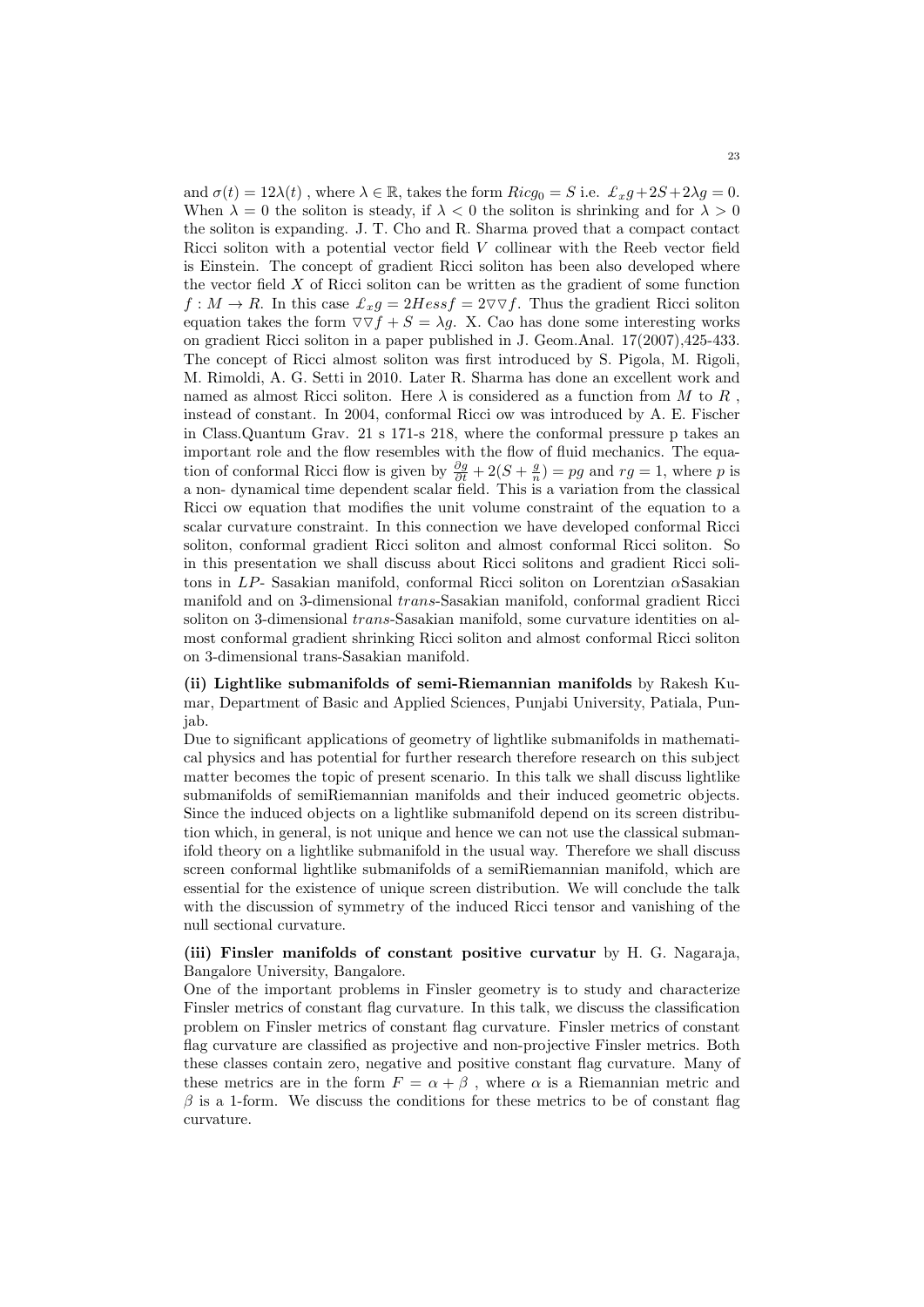and $\sigma(t) = 12\lambda(t)$ , where $\lambda \in \mathbb{R}$, takes the form $Ricg_0 = S$ i.e. $\pounds_x g + 2S + 2\lambda g = 0$. When $\lambda = 0$ the soliton is steady, if $\lambda < 0$ the soliton is shrinking and for $\lambda > 0$ the soliton is expanding. J. T. Cho and R. Sharma proved that a compact contact Ricci soliton with a potential vector field $V$ collinear with the Reeb vector field is Einstein. The concept of gradient Ricci soliton has been also developed where the vector field $X$ of Ricci soliton can be written as the gradient of some function $f : M \to R$. In this case $\pounds_x g = 2Hess f = 2\triangledown\triangledown f$. Thus the gradient Ricci soliton equation takes the form $\triangledown\triangledown f + S = \lambda g$. X. Cao has done some interesting works on gradient Ricci soliton in a paper published in J. Geom.Anal. 17(2007),425-433. The concept of Ricci almost soliton was first introduced by S. Pigola, M. Rigoli, M. Rimoldi, A. G. Setti in 2010. Later R. Sharma has done an excellent work and named as almost Ricci soliton. Here $\lambda$ is considered as a function from $M$ to $R$ , instead of constant. In 2004, conformal Ricci ow was introduced by A. E. Fischer in Class.Quantum Grav. 21 s 171-s 218, where the conformal pressure p takes an important role and the flow resembles with the flow of fluid mechanics. The equation of conformal Ricci flow is given by $\frac{\partial g}{\partial t} + 2(S + \frac{g}{n}) = pg$ and $rg = 1$, where $p$ is a non- dynamical time dependent scalar field. This is a variation from the classical Ricci ow equation that modifies the unit volume constraint of the equation to a scalar curvature constraint. In this connection we have developed conformal Ricci soliton, conformal gradient Ricci soliton and almost conformal Ricci soliton. So in this presentation we shall discuss about Ricci solitons and gradient Ricci solitons in $LP$- Sasakian manifold, conformal Ricci soliton on Lorentzian $\alpha$Sasakian manifold and on 3-dimensional *trans*-Sasakian manifold, conformal gradient Ricci soliton on 3-dimensional *trans*-Sasakian manifold, some curvature identities on almost conformal gradient shrinking Ricci soliton and almost conformal Ricci soliton on 3-dimensional trans-Sasakian manifold.

**(ii) Lightlike submanifolds of semi-Riemannian manifolds** by Rakesh Kumar, Department of Basic and Applied Sciences, Punjabi University, Patiala, Punjab.

Due to significant applications of geometry of lightlike submanifolds in mathematical physics and has potential for further research therefore research on this subject matter becomes the topic of present scenario. In this talk we shall discuss lightlike submanifolds of semiRiemannian manifolds and their induced geometric objects. Since the induced objects on a lightlike submanifold depend on its screen distribution which, in general, is not unique and hence we can not use the classical submanifold theory on a lightlike submanifold in the usual way. Therefore we shall discuss screen conformal lightlike submanifolds of a semiRiemannian manifold, which are essential for the existence of unique screen distribution. We will conclude the talk with the discussion of symmetry of the induced Ricci tensor and vanishing of the null sectional curvature.

**(iii) Finsler manifolds of constant positive curvatur** by H. G. Nagaraja, Bangalore University, Bangalore.

One of the important problems in Finsler geometry is to study and characterize Finsler metrics of constant flag curvature. In this talk, we discuss the classification problem on Finsler metrics of constant flag curvature. Finsler metrics of constant flag curvature are classified as projective and non-projective Finsler metrics. Both these classes contain zero, negative and positive constant flag curvature. Many of these metrics are in the form $F = \alpha + \beta$ , where $\alpha$ is a Riemannian metric and $\beta$ is a 1-form. We discuss the conditions for these metrics to be of constant flag curvature.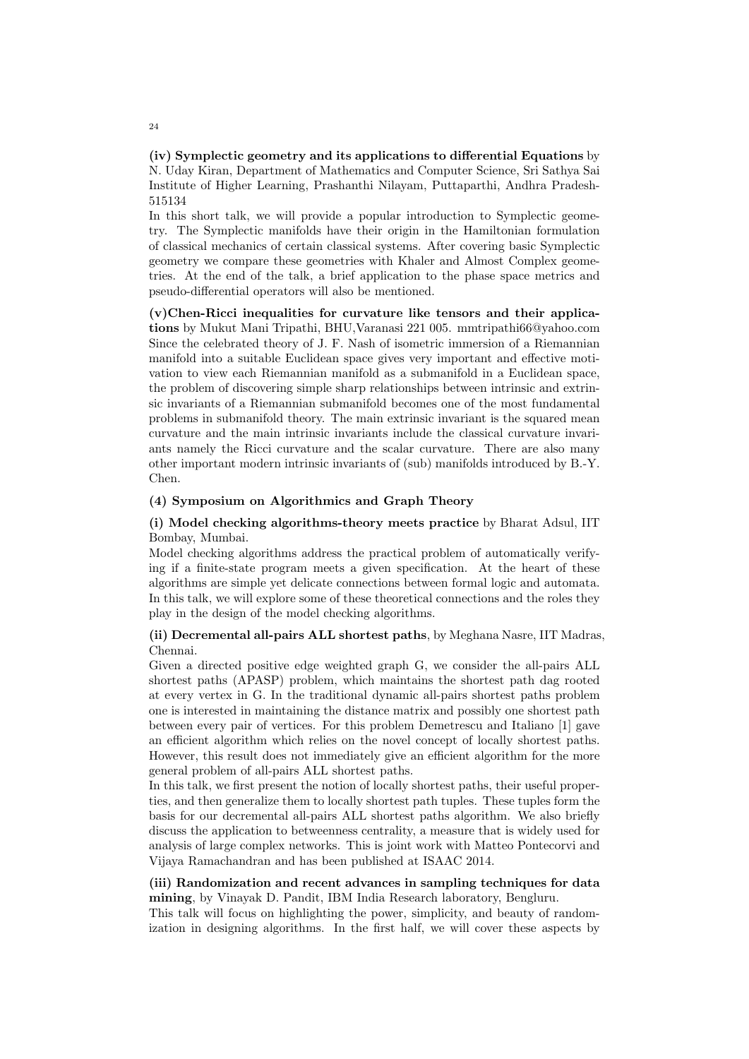**(iv) Symplectic geometry and its applications to differential Equations** by N. Uday Kiran, Department of Mathematics and Computer Science, Sri Sathya Sai Institute of Higher Learning, Prashanthi Nilayam, Puttaparthi, Andhra Pradesh-515134

In this short talk, we will provide a popular introduction to Symplectic geometry. The Symplectic manifolds have their origin in the Hamiltonian formulation of classical mechanics of certain classical systems. After covering basic Symplectic geometry we compare these geometries with Khaler and Almost Complex geometries. At the end of the talk, a brief application to the phase space metrics and pseudo-differential operators will also be mentioned.

**(v)Chen-Ricci inequalities for curvature like tensors and their applications** by Mukut Mani Tripathi, BHU,Varanasi 221 005. mmtripathi66@yahoo.com

Since the celebrated theory of J. F. Nash of isometric immersion of a Riemannian manifold into a suitable Euclidean space gives very important and effective motivation to view each Riemannian manifold as a submanifold in a Euclidean space, the problem of discovering simple sharp relationships between intrinsic and extrinsic invariants of a Riemannian submanifold becomes one of the most fundamental problems in submanifold theory. The main extrinsic invariant is the squared mean curvature and the main intrinsic invariants include the classical curvature invariants namely the Ricci curvature and the scalar curvature. There are also many other important modern intrinsic invariants of (sub) manifolds introduced by B.-Y. Chen.

**(4) Symposium on Algorithmics and Graph Theory**

**(i) Model checking algorithms-theory meets practice** by Bharat Adsul, IIT Bombay, Mumbai.

Model checking algorithms address the practical problem of automatically verifying if a finite-state program meets a given specification. At the heart of these algorithms are simple yet delicate connections between formal logic and automata. In this talk, we will explore some of these theoretical connections and the roles they play in the design of the model checking algorithms.

**(ii) Decremental all-pairs ALL shortest paths**, by Meghana Nasre, IIT Madras, Chennai.

Given a directed positive edge weighted graph G, we consider the all-pairs ALL shortest paths (APASP) problem, which maintains the shortest path dag rooted at every vertex in G. In the traditional dynamic all-pairs shortest paths problem one is interested in maintaining the distance matrix and possibly one shortest path between every pair of vertices. For this problem Demetrescu and Italiano [1] gave an efficient algorithm which relies on the novel concept of locally shortest paths. However, this result does not immediately give an efficient algorithm for the more general problem of all-pairs ALL shortest paths.

In this talk, we first present the notion of locally shortest paths, their useful properties, and then generalize them to locally shortest path tuples. These tuples form the basis for our decremental all-pairs ALL shortest paths algorithm. We also briefly discuss the application to betweenness centrality, a measure that is widely used for analysis of large complex networks. This is joint work with Matteo Pontecorvi and Vijaya Ramachandran and has been published at ISAAC 2014.

**(iii) Randomization and recent advances in sampling techniques for data mining**, by Vinayak D. Pandit, IBM India Research laboratory, Bengluru.

This talk will focus on highlighting the power, simplicity, and beauty of randomization in designing algorithms. In the first half, we will cover these aspects by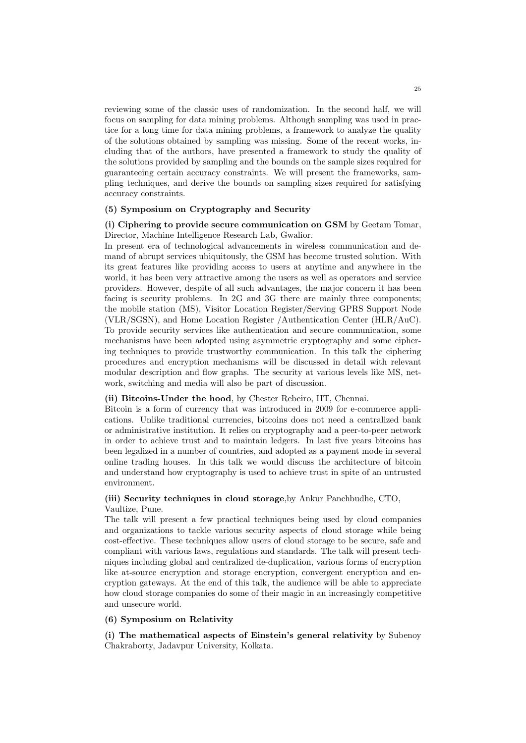reviewing some of the classic uses of randomization. In the second half, we will focus on sampling for data mining problems. Although sampling was used in practice for a long time for data mining problems, a framework to analyze the quality of the solutions obtained by sampling was missing. Some of the recent works, including that of the authors, have presented a framework to study the quality of the solutions provided by sampling and the bounds on the sample sizes required for guaranteeing certain accuracy constraints. We will present the frameworks, sampling techniques, and derive the bounds on sampling sizes required for satisfying accuracy constraints.

**(5) Symposium on Cryptography and Security**

**(i) Ciphering to provide secure communication on GSM** by Geetam Tomar, Director, Machine Intelligence Research Lab, Gwalior.

In present era of technological advancements in wireless communication and demand of abrupt services ubiquitously, the GSM has become trusted solution. With its great features like providing access to users at anytime and anywhere in the world, it has been very attractive among the users as well as operators and service providers. However, despite of all such advantages, the major concern it has been facing is security problems. In 2G and 3G there are mainly three components; the mobile station (MS), Visitor Location Register/Serving GPRS Support Node (VLR/SGSN), and Home Location Register /Authentication Center (HLR/AuC). To provide security services like authentication and secure communication, some mechanisms have been adopted using asymmetric cryptography and some ciphering techniques to provide trustworthy communication. In this talk the ciphering procedures and encryption mechanisms will be discussed in detail with relevant modular description and flow graphs. The security at various levels like MS, network, switching and media will also be part of discussion.

**(ii) Bitcoins-Under the hood**, by Chester Rebeiro, IIT, Chennai.

Bitcoin is a form of currency that was introduced in 2009 for e-commerce applications. Unlike traditional currencies, bitcoins does not need a centralized bank or administrative institution. It relies on cryptography and a peer-to-peer network in order to achieve trust and to maintain ledgers. In last five years bitcoins has been legalized in a number of countries, and adopted as a payment mode in several online trading houses. In this talk we would discuss the architecture of bitcoin and understand how cryptography is used to achieve trust in spite of an untrusted environment.

**(iii) Security techniques in cloud storage**,by Ankur Panchbudhe, CTO, Vaultize, Pune.

The talk will present a few practical techniques being used by cloud companies and organizations to tackle various security aspects of cloud storage while being cost-effective. These techniques allow users of cloud storage to be secure, safe and compliant with various laws, regulations and standards. The talk will present techniques including global and centralized de-duplication, various forms of encryption like at-source encryption and storage encryption, convergent encryption and encryption gateways. At the end of this talk, the audience will be able to appreciate how cloud storage companies do some of their magic in an increasingly competitive and unsecure world.

**(6) Symposium on Relativity**

**(i) The mathematical aspects of Einstein's general relativity** by Subenoy Chakraborty, Jadavpur University, Kolkata.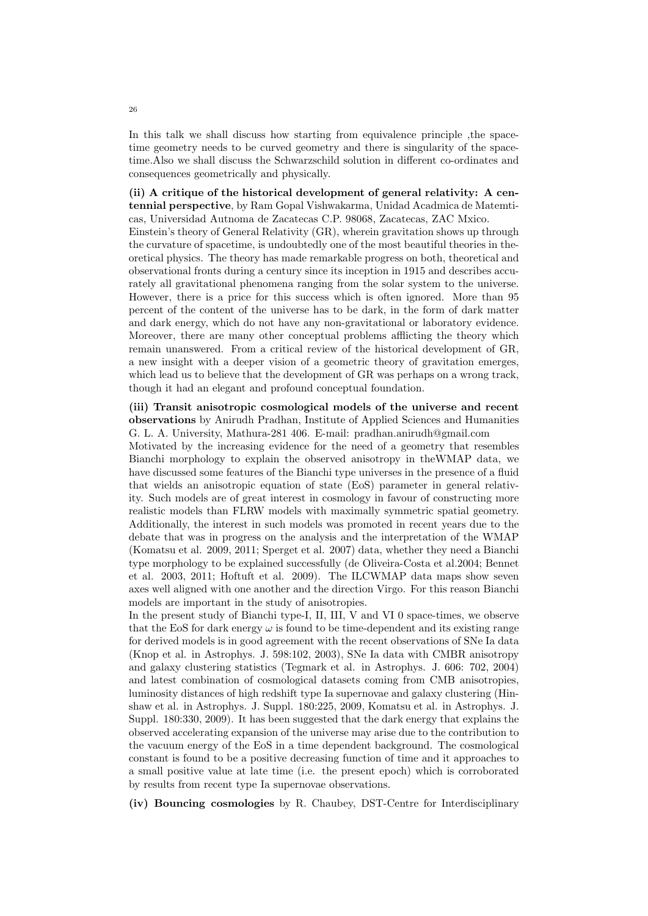In this talk we shall discuss how starting from equivalence principle ,the spacetime geometry needs to be curved geometry and there is singularity of the spacetime.Also we shall discuss the Schwarzschild solution in different co-ordinates and consequences geometrically and physically.

**(ii) A critique of the historical development of general relativity: A centennial perspective**, by Ram Gopal Vishwakarma, Unidad Acadmica de Matemticas, Universidad Autnoma de Zacatecas C.P. 98068, Zacatecas, ZAC Mxico.
Einstein's theory of General Relativity (GR), wherein gravitation shows up through the curvature of spacetime, is undoubtedly one of the most beautiful theories in theoretical physics. The theory has made remarkable progress on both, theoretical and observational fronts during a century since its inception in 1915 and describes accurately all gravitational phenomena ranging from the solar system to the universe. However, there is a price for this success which is often ignored. More than 95 percent of the content of the universe has to be dark, in the form of dark matter and dark energy, which do not have any non-gravitational or laboratory evidence. Moreover, there are many other conceptual problems afflicting the theory which remain unanswered. From a critical review of the historical development of GR, a new insight with a deeper vision of a geometric theory of gravitation emerges, which lead us to believe that the development of GR was perhaps on a wrong track, though it had an elegant and profound conceptual foundation.

**(iii) Transit anisotropic cosmological models of the universe and recent observations** by Anirudh Pradhan, Institute of Applied Sciences and Humanities G. L. A. University, Mathura-281 406. E-mail: pradhan.anirudh@gmail.com
Motivated by the increasing evidence for the need of a geometry that resembles Bianchi morphology to explain the observed anisotropy in theWMAP data, we have discussed some features of the Bianchi type universes in the presence of a fluid that wields an anisotropic equation of state (EoS) parameter in general relativity. Such models are of great interest in cosmology in favour of constructing more realistic models than FLRW models with maximally symmetric spatial geometry. Additionally, the interest in such models was promoted in recent years due to the debate that was in progress on the analysis and the interpretation of the WMAP (Komatsu et al. 2009, 2011; Sperget et al. 2007) data, whether they need a Bianchi type morphology to be explained successfully (de Oliveira-Costa et al.2004; Bennet et al. 2003, 2011; Hoftuft et al. 2009). The ILCWMAP data maps show seven axes well aligned with one another and the direction Virgo. For this reason Bianchi models are important in the study of anisotropies.
In the present study of Bianchi type-I, II, III, V and VI 0 space-times, we observe that the EoS for dark energy $\omega$ is found to be time-dependent and its existing range for derived models is in good agreement with the recent observations of SNe Ia data (Knop et al. in Astrophys. J. 598:102, 2003), SNe Ia data with CMBR anisotropy and galaxy clustering statistics (Tegmark et al. in Astrophys. J. 606: 702, 2004) and latest combination of cosmological datasets coming from CMB anisotropies, luminosity distances of high redshift type Ia supernovae and galaxy clustering (Hinshaw et al. in Astrophys. J. Suppl. 180:225, 2009, Komatsu et al. in Astrophys. J. Suppl. 180:330, 2009). It has been suggested that the dark energy that explains the observed accelerating expansion of the universe may arise due to the contribution to the vacuum energy of the EoS in a time dependent background. The cosmological constant is found to be a positive decreasing function of time and it approaches to a small positive value at late time (i.e. the present epoch) which is corroborated by results from recent type Ia supernovae observations.

**(iv) Bouncing cosmologies** by R. Chaubey, DST-Centre for Interdisciplinary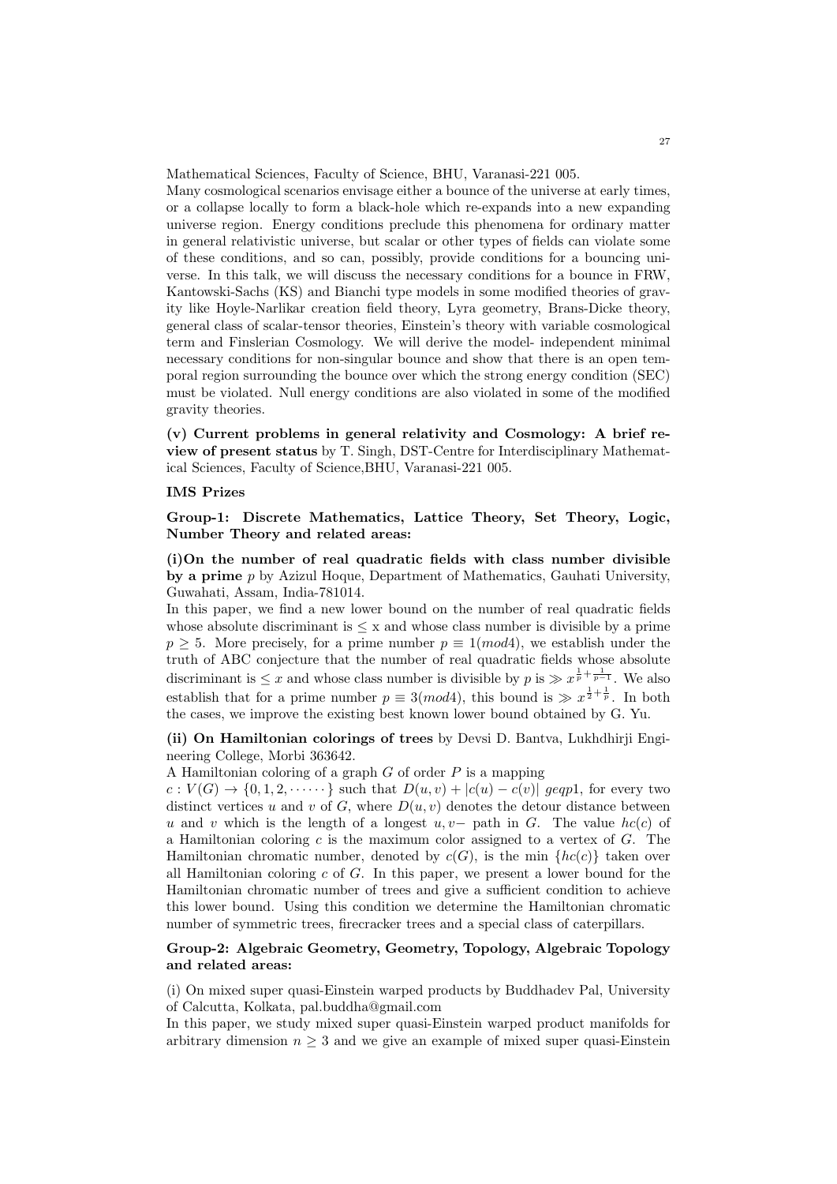Mathematical Sciences, Faculty of Science, BHU, Varanasi-221 005.

Many cosmological scenarios envisage either a bounce of the universe at early times, or a collapse locally to form a black-hole which re-expands into a new expanding universe region. Energy conditions preclude this phenomena for ordinary matter in general relativistic universe, but scalar or other types of fields can violate some of these conditions, and so can, possibly, provide conditions for a bouncing universe. In this talk, we will discuss the necessary conditions for a bounce in FRW, Kantowski-Sachs (KS) and Bianchi type models in some modified theories of gravity like Hoyle-Narlikar creation field theory, Lyra geometry, Brans-Dicke theory, general class of scalar-tensor theories, Einstein's theory with variable cosmological term and Finslerian Cosmology. We will derive the model- independent minimal necessary conditions for non-singular bounce and show that there is an open temporal region surrounding the bounce over which the strong energy condition (SEC) must be violated. Null energy conditions are also violated in some of the modified gravity theories.

**(v) Current problems in general relativity and Cosmology: A brief review of present status** by T. Singh, DST-Centre for Interdisciplinary Mathematical Sciences, Faculty of Science,BHU, Varanasi-221 005.

**IMS Prizes**

**Group-1: Discrete Mathematics, Lattice Theory, Set Theory, Logic, Number Theory and related areas:**

**(i)On the number of real quadratic fields with class number divisible by a prime** $p$ by Azizul Hoque, Department of Mathematics, Gauhati University, Guwahati, Assam, India-781014.

In this paper, we find a new lower bound on the number of real quadratic fields whose absolute discriminant is $\leq$ x and whose class number is divisible by a prime $p \geq 5$. More precisely, for a prime number $p \equiv 1 (mod 4)$, we establish under the truth of ABC conjecture that the number of real quadratic fields whose absolute discriminant is $\leq x$ and whose class number is divisible by $p$ is $\gg x^{\frac{1}{p}+\frac{1}{p-1}}$. We also establish that for a prime number $p \equiv 3 (mod 4)$, this bound is $\gg x^{\frac{1}{2}+\frac{1}{p}}$. In both the cases, we improve the existing best known lower bound obtained by G. Yu.

**(ii) On Hamiltonian colorings of trees** by Devsi D. Bantva, Lukhdhirji Engineering College, Morbi 363642.

A Hamiltonian coloring of a graph $G$ of order $P$ is a mapping $c : V(G) \rightarrow \{0, 1, 2, \cdots\cdots\}$ such that $D(u, v) + |c(u) - c(v)|$ $geqp1$, for every two distinct vertices $u$ and $v$ of $G$, where $D(u, v)$ denotes the detour distance between $u$ and $v$ which is the length of a longest $u, v-$ path in $G$. The value $hc(c)$ of a Hamiltonian coloring $c$ is the maximum color assigned to a vertex of $G$. The Hamiltonian chromatic number, denoted by $c(G)$, is the min $\{hc(c)\}$ taken over all Hamiltonian coloring $c$ of $G$. In this paper, we present a lower bound for the Hamiltonian chromatic number of trees and give a sufficient condition to achieve this lower bound. Using this condition we determine the Hamiltonian chromatic number of symmetric trees, firecracker trees and a special class of caterpillars.

**Group-2: Algebraic Geometry, Geometry, Topology, Algebraic Topology and related areas:**

(i) On mixed super quasi-Einstein warped products by Buddhadev Pal, University of Calcutta, Kolkata, pal.buddha@gmail.com

In this paper, we study mixed super quasi-Einstein warped product manifolds for arbitrary dimension $n \geq 3$ and we give an example of mixed super quasi-Einstein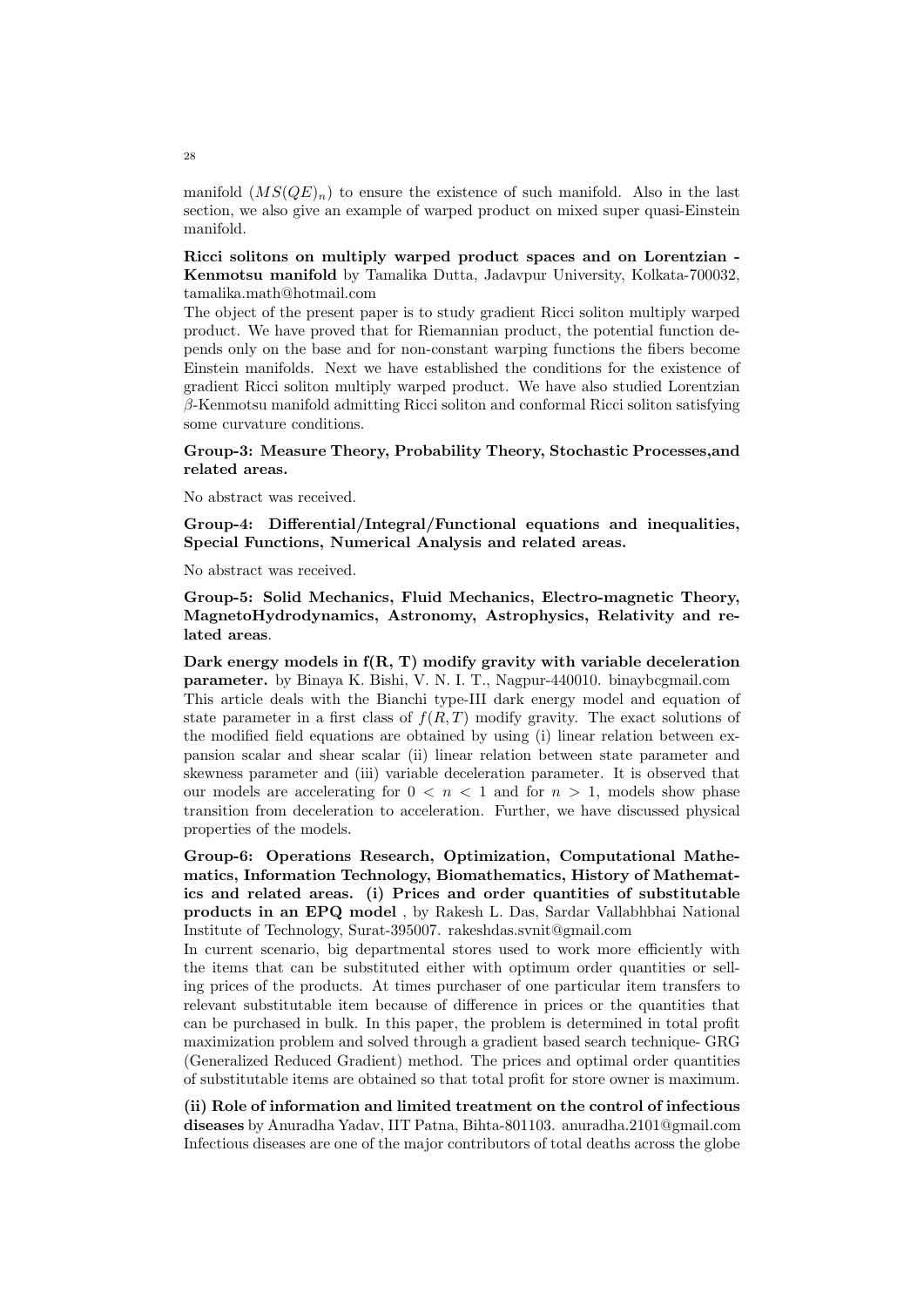manifold $(MS(QE)_n)$ to ensure the existence of such manifold. Also in the last section, we also give an example of warped product on mixed super quasi-Einstein manifold.

**Ricci solitons on multiply warped product spaces and on Lorentzian - Kenmotsu manifold** by Tamalika Dutta, Jadavpur University, Kolkata-700032, tamalika.math@hotmail.com

The object of the present paper is to study gradient Ricci soliton multiply warped product. We have proved that for Riemannian product, the potential function depends only on the base and for non-constant warping functions the fibers become Einstein manifolds. Next we have established the conditions for the existence of gradient Ricci soliton multiply warped product. We have also studied Lorentzian $\beta$-Kenmotsu manifold admitting Ricci soliton and conformal Ricci soliton satisfying some curvature conditions.

**Group-3: Measure Theory, Probability Theory, Stochastic Processes,and related areas.**

No abstract was received.

**Group-4: Differential/Integral/Functional equations and inequalities, Special Functions, Numerical Analysis and related areas.**

No abstract was received.

**Group-5: Solid Mechanics, Fluid Mechanics, Electro-magnetic Theory, MagnetoHydrodynamics, Astronomy, Astrophysics, Relativity and related areas**.

**Dark energy models in f(R, T) modify gravity with variable deceleration parameter.** by Binaya K. Bishi, V. N. I. T., Nagpur-440010. binaybcgmail.com

This article deals with the Bianchi type-III dark energy model and equation of state parameter in a first class of $f(R,T)$ modify gravity. The exact solutions of the modified field equations are obtained by using (i) linear relation between expansion scalar and shear scalar (ii) linear relation between state parameter and skewness parameter and (iii) variable deceleration parameter. It is observed that our models are accelerating for $0 < n < 1$ and for $n > 1$, models show phase transition from deceleration to acceleration. Further, we have discussed physical properties of the models.

**Group-6: Operations Research, Optimization, Computational Mathematics, Information Technology, Biomathematics, History of Mathematics and related areas. (i) Prices and order quantities of substitutable products in an EPQ model** , by Rakesh L. Das, Sardar Vallabhbhai National Institute of Technology, Surat-395007. rakeshdas.svnit@gmail.com

In current scenario, big departmental stores used to work more efficiently with the items that can be substituted either with optimum order quantities or selling prices of the products. At times purchaser of one particular item transfers to relevant substitutable item because of difference in prices or the quantities that can be purchased in bulk. In this paper, the problem is determined in total profit maximization problem and solved through a gradient based search technique- GRG (Generalized Reduced Gradient) method. The prices and optimal order quantities of substitutable items are obtained so that total profit for store owner is maximum.

**(ii) Role of information and limited treatment on the control of infectious diseases** by Anuradha Yadav, IIT Patna, Bihta-801103. anuradha.2101@gmail.com

Infectious diseases are one of the major contributors of total deaths across the globe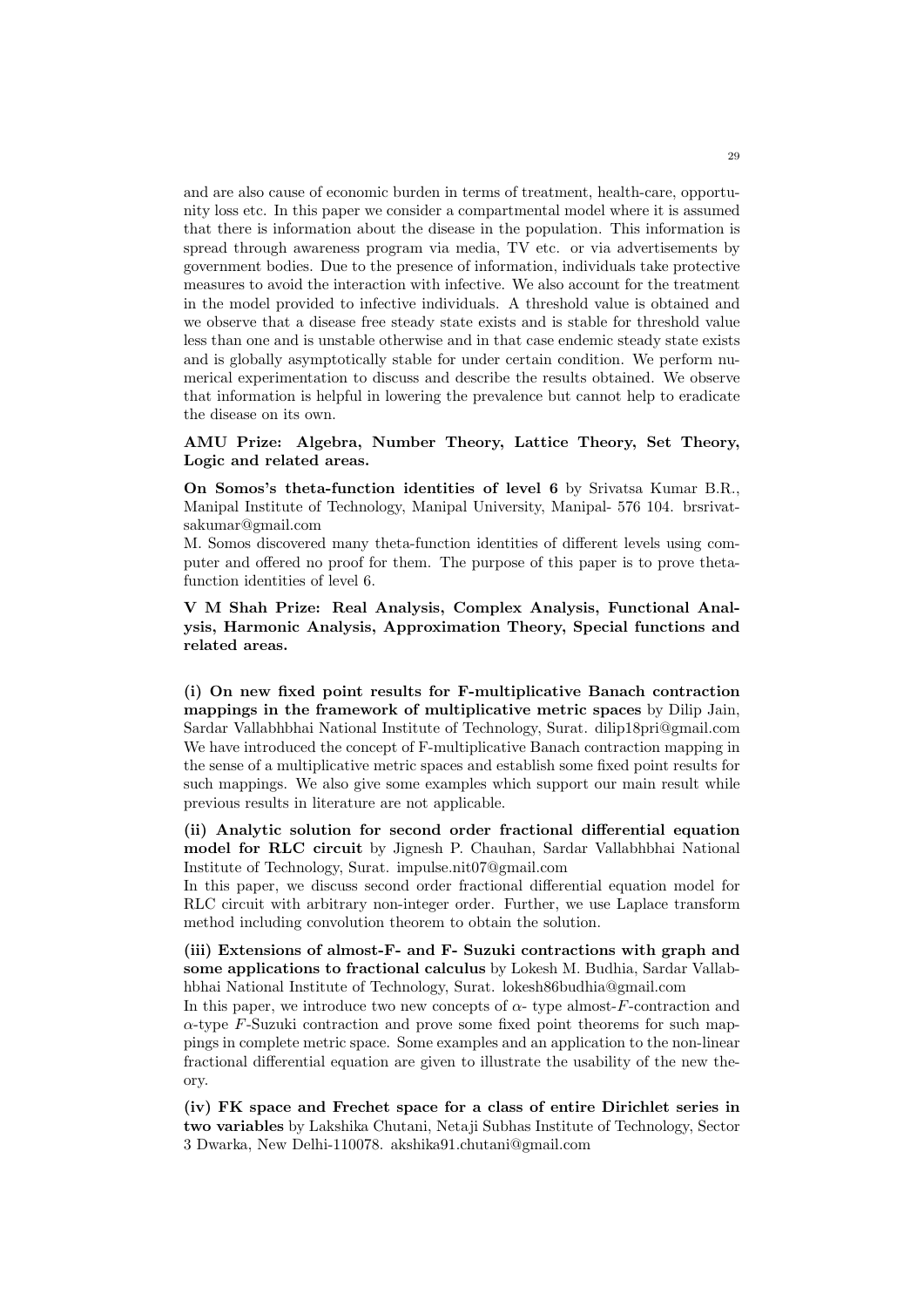and are also cause of economic burden in terms of treatment, health-care, opportunity loss etc. In this paper we consider a compartmental model where it is assumed that there is information about the disease in the population. This information is spread through awareness program via media, TV etc. or via advertisements by government bodies. Due to the presence of information, individuals take protective measures to avoid the interaction with infective. We also account for the treatment in the model provided to infective individuals. A threshold value is obtained and we observe that a disease free steady state exists and is stable for threshold value less than one and is unstable otherwise and in that case endemic steady state exists and is globally asymptotically stable for under certain condition. We perform numerical experimentation to discuss and describe the results obtained. We observe that information is helpful in lowering the prevalence but cannot help to eradicate the disease on its own.

**AMU Prize: Algebra, Number Theory, Lattice Theory, Set Theory, Logic and related areas.**

**On Somos's theta-function identities of level 6** by Srivatsa Kumar B.R., Manipal Institute of Technology, Manipal University, Manipal- 576 104. brsrivatsakumar@gmail.com

M. Somos discovered many theta-function identities of different levels using computer and offered no proof for them. The purpose of this paper is to prove theta-function identities of level 6.

**V M Shah Prize: Real Analysis, Complex Analysis, Functional Analysis, Harmonic Analysis, Approximation Theory, Special functions and related areas.**

**(i) On new fixed point results for F-multiplicative Banach contraction mappings in the framework of multiplicative metric spaces** by Dilip Jain, Sardar Vallabhbhai National Institute of Technology, Surat. dilip18pri@gmail.com

We have introduced the concept of F-multiplicative Banach contraction mapping in the sense of a multiplicative metric spaces and establish some fixed point results for such mappings. We also give some examples which support our main result while previous results in literature are not applicable.

**(ii) Analytic solution for second order fractional differential equation model for RLC circuit** by Jignesh P. Chauhan, Sardar Vallabhbhai National Institute of Technology, Surat. impulse.nit07@gmail.com

In this paper, we discuss second order fractional differential equation model for RLC circuit with arbitrary non-integer order. Further, we use Laplace transform method including convolution theorem to obtain the solution.

**(iii) Extensions of almost-F- and F- Suzuki contractions with graph and some applications to fractional calculus** by Lokesh M. Budhia, Sardar Vallabhbhai National Institute of Technology, Surat. lokesh86budhia@gmail.com

In this paper, we introduce two new concepts of $\alpha$- type almost-$F$-contraction and $\alpha$-type $F$-Suzuki contraction and prove some fixed point theorems for such mappings in complete metric space. Some examples and an application to the non-linear fractional differential equation are given to illustrate the usability of the new theory.

**(iv) FK space and Frechet space for a class of entire Dirichlet series in two variables** by Lakshika Chutani, Netaji Subhas Institute of Technology, Sector 3 Dwarka, New Delhi-110078. akshika91.chutani@gmail.com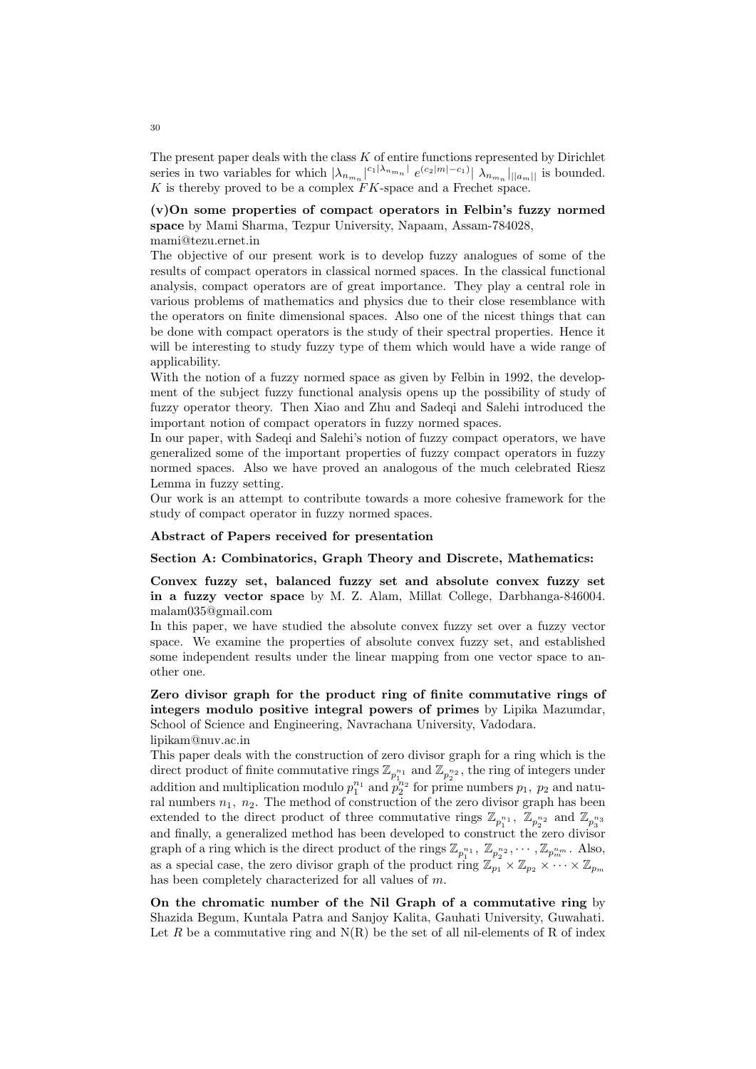The present paper deals with the class $K$ of entire functions represented by Dirichlet series in two variables for which $|\lambda_{n_{m_n}}|^{c_1|\lambda_{n_{m_n}}|} \, e^{(c_2|m|-c_1)|} \, \lambda_{n_{m_n}}|_{||a_m||}$ is bounded. $K$ is thereby proved to be a complex $FK$-space and a Frechet space.

**(v)On some properties of compact operators in Felbin's fuzzy normed space** by Mami Sharma, Tezpur University, Napaam, Assam-784028, mami@tezu.ernet.in

The objective of our present work is to develop fuzzy analogues of some of the results of compact operators in classical normed spaces. In the classical functional analysis, compact operators are of great importance. They play a central role in various problems of mathematics and physics due to their close resemblance with the operators on finite dimensional spaces. Also one of the nicest things that can be done with compact operators is the study of their spectral properties. Hence it will be interesting to study fuzzy type of them which would have a wide range of applicability.

With the notion of a fuzzy normed space as given by Felbin in 1992, the development of the subject fuzzy functional analysis opens up the possibility of study of fuzzy operator theory. Then Xiao and Zhu and Sadeqi and Salehi introduced the important notion of compact operators in fuzzy normed spaces.

In our paper, with Sadeqi and Salehi's notion of fuzzy compact operators, we have generalized some of the important properties of fuzzy compact operators in fuzzy normed spaces. Also we have proved an analogous of the much celebrated Riesz Lemma in fuzzy setting.

Our work is an attempt to contribute towards a more cohesive framework for the study of compact operator in fuzzy normed spaces.

**Abstract of Papers received for presentation**

**Section A: Combinatorics, Graph Theory and Discrete, Mathematics:**

**Convex fuzzy set, balanced fuzzy set and absolute convex fuzzy set in a fuzzy vector space** by M. Z. Alam, Millat College, Darbhanga-846004. malam035@gmail.com

In this paper, we have studied the absolute convex fuzzy set over a fuzzy vector space. We examine the properties of absolute convex fuzzy set, and established some independent results under the linear mapping from one vector space to another one.

**Zero divisor graph for the product ring of finite commutative rings of integers modulo positive integral powers of primes** by Lipika Mazumdar, School of Science and Engineering, Navrachana University, Vadodara. lipikam@nuv.ac.in

This paper deals with the construction of zero divisor graph for a ring which is the direct product of finite commutative rings $\mathbb{Z}_{p_1^{n_1}}$ and $\mathbb{Z}_{p_2^{n_2}}$, the ring of integers under addition and multiplication modulo $p_1^{n_1}$ and $p_2^{n_2}$ for prime numbers $p_1$, $p_2$ and natural numbers $n_1$, $n_2$. The method of construction of the zero divisor graph has been extended to the direct product of three commutative rings $\mathbb{Z}_{p_1^{n_1}}$, $\mathbb{Z}_{p_2^{n_2}}$ and $\mathbb{Z}_{p_3^{n_3}}$ and finally, a generalized method has been developed to construct the zero divisor graph of a ring which is the direct product of the rings $\mathbb{Z}_{p_1^{n_1}}, \mathbb{Z}_{p_2^{n_2}}, \cdots, \mathbb{Z}_{p_m^{n_m}}$. Also, as a special case, the zero divisor graph of the product ring $\mathbb{Z}_{p_1} \times \mathbb{Z}_{p_2} \times \cdots \times \mathbb{Z}_{p_m}$ has been completely characterized for all values of $m$.

**On the chromatic number of the Nil Graph of a commutative ring** by Shazida Begum, Kuntala Patra and Sanjoy Kalita, Gauhati University, Guwahati. Let $R$ be a commutative ring and N(R) be the set of all nil-elements of R of index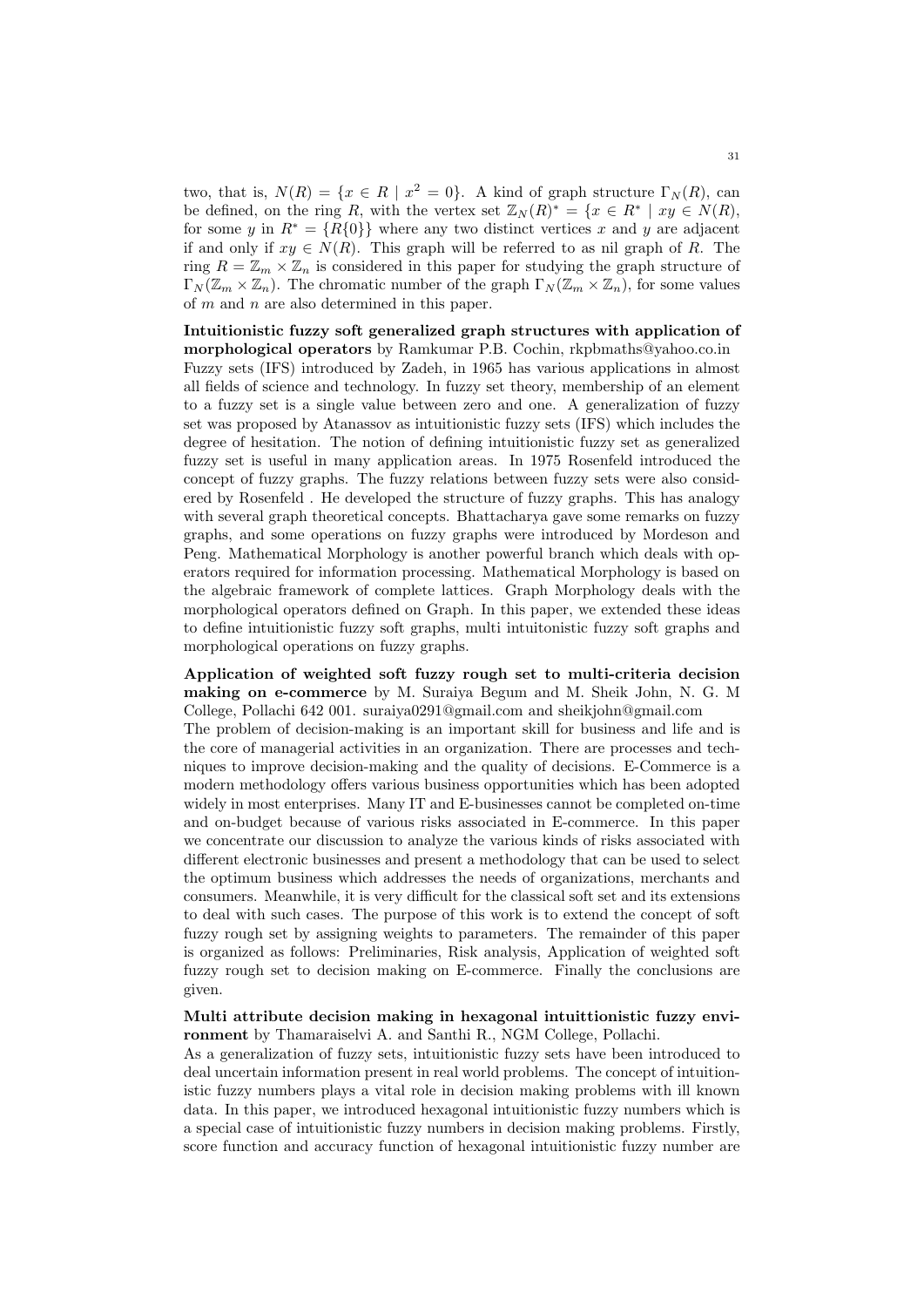two, that is, $N(R) = \{x \in R \mid x^2 = 0\}$. A kind of graph structure $\Gamma_N(R)$, can be defined, on the ring $R$, with the vertex set $\mathbb{Z}_N(R)^* = \{x \in R^* \mid xy \in N(R)$, for some $y$ in $R^* = \{R\{0\}\}$ where any two distinct vertices $x$ and $y$ are adjacent if and only if $xy \in N(R)$. This graph will be referred to as nil graph of $R$. The ring $R = \mathbb{Z}_m \times \mathbb{Z}_n$ is considered in this paper for studying the graph structure of $\Gamma_N(\mathbb{Z}_m \times \mathbb{Z}_n)$. The chromatic number of the graph $\Gamma_N(\mathbb{Z}_m \times \mathbb{Z}_n)$, for some values of $m$ and $n$ are also determined in this paper.

**Intuitionistic fuzzy soft generalized graph structures with application of morphological operators** by Ramkumar P.B. Cochin, rkpbmaths@yahoo.co.in
Fuzzy sets (IFS) introduced by Zadeh, in 1965 has various applications in almost all fields of science and technology. In fuzzy set theory, membership of an element to a fuzzy set is a single value between zero and one. A generalization of fuzzy set was proposed by Atanassov as intuitionistic fuzzy sets (IFS) which includes the degree of hesitation. The notion of defining intuitionistic fuzzy set as generalized fuzzy set is useful in many application areas. In 1975 Rosenfeld introduced the concept of fuzzy graphs. The fuzzy relations between fuzzy sets were also considered by Rosenfeld . He developed the structure of fuzzy graphs. This has analogy with several graph theoretical concepts. Bhattacharya gave some remarks on fuzzy graphs, and some operations on fuzzy graphs were introduced by Mordeson and Peng. Mathematical Morphology is another powerful branch which deals with operators required for information processing. Mathematical Morphology is based on the algebraic framework of complete lattices. Graph Morphology deals with the morphological operators defined on Graph. In this paper, we extended these ideas to define intuitionistic fuzzy soft graphs, multi intuitonistic fuzzy soft graphs and morphological operations on fuzzy graphs.

**Application of weighted soft fuzzy rough set to multi-criteria decision making on e-commerce** by M. Suraiya Begum and M. Sheik John, N. G. M College, Pollachi 642 001. suraiya0291@gmail.com and sheikjohn@gmail.com
The problem of decision-making is an important skill for business and life and is the core of managerial activities in an organization. There are processes and techniques to improve decision-making and the quality of decisions. E-Commerce is a modern methodology offers various business opportunities which has been adopted widely in most enterprises. Many IT and E-businesses cannot be completed on-time and on-budget because of various risks associated in E-commerce. In this paper we concentrate our discussion to analyze the various kinds of risks associated with different electronic businesses and present a methodology that can be used to select the optimum business which addresses the needs of organizations, merchants and consumers. Meanwhile, it is very difficult for the classical soft set and its extensions to deal with such cases. The purpose of this work is to extend the concept of soft fuzzy rough set by assigning weights to parameters. The remainder of this paper is organized as follows: Preliminaries, Risk analysis, Application of weighted soft fuzzy rough set to decision making on E-commerce. Finally the conclusions are given.

**Multi attribute decision making in hexagonal intuittionistic fuzzy environment** by Thamaraiselvi A. and Santhi R., NGM College, Pollachi.
As a generalization of fuzzy sets, intuitionistic fuzzy sets have been introduced to deal uncertain information present in real world problems. The concept of intuitionistic fuzzy numbers plays a vital role in decision making problems with ill known data. In this paper, we introduced hexagonal intuitionistic fuzzy numbers which is a special case of intuitionistic fuzzy numbers in decision making problems. Firstly, score function and accuracy function of hexagonal intuitionistic fuzzy number are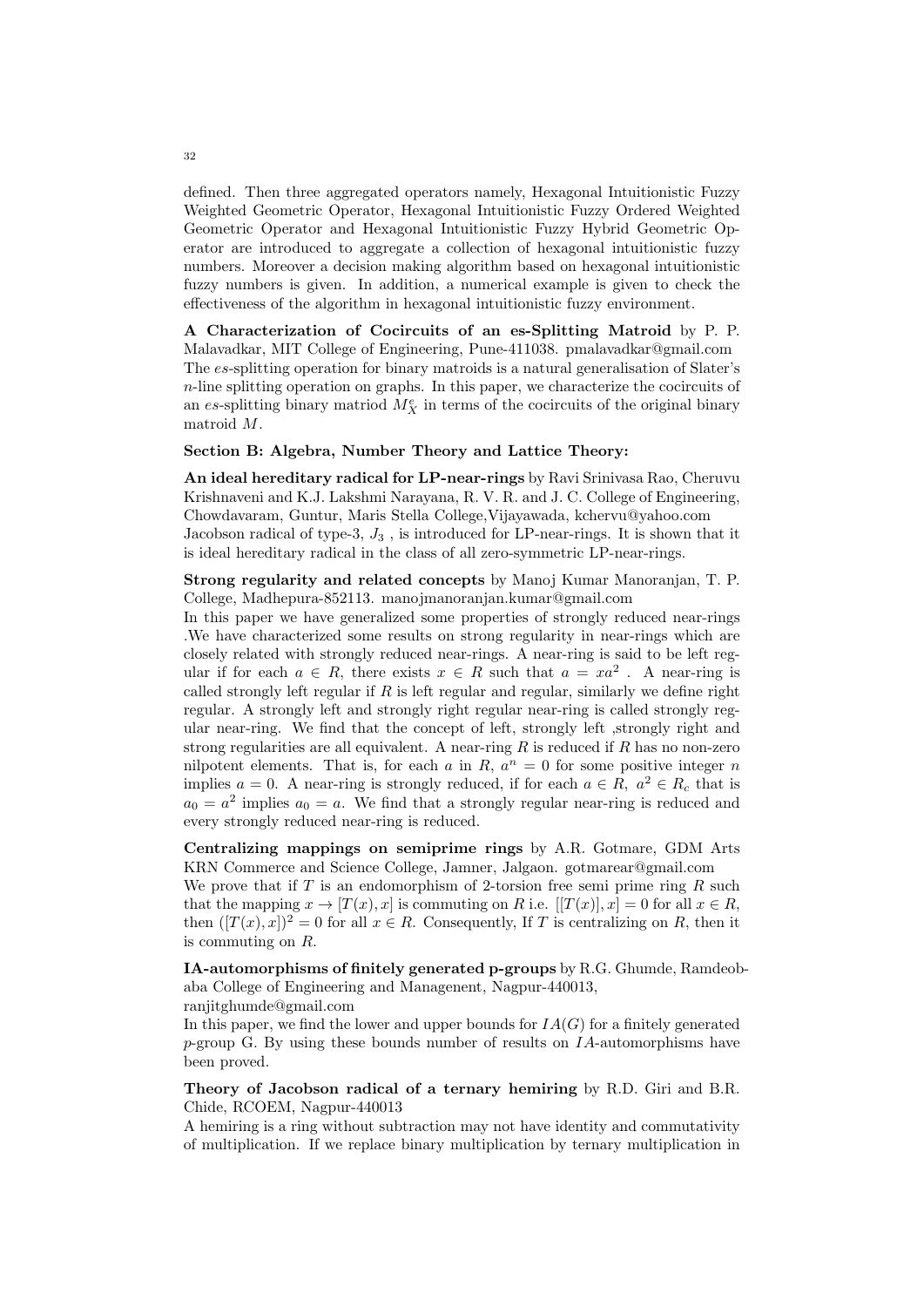defined. Then three aggregated operators namely, Hexagonal Intuitionistic Fuzzy Weighted Geometric Operator, Hexagonal Intuitionistic Fuzzy Ordered Weighted Geometric Operator and Hexagonal Intuitionistic Fuzzy Hybrid Geometric Operator are introduced to aggregate a collection of hexagonal intuitionistic fuzzy numbers. Moreover a decision making algorithm based on hexagonal intuitionistic fuzzy numbers is given. In addition, a numerical example is given to check the effectiveness of the algorithm in hexagonal intuitionistic fuzzy environment.

**A Characterization of Cocircuits of an es-Splitting Matroid** by P. P. Malavadkar, MIT College of Engineering, Pune-411038. pmalavadkar@gmail.com
The *es*-splitting operation for binary matroids is a natural generalisation of Slater's $n$-line splitting operation on graphs. In this paper, we characterize the cocircuits of an *es*-splitting binary matriod $M_X^e$ in terms of the cocircuits of the original binary matroid $M$.

**Section B: Algebra, Number Theory and Lattice Theory:**

**An ideal hereditary radical for LP-near-rings** by Ravi Srinivasa Rao, Cheruvu Krishnaveni and K.J. Lakshmi Narayana, R. V. R. and J. C. College of Engineering, Chowdavaram, Guntur, Maris Stella College,Vijayawada, kchervu@yahoo.com
Jacobson radical of type-3, $J_3$ , is introduced for LP-near-rings. It is shown that it is ideal hereditary radical in the class of all zero-symmetric LP-near-rings.

**Strong regularity and related concepts** by Manoj Kumar Manoranjan, T. P. College, Madhepura-852113. manojmanoranjan.kumar@gmail.com
In this paper we have generalized some properties of strongly reduced near-rings .We have characterized some results on strong regularity in near-rings which are closely related with strongly reduced near-rings. A near-ring is said to be left regular if for each $a \in R$, there exists $x \in R$ such that $a = xa^2$ . A near-ring is called strongly left regular if $R$ is left regular and regular, similarly we define right regular. A strongly left and strongly right regular near-ring is called strongly regular near-ring. We find that the concept of left, strongly left ,strongly right and strong regularities are all equivalent. A near-ring $R$ is reduced if $R$ has no non-zero nilpotent elements. That is, for each $a$ in $R$, $a^n = 0$ for some positive integer $n$ implies $a = 0$. A near-ring is strongly reduced, if for each $a \in R$, $a^2 \in R_c$ that is $a_0 = a^2$ implies $a_0 = a$. We find that a strongly regular near-ring is reduced and every strongly reduced near-ring is reduced.

**Centralizing mappings on semiprime rings** by A.R. Gotmare, GDM Arts KRN Commerce and Science College, Jamner, Jalgaon. gotmarear@gmail.com
We prove that if $T$ is an endomorphism of 2-torsion free semi prime ring $R$ such that the mapping $x \to [T(x), x]$ is commuting on $R$ i.e. $[[T(x)], x] = 0$ for all $x \in R$, then $([T(x), x])^2 = 0$ for all $x \in R$. Consequently, If $T$ is centralizing on $R$, then it is commuting on $R$.

**IA-automorphisms of finitely generated p-groups** by R.G. Ghumde, Ramdeobaba College of Engineering and Managenent, Nagpur-440013, ranjitghumde@gmail.com
In this paper, we find the lower and upper bounds for $IA(G)$ for a finitely generated $p$-group G. By using these bounds number of results on $IA$-automorphisms have been proved.

**Theory of Jacobson radical of a ternary hemiring** by R.D. Giri and B.R. Chide, RCOEM, Nagpur-440013
A hemiring is a ring without subtraction may not have identity and commutativity of multiplication. If we replace binary multiplication by ternary multiplication in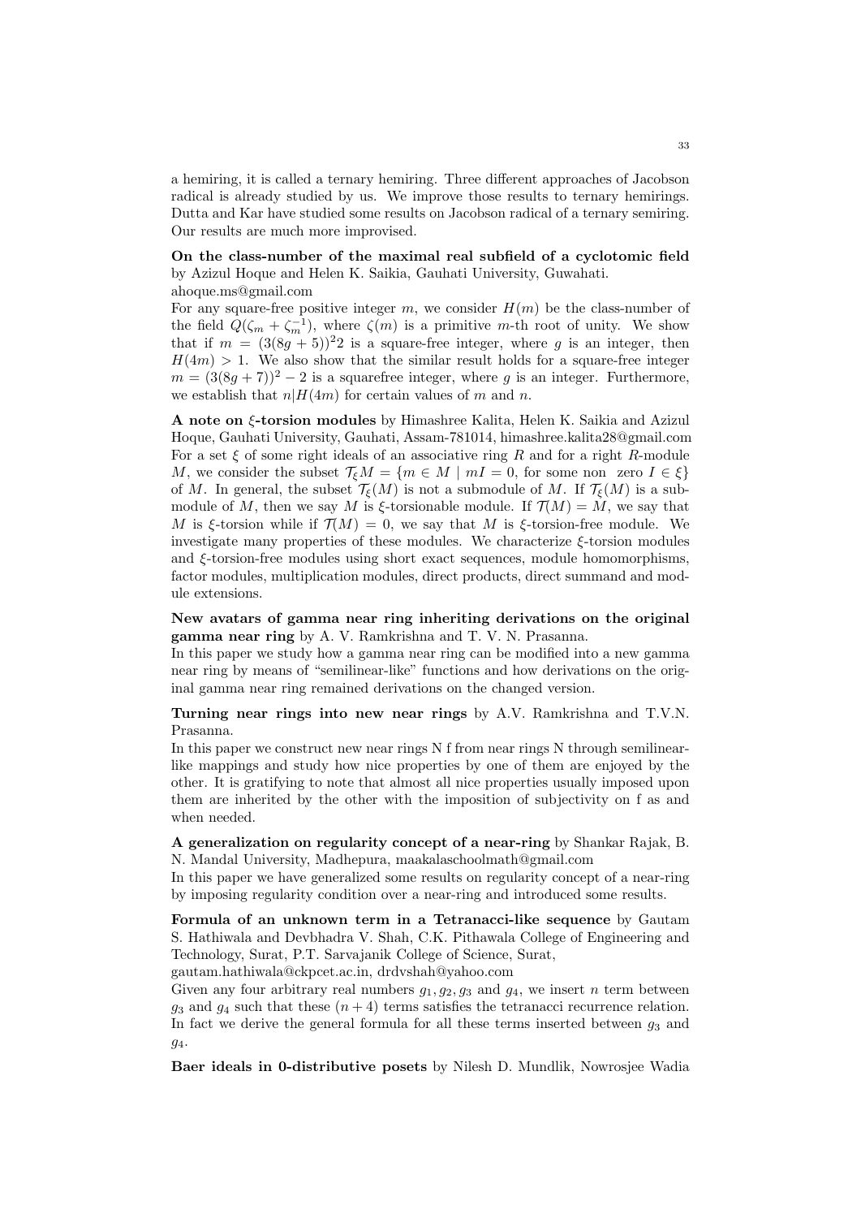a hemiring, it is called a ternary hemiring. Three different approaches of Jacobson radical is already studied by us. We improve those results to ternary hemirings. Dutta and Kar have studied some results on Jacobson radical of a ternary semiring. Our results are much more improvised.

**On the class-number of the maximal real subfield of a cyclotomic field** by Azizul Hoque and Helen K. Saikia, Gauhati University, Guwahati. ahoque.ms@gmail.com

For any square-free positive integer $m$, we consider $H(m)$ be the class-number of the field $Q(\zeta_m + \zeta_m^{-1})$, where $\zeta(m)$ is a primitive $m$-th root of unity. We show that if $m = (3(8g+5))^2 2$ is a square-free integer, where $g$ is an integer, then $H(4m) > 1$. We also show that the similar result holds for a square-free integer $m = (3(8g+7))^2 - 2$ is a squarefree integer, where $g$ is an integer. Furthermore, we establish that $n | H(4m)$ for certain values of $m$ and $n$.

**A note on $\xi$-torsion modules** by Himashree Kalita, Helen K. Saikia and Azizul Hoque, Gauhati University, Gauhati, Assam-781014, himashree.kalita28@gmail.com

For a set $\xi$ of some right ideals of an associative ring $R$ and for a right $R$-module $M$, we consider the subset $\mathcal{T}_\xi M = \{m \in M \mid mI = 0, \text{ for some non zero } I \in \xi\}$ of $M$. In general, the subset $\mathcal{T}_\xi(M)$ is not a submodule of $M$. If $\mathcal{T}_\xi(M)$ is a submodule of $M$, then we say $M$ is $\xi$-torsionable module. If $\mathcal{T}(M) = M$, we say that $M$ is $\xi$-torsion while if $\mathcal{T}(M) = 0$, we say that $M$ is $\xi$-torsion-free module. We investigate many properties of these modules. We characterize $\xi$-torsion modules and $\xi$-torsion-free modules using short exact sequences, module homomorphisms, factor modules, multiplication modules, direct products, direct summand and module extensions.

**New avatars of gamma near ring inheriting derivations on the original gamma near ring** by A. V. Ramkrishna and T. V. N. Prasanna.

In this paper we study how a gamma near ring can be modified into a new gamma near ring by means of "semilinear-like" functions and how derivations on the original gamma near ring remained derivations on the changed version.

**Turning near rings into new near rings** by A.V. Ramkrishna and T.V.N. Prasanna.

In this paper we construct new near rings N f from near rings N through semilinear-like mappings and study how nice properties by one of them are enjoyed by the other. It is gratifying to note that almost all nice properties usually imposed upon them are inherited by the other with the imposition of subjectivity on f as and when needed.

**A generalization on regularity concept of a near-ring** by Shankar Rajak, B. N. Mandal University, Madhepura, maakalaschoolmath@gmail.com

In this paper we have generalized some results on regularity concept of a near-ring by imposing regularity condition over a near-ring and introduced some results.

**Formula of an unknown term in a Tetranacci-like sequence** by Gautam S. Hathiwala and Devbhadra V. Shah, C.K. Pithawala College of Engineering and Technology, Surat, P.T. Sarvajanik College of Science, Surat, gautam.hathiwala@ckpcet.ac.in, drdvshah@yahoo.com

Given any four arbitrary real numbers $g_1, g_2, g_3$ and $g_4$, we insert $n$ term between $g_3$ and $g_4$ such that these $(n+4)$ terms satisfies the tetranacci recurrence relation. In fact we derive the general formula for all these terms inserted between $g_3$ and $g_4$.

**Baer ideals in 0-distributive posets** by Nilesh D. Mundlik, Nowrosjee Wadia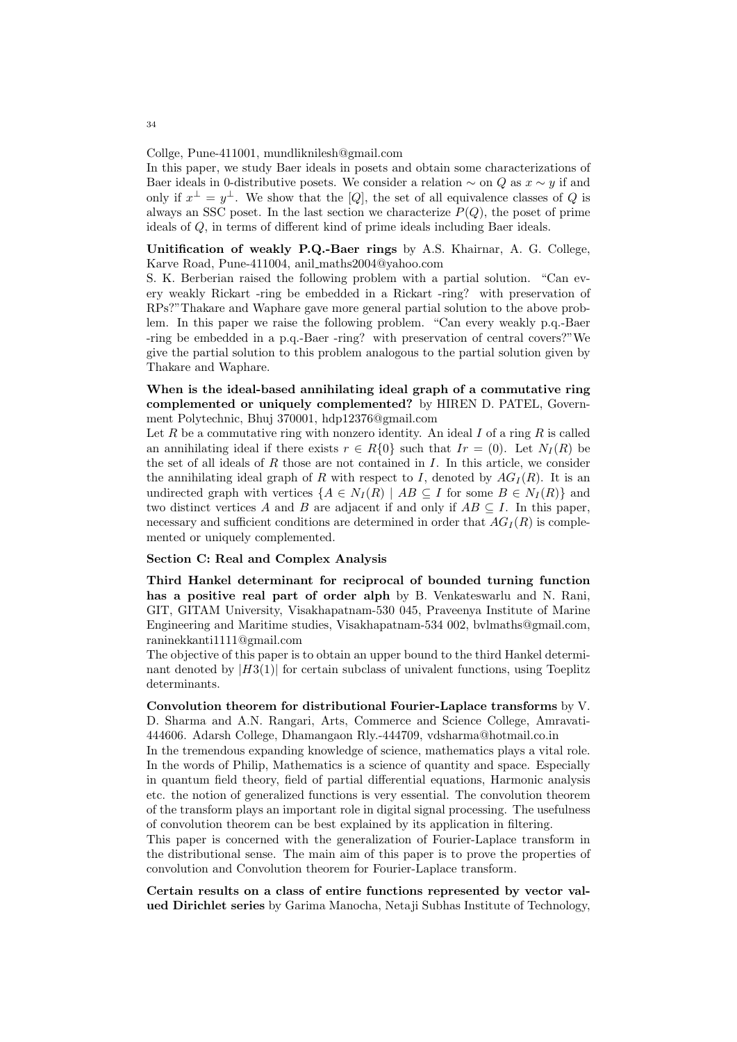Collge, Pune-411001, mundliknilesh@gmail.com

In this paper, we study Baer ideals in posets and obtain some characterizations of Baer ideals in 0-distributive posets. We consider a relation $\sim$ on $Q$ as $x \sim y$ if and only if $x^{\perp} = y^{\perp}$. We show that the $[Q]$, the set of all equivalence classes of $Q$ is always an SSC poset. In the last section we characterize $P(Q)$, the poset of prime ideals of $Q$, in terms of different kind of prime ideals including Baer ideals.

**Unitification of weakly P.Q.-Baer rings** by A.S. Khairnar, A. G. College, Karve Road, Pune-411004, anil_maths2004@yahoo.com

S. K. Berberian raised the following problem with a partial solution. "Can every weakly Rickart -ring be embedded in a Rickart -ring? with preservation of RPs?" Thakare and Waphare gave more general partial solution to the above problem. In this paper we raise the following problem. "Can every weakly p.q.-Baer -ring be embedded in a p.q.-Baer -ring? with preservation of central covers?" We give the partial solution to this problem analogous to the partial solution given by Thakare and Waphare.

**When is the ideal-based annihilating ideal graph of a commutative ring complemented or uniquely complemented?** by HIREN D. PATEL, Government Polytechnic, Bhuj 370001, hdp12376@gmail.com

Let $R$ be a commutative ring with nonzero identity. An ideal $I$ of a ring $R$ is called an annihilating ideal if there exists $r \in R\{0\}$ such that $Ir = (0)$. Let $N_I(R)$ be the set of all ideals of $R$ those are not contained in $I$. In this article, we consider the annihilating ideal graph of $R$ with respect to $I$, denoted by $AG_I(R)$. It is an undirected graph with vertices $\{A \in N_I(R) \mid AB \subseteq I$ for some $B \in N_I(R)\}$ and two distinct vertices $A$ and $B$ are adjacent if and only if $AB \subseteq I$. In this paper, necessary and sufficient conditions are determined in order that $AG_I(R)$ is complemented or uniquely complemented.

## Section C: Real and Complex Analysis

**Third Hankel determinant for reciprocal of bounded turning function has a positive real part of order alph** by B. Venkateswarlu and N. Rani, GIT, GITAM University, Visakhapatnam-530 045, Praveenya Institute of Marine Engineering and Maritime studies, Visakhapatnam-534 002, bvlmaths@gmail.com, raninekkanti1111@gmail.com

The objective of this paper is to obtain an upper bound to the third Hankel determinant denoted by $|H3(1)|$ for certain subclass of univalent functions, using Toeplitz determinants.

**Convolution theorem for distributional Fourier-Laplace transforms** by V. D. Sharma and A.N. Rangari, Arts, Commerce and Science College, Amravati-444606. Adarsh College, Dhamangaon Rly.-444709, vdsharma@hotmail.co.in

In the tremendous expanding knowledge of science, mathematics plays a vital role. In the words of Philip, Mathematics is a science of quantity and space. Especially in quantum field theory, field of partial differential equations, Harmonic analysis etc. the notion of generalized functions is very essential. The convolution theorem of the transform plays an important role in digital signal processing. The usefulness of convolution theorem can be best explained by its application in filtering.

This paper is concerned with the generalization of Fourier-Laplace transform in the distributional sense. The main aim of this paper is to prove the properties of convolution and Convolution theorem for Fourier-Laplace transform.

**Certain results on a class of entire functions represented by vector valued Dirichlet series** by Garima Manocha, Netaji Subhas Institute of Technology,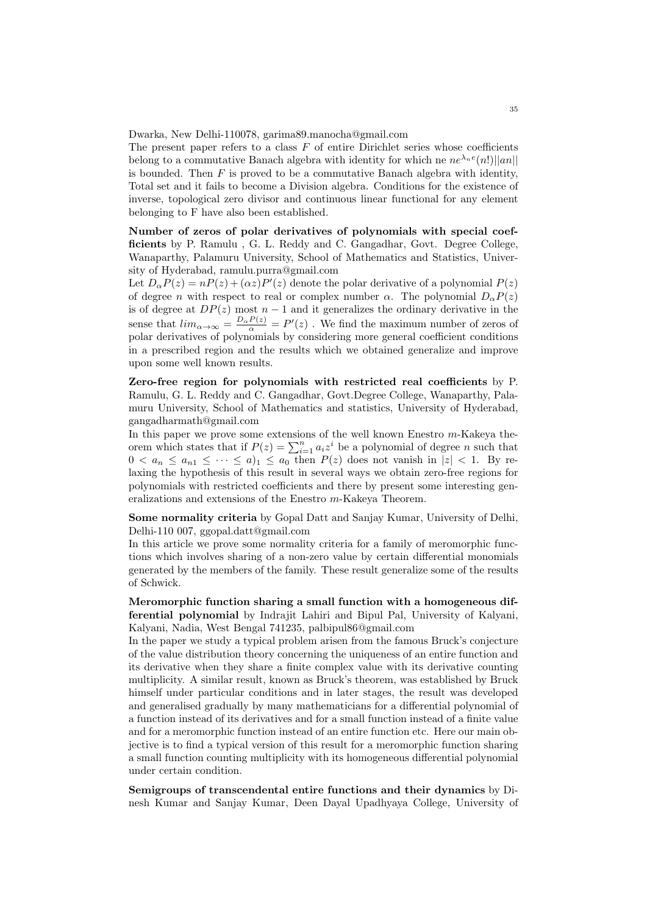Dwarka, New Delhi-110078, garima89.manocha@gmail.com

The present paper refers to a class $F$ of entire Dirichlet series whose coefficients belong to a commutative Banach algebra with identity for which ne $ne^{\lambda_n e}(n!)||an||$ is bounded. Then $F$ is proved to be a commutative Banach algebra with identity, Total set and it fails to become a Division algebra. Conditions for the existence of inverse, topological zero divisor and continuous linear functional for any element belonging to F have also been established.

**Number of zeros of polar derivatives of polynomials with special coefficients** by P. Ramulu , G. L. Reddy and C. Gangadhar, Govt. Degree College, Wanaparthy, Palamuru University, School of Mathematics and Statistics, University of Hyderabad, ramulu.purra@gmail.com

Let $D_\alpha P(z) = nP(z) + (\alpha z)P'(z)$ denote the polar derivative of a polynomial $P(z)$ of degree $n$ with respect to real or complex number $\alpha$. The polynomial $D_\alpha P(z)$ is of degree at $DP(z)$ most $n-1$ and it generalizes the ordinary derivative in the sense that $lim_{\alpha\to\infty} = \frac{D_\alpha P(z)}{\alpha} = P'(z)$ . We find the maximum number of zeros of polar derivatives of polynomials by considering more general coefficient conditions in a prescribed region and the results which we obtained generalize and improve upon some well known results.

**Zero-free region for polynomials with restricted real coefficients** by P. Ramulu, G. L. Reddy and C. Gangadhar, Govt.Degree College, Wanaparthy, Palamuru University, School of Mathematics and statistics, University of Hyderabad, gangadharmath@gmail.com

In this paper we prove some extensions of the well known Enestro $m$-Kakeya theorem which states that if $P(z) = \sum_{i=1}^{n} a_i z^i$ be a polynomial of degree $n$ such that $0 < a_n \le a_{n1} \le \cdots \le a)_1 \le a_0$ then $P(z)$ does not vanish in $|z| < 1$. By relaxing the hypothesis of this result in several ways we obtain zero-free regions for polynomials with restricted coefficients and there by present some interesting generalizations and extensions of the Enestro $m$-Kakeya Theorem.

**Some normality criteria** by Gopal Datt and Sanjay Kumar, University of Delhi, Delhi-110 007, ggopal.datt@gmail.com

In this article we prove some normality criteria for a family of meromorphic functions which involves sharing of a non-zero value by certain differential monomials generated by the members of the family. These result generalize some of the results of Schwick.

**Meromorphic function sharing a small function with a homogeneous differential polynomial** by Indrajit Lahiri and Bipul Pal, University of Kalyani, Kalyani, Nadia, West Bengal 741235, palbipul86@gmail.com

In the paper we study a typical problem arisen from the famous Bruck's conjecture of the value distribution theory concerning the uniqueness of an entire function and its derivative when they share a finite complex value with its derivative counting multiplicity. A similar result, known as Bruck's theorem, was established by Bruck himself under particular conditions and in later stages, the result was developed and generalised gradually by many mathematicians for a differential polynomial of a function instead of its derivatives and for a small function instead of a finite value and for a meromorphic function instead of an entire function etc. Here our main objective is to find a typical version of this result for a meromorphic function sharing a small function counting multiplicity with its homogeneous differential polynomial under certain condition.

**Semigroups of transcendental entire functions and their dynamics** by Dinesh Kumar and Sanjay Kumar, Deen Dayal Upadhyaya College, University of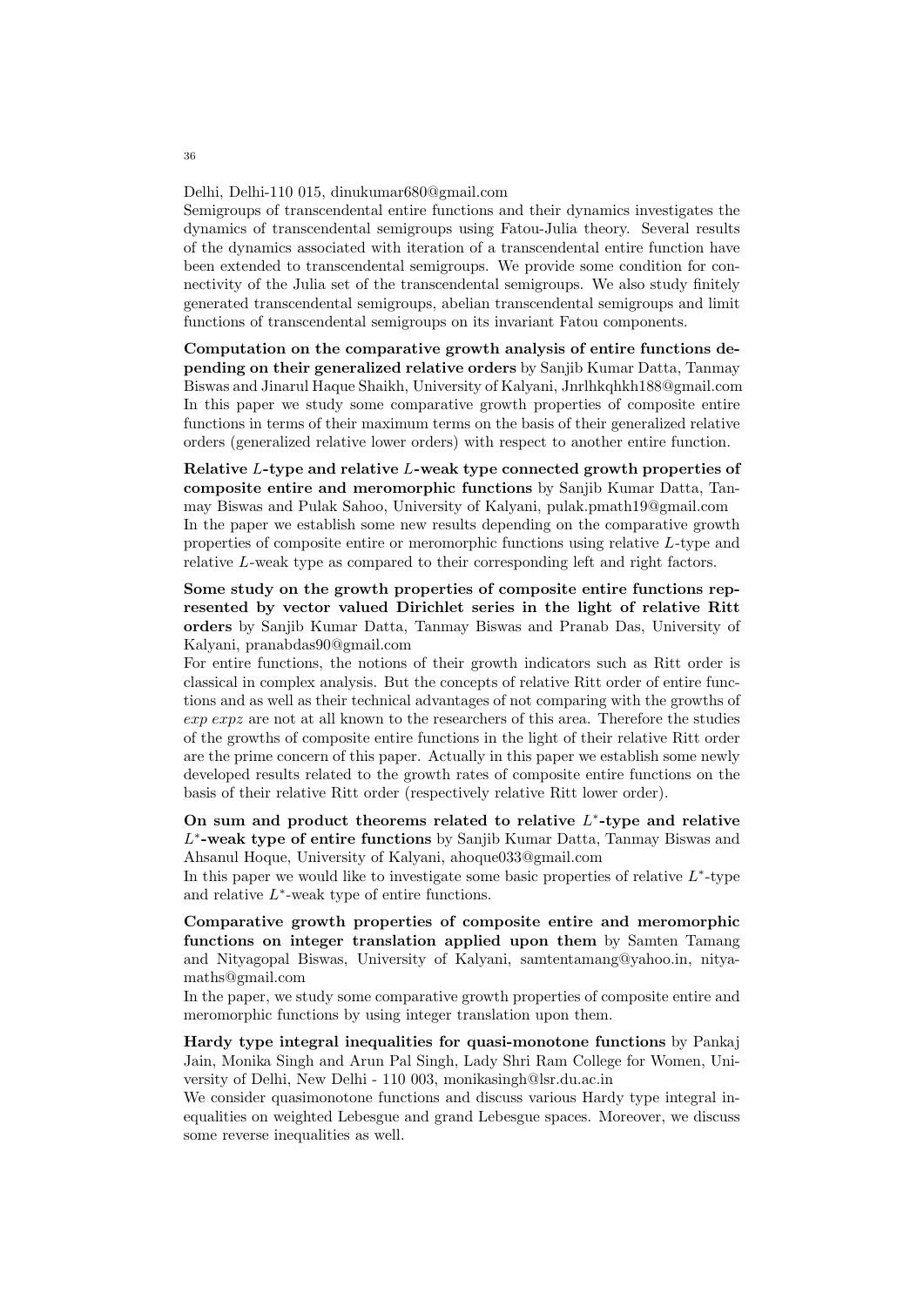Delhi, Delhi-110 015, dinukumar680@gmail.com

Semigroups of transcendental entire functions and their dynamics investigates the dynamics of transcendental semigroups using Fatou-Julia theory. Several results of the dynamics associated with iteration of a transcendental entire function have been extended to transcendental semigroups. We provide some condition for connectivity of the Julia set of the transcendental semigroups. We also study finitely generated transcendental semigroups, abelian transcendental semigroups and limit functions of transcendental semigroups on its invariant Fatou components.

**Computation on the comparative growth analysis of entire functions depending on their generalized relative orders** by Sanjib Kumar Datta, Tanmay Biswas and Jinarul Haque Shaikh, University of Kalyani, Jnrlhkqhkh188@gmail.com

In this paper we study some comparative growth properties of composite entire functions in terms of their maximum terms on the basis of their generalized relative orders (generalized relative lower orders) with respect to another entire function.

**Relative $L$-type and relative $L$-weak type connected growth properties of composite entire and meromorphic functions** by Sanjib Kumar Datta, Tanmay Biswas and Pulak Sahoo, University of Kalyani, pulak.pmath19@gmail.com

In the paper we establish some new results depending on the comparative growth properties of composite entire or meromorphic functions using relative $L$-type and relative $L$-weak type as compared to their corresponding left and right factors.

**Some study on the growth properties of composite entire functions represented by vector valued Dirichlet series in the light of relative Ritt orders** by Sanjib Kumar Datta, Tanmay Biswas and Pranab Das, University of Kalyani, pranabdas90@gmail.com

For entire functions, the notions of their growth indicators such as Ritt order is classical in complex analysis. But the concepts of relative Ritt order of entire functions and as well as their technical advantages of not comparing with the growths of $exp\ expz$ are not at all known to the researchers of this area. Therefore the studies of the growths of composite entire functions in the light of their relative Ritt order are the prime concern of this paper. Actually in this paper we establish some newly developed results related to the growth rates of composite entire functions on the basis of their relative Ritt order (respectively relative Ritt lower order).

**On sum and product theorems related to relative $L^*$-type and relative $L^*$-weak type of entire functions** by Sanjib Kumar Datta, Tanmay Biswas and Ahsanul Hoque, University of Kalyani, ahoque033@gmail.com

In this paper we would like to investigate some basic properties of relative $L^*$-type and relative $L^*$-weak type of entire functions.

**Comparative growth properties of composite entire and meromorphic functions on integer translation applied upon them** by Samten Tamang and Nityagopal Biswas, University of Kalyani, samtentamang@yahoo.in, nityamaths@gmail.com

In the paper, we study some comparative growth properties of composite entire and meromorphic functions by using integer translation upon them.

**Hardy type integral inequalities for quasi-monotone functions** by Pankaj Jain, Monika Singh and Arun Pal Singh, Lady Shri Ram College for Women, University of Delhi, New Delhi - 110 003, monikasingh@lsr.du.ac.in

We consider quasimonotone functions and discuss various Hardy type integral inequalities on weighted Lebesgue and grand Lebesgue spaces. Moreover, we discuss some reverse inequalities as well.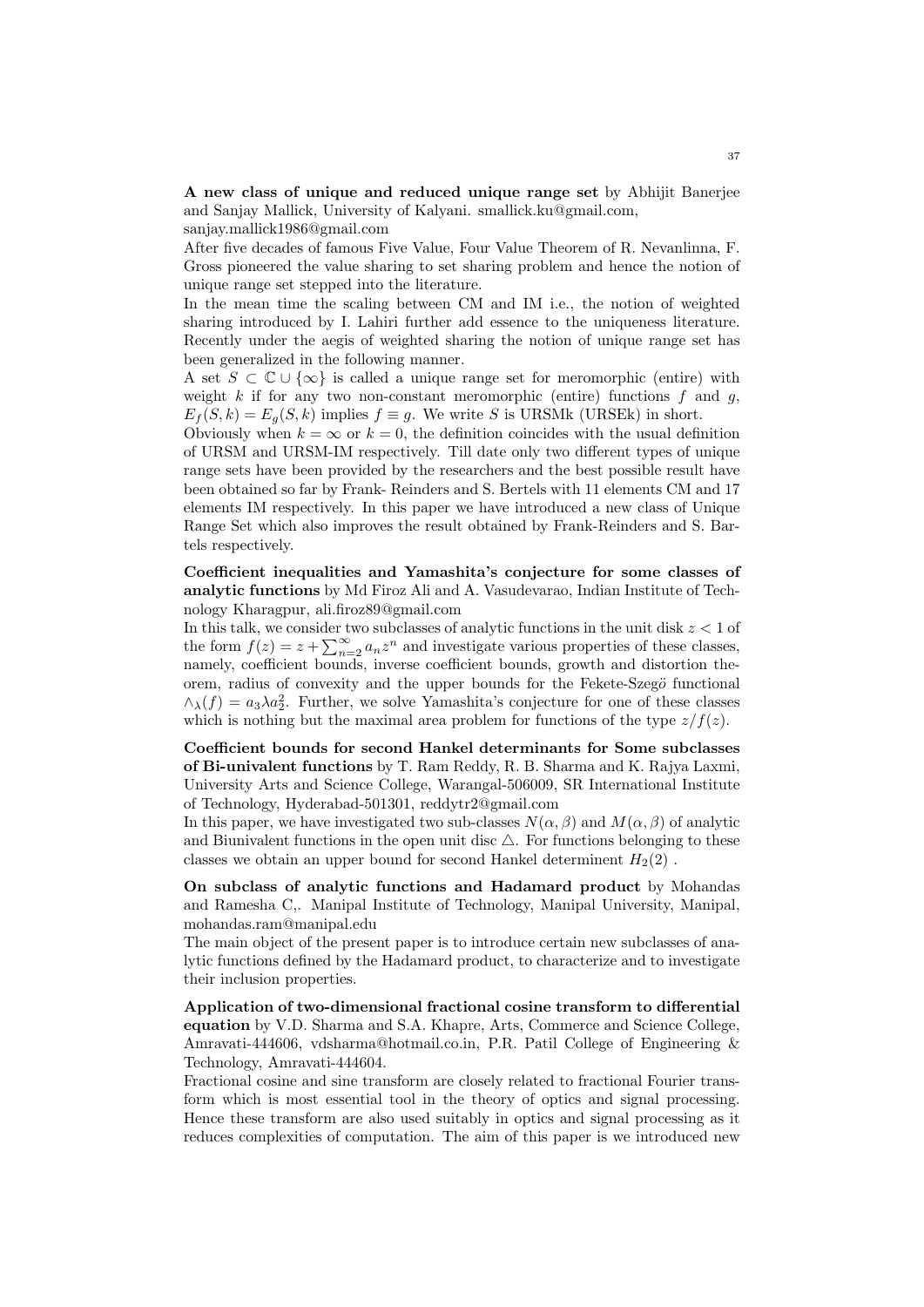**A new class of unique and reduced unique range set** by Abhijit Banerjee and Sanjay Mallick, University of Kalyani. smallick.ku@gmail.com, sanjay.mallick1986@gmail.com

After five decades of famous Five Value, Four Value Theorem of R. Nevanlinna, F. Gross pioneered the value sharing to set sharing problem and hence the notion of unique range set stepped into the literature.

In the mean time the scaling between CM and IM i.e., the notion of weighted sharing introduced by I. Lahiri further add essence to the uniqueness literature. Recently under the aegis of weighted sharing the notion of unique range set has been generalized in the following manner.

A set $S \subset \mathbb{C} \cup \{\infty\}$ is called a unique range set for meromorphic (entire) with weight $k$ if for any two non-constant meromorphic (entire) functions $f$ and $g$, $E_f(S,k) = E_g(S,k)$ implies $f \equiv g$. We write $S$ is URSMk (URSEk) in short.

Obviously when $k = \infty$ or $k = 0$, the definition coincides with the usual definition of URSM and URSM-IM respectively. Till date only two different types of unique range sets have been provided by the researchers and the best possible result have been obtained so far by Frank- Reinders and S. Bertels with 11 elements CM and 17 elements IM respectively. In this paper we have introduced a new class of Unique Range Set which also improves the result obtained by Frank-Reinders and S. Bartels respectively.

**Coefficient inequalities and Yamashita's conjecture for some classes of analytic functions** by Md Firoz Ali and A. Vasudevarao, Indian Institute of Technology Kharagpur, ali.firoz89@gmail.com

In this talk, we consider two subclasses of analytic functions in the unit disk $z < 1$ of the form $f(z) = z + \sum_{n=2}^{\infty} a_n z^n$ and investigate various properties of these classes, namely, coefficient bounds, inverse coefficient bounds, growth and distortion theorem, radius of convexity and the upper bounds for the Fekete-Szegö functional $\wedge_\lambda(f) = a_3 \lambda a_2^2$. Further, we solve Yamashita's conjecture for one of these classes which is nothing but the maximal area problem for functions of the type $z/f(z)$.

**Coefficient bounds for second Hankel determinants for Some subclasses of Bi-univalent functions** by T. Ram Reddy, R. B. Sharma and K. Rajya Laxmi, University Arts and Science College, Warangal-506009, SR International Institute of Technology, Hyderabad-501301, reddytr2@gmail.com

In this paper, we have investigated two sub-classes $N(\alpha, \beta)$ and $M(\alpha, \beta)$ of analytic and Biunivalent functions in the open unit disc $\triangle$. For functions belonging to these classes we obtain an upper bound for second Hankel determinent $H_2(2)$ .

**On subclass of analytic functions and Hadamard product** by Mohandas and Ramesha C,. Manipal Institute of Technology, Manipal University, Manipal, mohandas.ram@manipal.edu

The main object of the present paper is to introduce certain new subclasses of analytic functions defined by the Hadamard product, to characterize and to investigate their inclusion properties.

**Application of two-dimensional fractional cosine transform to differential equation** by V.D. Sharma and S.A. Khapre, Arts, Commerce and Science College, Amravati-444606, vdsharma@hotmail.co.in, P.R. Patil College of Engineering & Technology, Amravati-444604.

Fractional cosine and sine transform are closely related to fractional Fourier transform which is most essential tool in the theory of optics and signal processing. Hence these transform are also used suitably in optics and signal processing as it reduces complexities of computation. The aim of this paper is we introduced new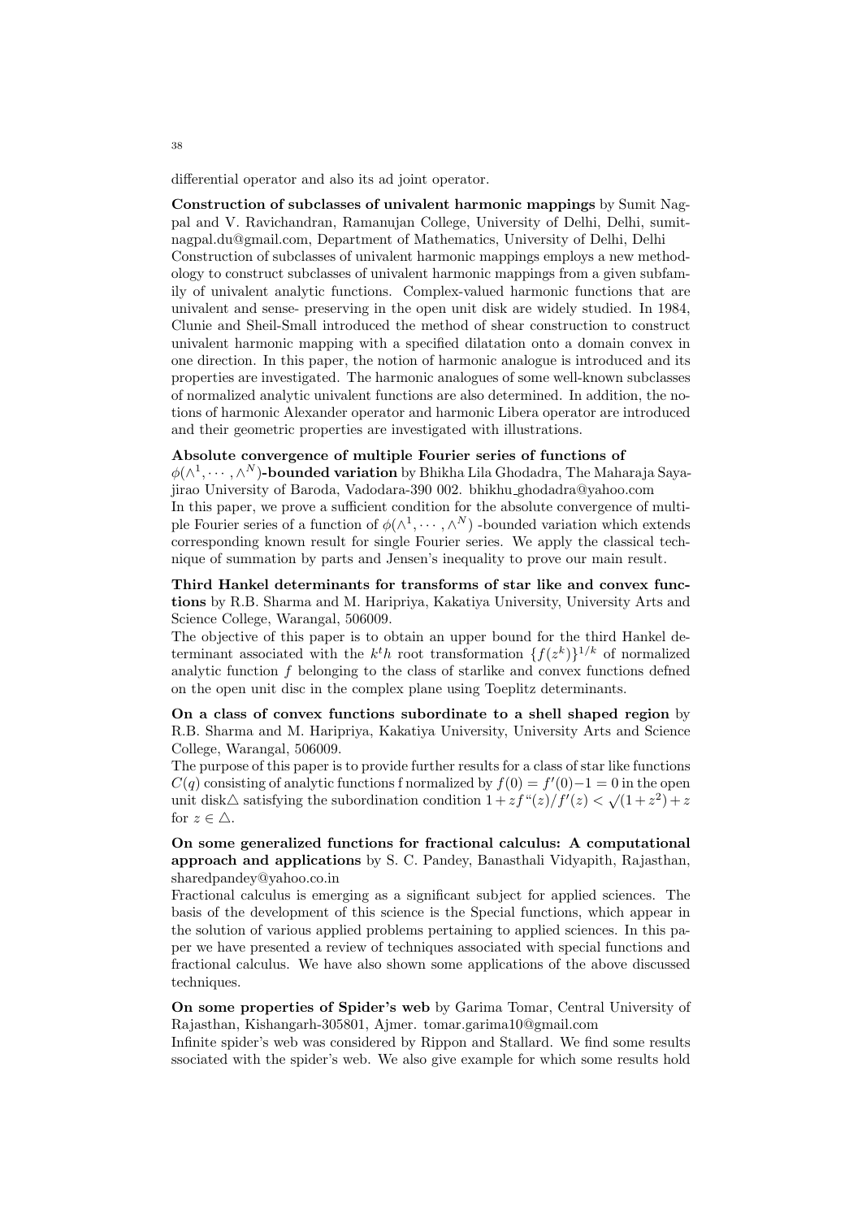differential operator and also its ad joint operator.

**Construction of subclasses of univalent harmonic mappings** by Sumit Nagpal and V. Ravichandran, Ramanujan College, University of Delhi, Delhi, sumitnagpal.du@gmail.com, Department of Mathematics, University of Delhi, Delhi
Construction of subclasses of univalent harmonic mappings employs a new methodology to construct subclasses of univalent harmonic mappings from a given subfamily of univalent analytic functions. Complex-valued harmonic functions that are univalent and sense- preserving in the open unit disk are widely studied. In 1984, Clunie and Sheil-Small introduced the method of shear construction to construct univalent harmonic mapping with a specified dilatation onto a domain convex in one direction. In this paper, the notion of harmonic analogue is introduced and its properties are investigated. The harmonic analogues of some well-known subclasses of normalized analytic univalent functions are also determined. In addition, the notions of harmonic Alexander operator and harmonic Libera operator are introduced and their geometric properties are investigated with illustrations.

**Absolute convergence of multiple Fourier series of functions of $\phi(\wedge^1, \cdots, \wedge^N)$-bounded variation** by Bhikha Lila Ghodadra, The Maharaja Sayajirao University of Baroda, Vadodara-390 002. bhikhu_ghodadra@yahoo.com
In this paper, we prove a sufficient condition for the absolute convergence of multiple Fourier series of a function of $\phi(\wedge^1, \cdots, \wedge^N)$ -bounded variation which extends corresponding known result for single Fourier series. We apply the classical technique of summation by parts and Jensen's inequality to prove our main result.

**Third Hankel determinants for transforms of star like and convex functions** by R.B. Sharma and M. Haripriya, Kakatiya University, University Arts and Science College, Warangal, 506009.
The objective of this paper is to obtain an upper bound for the third Hankel determinant associated with the $k^th$ root transformation $\{f(z^k)\}^{1/k}$ of normalized analytic function $f$ belonging to the class of starlike and convex functions defned on the open unit disc in the complex plane using Toeplitz determinants.

**On a class of convex functions subordinate to a shell shaped region** by R.B. Sharma and M. Haripriya, Kakatiya University, University Arts and Science College, Warangal, 506009.
The purpose of this paper is to provide further results for a class of star like functions $C(q)$ consisting of analytic functions f normalized by $f(0) = f'(0)-1 = 0$ in the open unit disk$\triangle$ satisfying the subordination condition $1 + zf``(z)/f'(z) < \sqrt{(1 + z^2)} + z$ for $z \in \triangle$.

**On some generalized functions for fractional calculus: A computational approach and applications** by S. C. Pandey, Banasthali Vidyapith, Rajasthan, sharedpandey@yahoo.co.in
Fractional calculus is emerging as a significant subject for applied sciences. The basis of the development of this science is the Special functions, which appear in the solution of various applied problems pertaining to applied sciences. In this paper we have presented a review of techniques associated with special functions and fractional calculus. We have also shown some applications of the above discussed techniques.

**On some properties of Spider's web** by Garima Tomar, Central University of Rajasthan, Kishangarh-305801, Ajmer. tomar.garima10@gmail.com
Infinite spider's web was considered by Rippon and Stallard. We find some results ssociated with the spider's web. We also give example for which some results hold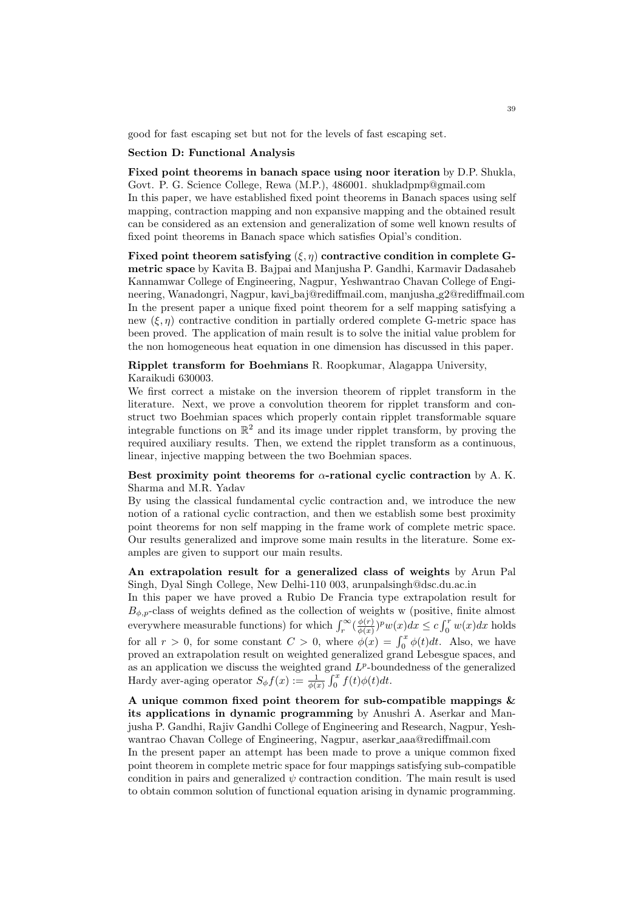good for fast escaping set but not for the levels of fast escaping set.

## Section D: Functional Analysis

**Fixed point theorems in banach space using noor iteration** by D.P. Shukla, Govt. P. G. Science College, Rewa (M.P.), 486001. shukladpmp@gmail.com
In this paper, we have established fixed point theorems in Banach spaces using self mapping, contraction mapping and non expansive mapping and the obtained result can be considered as an extension and generalization of some well known results of fixed point theorems in Banach space which satisfies Opial's condition.

**Fixed point theorem satisfying $(\xi, \eta)$ contractive condition in complete G-metric space** by Kavita B. Bajpai and Manjusha P. Gandhi, Karmavir Dadasaheb Kannamwar College of Engineering, Nagpur, Yeshwantrao Chavan College of Engineering, Wanadongri, Nagpur, kavi_baj@rediffmail.com, manjusha_g2@rediffmail.com
In the present paper a unique fixed point theorem for a self mapping satisfying a new $(\xi, \eta)$ contractive condition in partially ordered complete G-metric space has been proved. The application of main result is to solve the initial value problem for the non homogeneous heat equation in one dimension has discussed in this paper.

**Ripplet transform for Boehmians** R. Roopkumar, Alagappa University, Karaikudi 630003.
We first correct a mistake on the inversion theorem of ripplet transform in the literature. Next, we prove a convolution theorem for ripplet transform and construct two Boehmian spaces which properly contain ripplet transformable square integrable functions on $\mathbb{R}^2$ and its image under ripplet transform, by proving the required auxiliary results. Then, we extend the ripplet transform as a continuous, linear, injective mapping between the two Boehmian spaces.

**Best proximity point theorems for $\alpha$-rational cyclic contraction** by A. K. Sharma and M.R. Yadav
By using the classical fundamental cyclic contraction and, we introduce the new notion of a rational cyclic contraction, and then we establish some best proximity point theorems for non self mapping in the frame work of complete metric space. Our results generalized and improve some main results in the literature. Some examples are given to support our main results.

**An extrapolation result for a generalized class of weights** by Arun Pal Singh, Dyal Singh College, New Delhi-110 003, arunpalsingh@dsc.du.ac.in
In this paper we have proved a Rubio De Francia type extrapolation result for $B_{\phi,p}$-class of weights defined as the collection of weights w (positive, finite almost everywhere measurable functions) for which $\int_r^\infty (\frac{\phi(r)}{\phi(x)})^p w(x)dx \leq c \int_0^r w(x)dx$ holds for all $r > 0$, for some constant $C > 0$, where $\phi(x) = \int_0^x \phi(t)dt$. Also, we have proved an extrapolation result on weighted generalized grand Lebesgue spaces, and as an application we discuss the weighted grand $L^p$-boundedness of the generalized Hardy aver-aging operator $S_\phi f(x) := \frac{1}{\phi(x)} \int_0^x f(t)\phi(t)dt$.

**A unique common fixed point theorem for sub-compatible mappings & its applications in dynamic programming** by Anushri A. Aserkar and Manjusha P. Gandhi, Rajiv Gandhi College of Engineering and Research, Nagpur, Yeshwantrao Chavan College of Engineering, Nagpur, aserkar_aaa@rediffmail.com
In the present paper an attempt has been made to prove a unique common fixed point theorem in complete metric space for four mappings satisfying sub-compatible condition in pairs and generalized $\psi$ contraction condition. The main result is used to obtain common solution of functional equation arising in dynamic programming.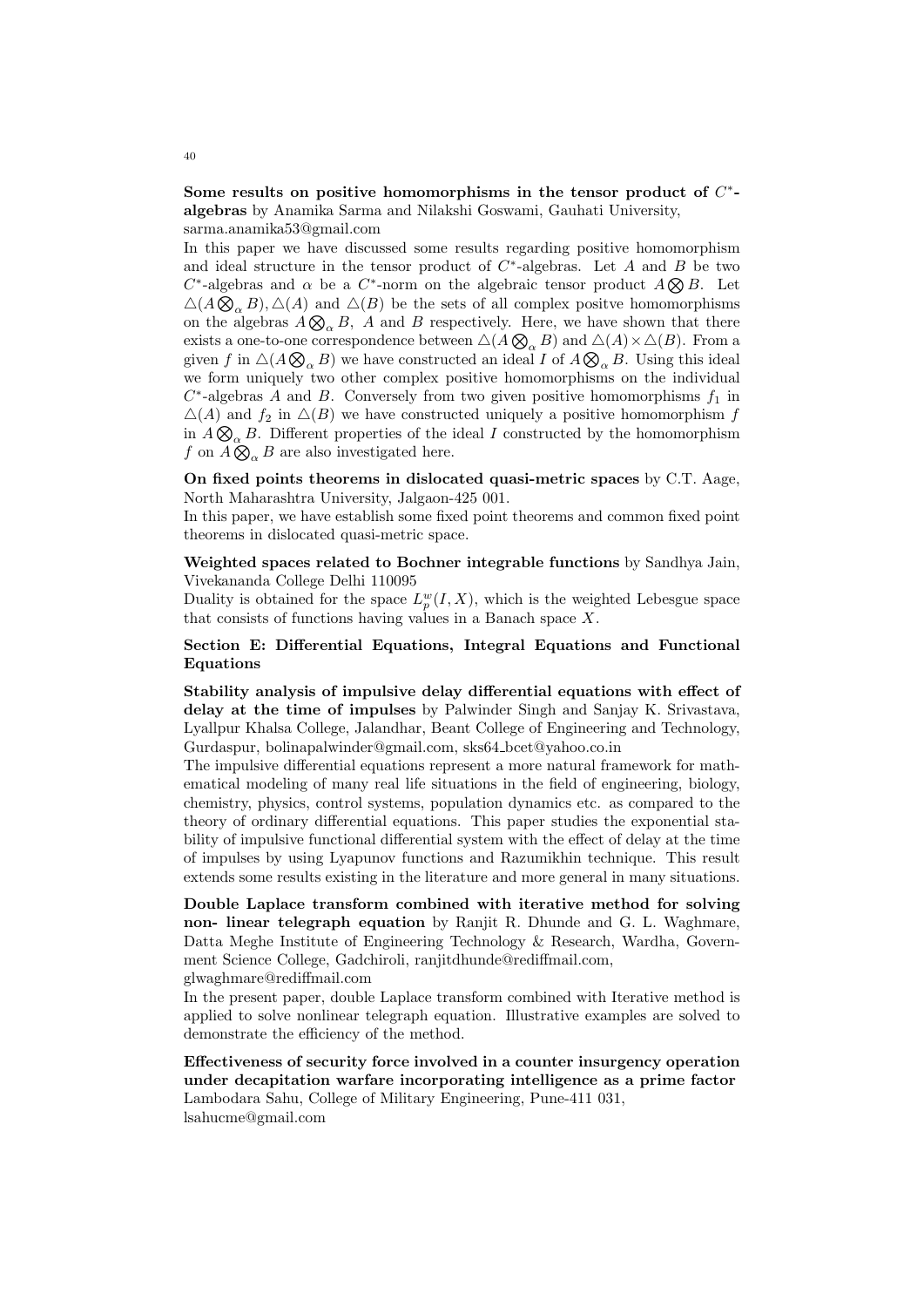**Some results on positive homomorphisms in the tensor product of $C^*$-algebras** by Anamika Sarma and Nilakshi Goswami, Gauhati University, sarma.anamika53@gmail.com

In this paper we have discussed some results regarding positive homomorphism and ideal structure in the tensor product of $C^*$-algebras. Let $A$ and $B$ be two $C^*$-algebras and $\alpha$ be a $C^*$-norm on the algebraic tensor product $A \bigotimes B$. Let $\triangle(A \bigotimes_\alpha B), \triangle(A)$ and $\triangle(B)$ be the sets of all complex positve homomorphisms on the algebras $A \bigotimes_\alpha B$, $A$ and $B$ respectively. Here, we have shown that there exists a one-to-one correspondence between $\triangle(A \bigotimes_\alpha B)$ and $\triangle(A) \times \triangle(B)$. From a given $f$ in $\triangle(A \bigotimes_\alpha B)$ we have constructed an ideal $I$ of $A \bigotimes_\alpha B$. Using this ideal we form uniquely two other complex positive homomorphisms on the individual $C^*$-algebras $A$ and $B$. Conversely from two given positive homomorphisms $f_1$ in $\triangle(A)$ and $f_2$ in $\triangle(B)$ we have constructed uniquely a positive homomorphism $f$ in $A \bigotimes_\alpha B$. Different properties of the ideal $I$ constructed by the homomorphism $f$ on $A \bigotimes_\alpha B$ are also investigated here.

**On fixed points theorems in dislocated quasi-metric spaces** by C.T. Aage, North Maharashtra University, Jalgaon-425 001.

In this paper, we have establish some fixed point theorems and common fixed point theorems in dislocated quasi-metric space.

**Weighted spaces related to Bochner integrable functions** by Sandhya Jain, Vivekananda College Delhi 110095

Duality is obtained for the space $L_p^w(I, X)$, which is the weighted Lebesgue space that consists of functions having values in a Banach space $X$.

## Section E: Differential Equations, Integral Equations and Functional Equations

**Stability analysis of impulsive delay differential equations with effect of delay at the time of impulses** by Palwinder Singh and Sanjay K. Srivastava, Lyallpur Khalsa College, Jalandhar, Beant College of Engineering and Technology, Gurdaspur, bolinapalwinder@gmail.com, sks64_bcet@yahoo.co.in

The impulsive differential equations represent a more natural framework for mathematical modeling of many real life situations in the field of engineering, biology, chemistry, physics, control systems, population dynamics etc. as compared to the theory of ordinary differential equations. This paper studies the exponential stability of impulsive functional differential system with the effect of delay at the time of impulses by using Lyapunov functions and Razumikhin technique. This result extends some results existing in the literature and more general in many situations.

**Double Laplace transform combined with iterative method for solving non- linear telegraph equation** by Ranjit R. Dhunde and G. L. Waghmare, Datta Meghe Institute of Engineering Technology & Research, Wardha, Government Science College, Gadchiroli, ranjitdhunde@rediffmail.com, glwaghmare@rediffmail.com

In the present paper, double Laplace transform combined with Iterative method is applied to solve nonlinear telegraph equation. Illustrative examples are solved to demonstrate the efficiency of the method.

**Effectiveness of security force involved in a counter insurgency operation under decapitation warfare incorporating intelligence as a prime factor** Lambodara Sahu, College of Military Engineering, Pune-411 031, lsahucme@gmail.com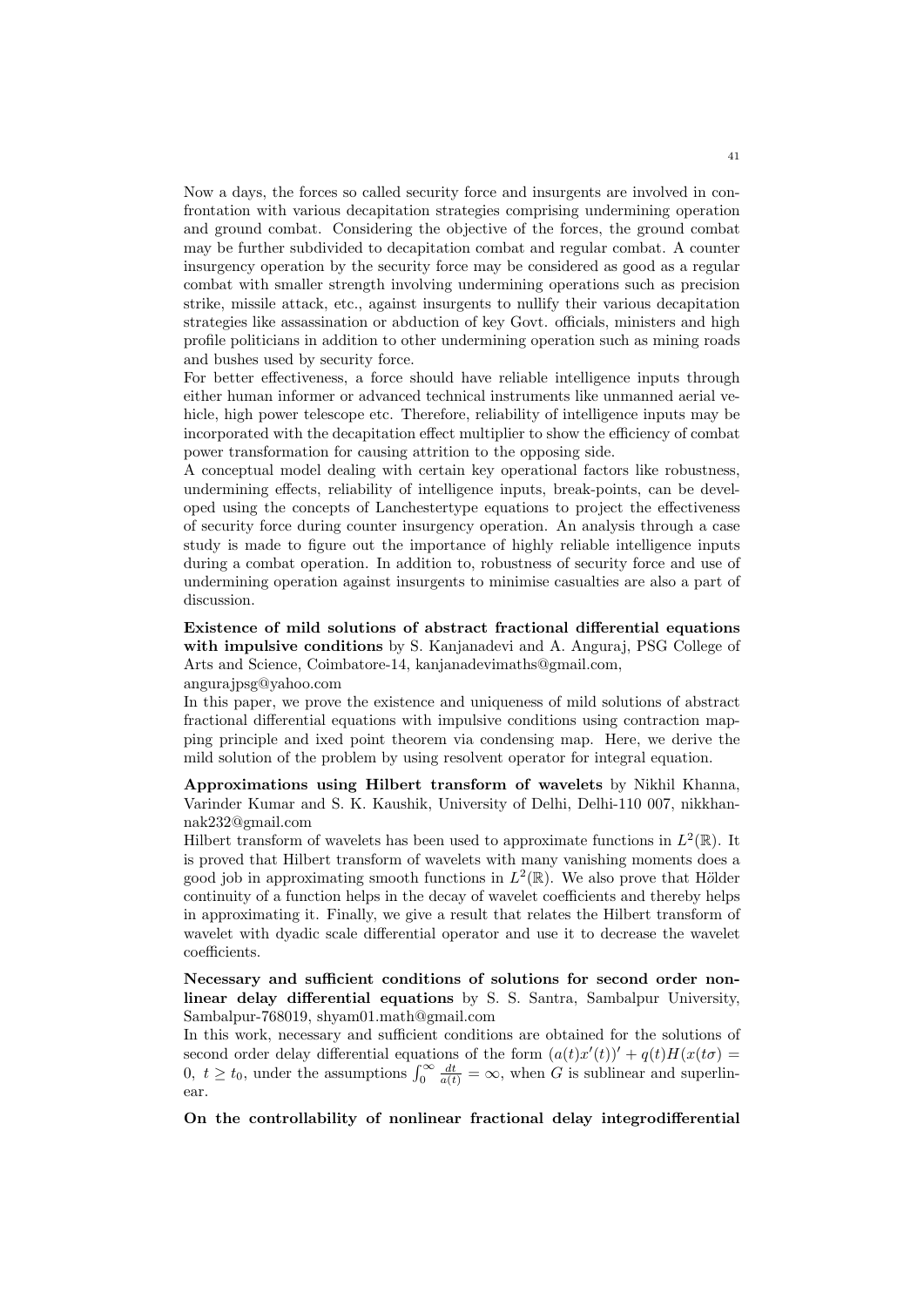Now a days, the forces so called security force and insurgents are involved in confrontation with various decapitation strategies comprising undermining operation and ground combat. Considering the objective of the forces, the ground combat may be further subdivided to decapitation combat and regular combat. A counter insurgency operation by the security force may be considered as good as a regular combat with smaller strength involving undermining operations such as precision strike, missile attack, etc., against insurgents to nullify their various decapitation strategies like assassination or abduction of key Govt. officials, ministers and high profile politicians in addition to other undermining operation such as mining roads and bushes used by security force.

For better effectiveness, a force should have reliable intelligence inputs through either human informer or advanced technical instruments like unmanned aerial vehicle, high power telescope etc. Therefore, reliability of intelligence inputs may be incorporated with the decapitation effect multiplier to show the efficiency of combat power transformation for causing attrition to the opposing side.

A conceptual model dealing with certain key operational factors like robustness, undermining effects, reliability of intelligence inputs, break-points, can be developed using the concepts of Lanchestertype equations to project the effectiveness of security force during counter insurgency operation. An analysis through a case study is made to figure out the importance of highly reliable intelligence inputs during a combat operation. In addition to, robustness of security force and use of undermining operation against insurgents to minimise casualties are also a part of discussion.

**Existence of mild solutions of abstract fractional differential equations with impulsive conditions** by S. Kanjanadevi and A. Anguraj, PSG College of Arts and Science, Coimbatore-14, kanjanadevimaths@gmail.com, angurajpsg@yahoo.com

In this paper, we prove the existence and uniqueness of mild solutions of abstract fractional differential equations with impulsive conditions using contraction mapping principle and ixed point theorem via condensing map. Here, we derive the mild solution of the problem by using resolvent operator for integral equation.

**Approximations using Hilbert transform of wavelets** by Nikhil Khanna, Varinder Kumar and S. K. Kaushik, University of Delhi, Delhi-110 007, nikkhannak232@gmail.com

Hilbert transform of wavelets has been used to approximate functions in $L^2(\mathbb{R})$. It is proved that Hilbert transform of wavelets with many vanishing moments does a good job in approximating smooth functions in $L^2(\mathbb{R})$. We also prove that Hölder continuity of a function helps in the decay of wavelet coefficients and thereby helps in approximating it. Finally, we give a result that relates the Hilbert transform of wavelet with dyadic scale differential operator and use it to decrease the wavelet coefficients.

**Necessary and sufficient conditions of solutions for second order nonlinear delay differential equations** by S. S. Santra, Sambalpur University, Sambalpur-768019, shyam01.math@gmail.com

In this work, necessary and sufficient conditions are obtained for the solutions of second order delay differential equations of the form $(a(t)x'(t))' + q(t)H(x(t\sigma) = 0,\ t \geq t_0$, under the assumptions $\int_0^\infty \frac{dt}{a(t)} = \infty$, when $G$ is sublinear and superlinear.

**On the controllability of nonlinear fractional delay integrodifferential**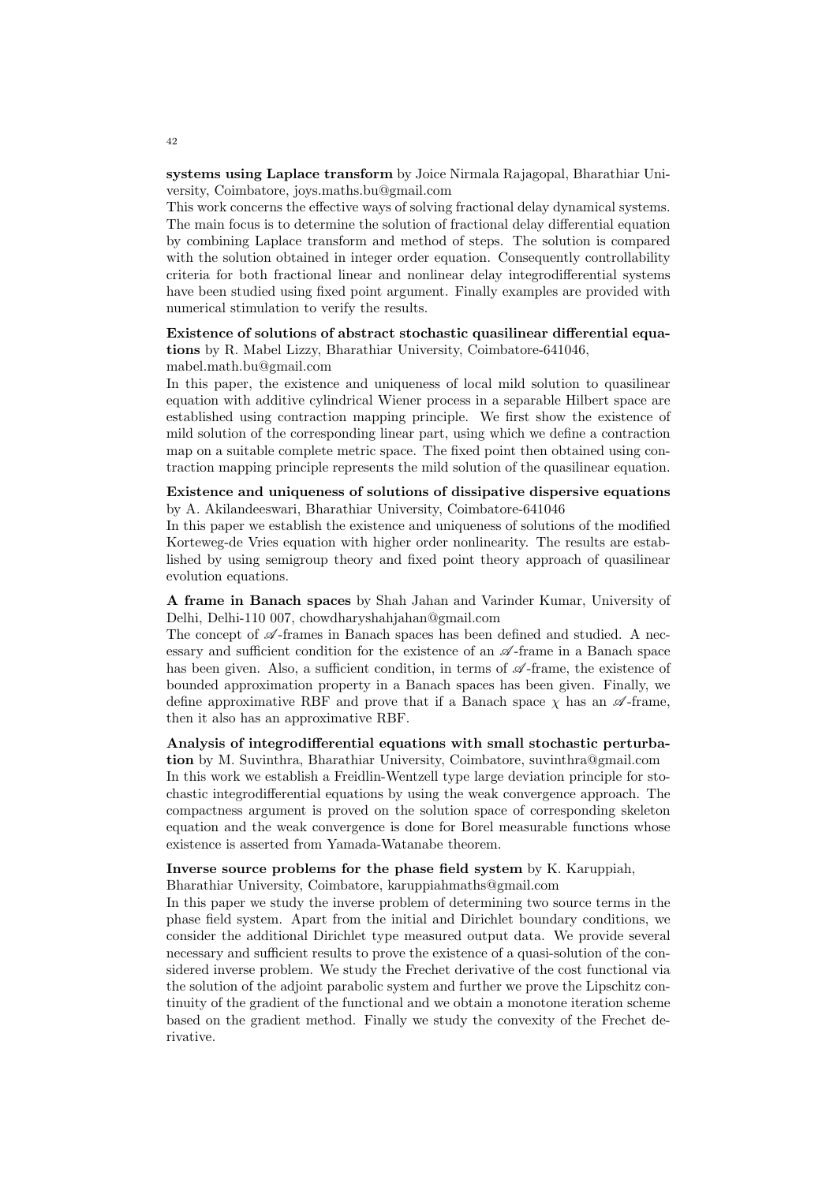**systems using Laplace transform** by Joice Nirmala Rajagopal, Bharathiar University, Coimbatore, joys.maths.bu@gmail.com

This work concerns the effective ways of solving fractional delay dynamical systems. The main focus is to determine the solution of fractional delay differential equation by combining Laplace transform and method of steps. The solution is compared with the solution obtained in integer order equation. Consequently controllability criteria for both fractional linear and nonlinear delay integrodifferential systems have been studied using fixed point argument. Finally examples are provided with numerical stimulation to verify the results.

**Existence of solutions of abstract stochastic quasilinear differential equations** by R. Mabel Lizzy, Bharathiar University, Coimbatore-641046, mabel.math.bu@gmail.com

In this paper, the existence and uniqueness of local mild solution to quasilinear equation with additive cylindrical Wiener process in a separable Hilbert space are established using contraction mapping principle. We first show the existence of mild solution of the corresponding linear part, using which we define a contraction map on a suitable complete metric space. The fixed point then obtained using contraction mapping principle represents the mild solution of the quasilinear equation.

**Existence and uniqueness of solutions of dissipative dispersive equations** by A. Akilandeeswari, Bharathiar University, Coimbatore-641046

In this paper we establish the existence and uniqueness of solutions of the modified Korteweg-de Vries equation with higher order nonlinearity. The results are established by using semigroup theory and fixed point theory approach of quasilinear evolution equations.

**A frame in Banach spaces** by Shah Jahan and Varinder Kumar, University of Delhi, Delhi-110 007, chowdharyshahjahan@gmail.com

The concept of $\mathscr{A}$-frames in Banach spaces has been defined and studied. A necessary and sufficient condition for the existence of an $\mathscr{A}$-frame in a Banach space has been given. Also, a sufficient condition, in terms of $\mathscr{A}$-frame, the existence of bounded approximation property in a Banach spaces has been given. Finally, we define approximative RBF and prove that if a Banach space $\chi$ has an $\mathscr{A}$-frame, then it also has an approximative RBF.

**Analysis of integrodifferential equations with small stochastic perturbation** by M. Suvinthra, Bharathiar University, Coimbatore, suvinthra@gmail.com

In this work we establish a Freidlin-Wentzell type large deviation principle for stochastic integrodifferential equations by using the weak convergence approach. The compactness argument is proved on the solution space of corresponding skeleton equation and the weak convergence is done for Borel measurable functions whose existence is asserted from Yamada-Watanabe theorem.

**Inverse source problems for the phase field system** by K. Karuppiah, Bharathiar University, Coimbatore, karuppiahmaths@gmail.com

In this paper we study the inverse problem of determining two source terms in the phase field system. Apart from the initial and Dirichlet boundary conditions, we consider the additional Dirichlet type measured output data. We provide several necessary and sufficient results to prove the existence of a quasi-solution of the considered inverse problem. We study the Frechet derivative of the cost functional via the solution of the adjoint parabolic system and further we prove the Lipschitz continuity of the gradient of the functional and we obtain a monotone iteration scheme based on the gradient method. Finally we study the convexity of the Frechet derivative.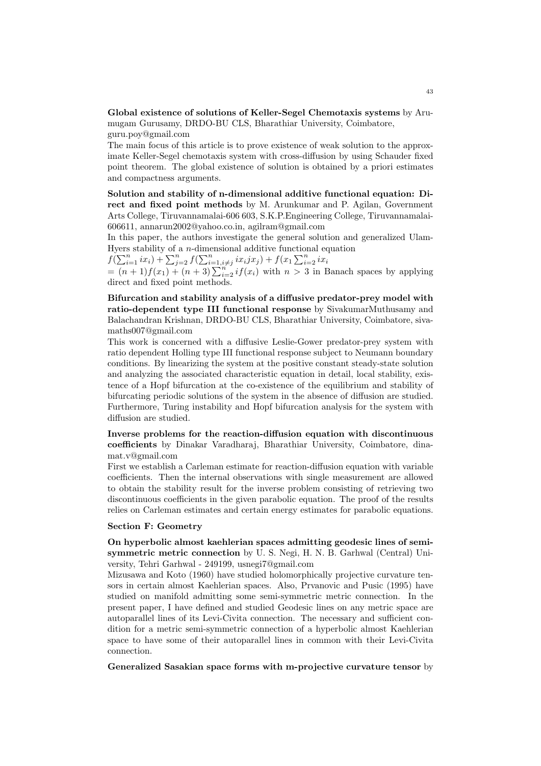**Global existence of solutions of Keller-Segel Chemotaxis systems** by Arumugam Gurusamy, DRDO-BU CLS, Bharathiar University, Coimbatore, guru.poy@gmail.com

The main focus of this article is to prove existence of weak solution to the approximate Keller-Segel chemotaxis system with cross-diffusion by using Schauder fixed point theorem. The global existence of solution is obtained by a priori estimates and compactness arguments.

**Solution and stability of n-dimensional additive functional equation: Direct and fixed point methods** by M. Arunkumar and P. Agilan, Government Arts College, Tiruvannamalai-606 603, S.K.P.Engineering College, Tiruvannamalai-606611, annarun2002@yahoo.co.in, agilram@gmail.com

In this paper, the authors investigate the general solution and generalized Ulam-Hyers stability of a $n$-dimensional additive functional equation
$f(\sum_{i=1}^{n} ix_i) + \sum_{j=2}^{n} f(\sum_{i=1, i\neq j}^{n} ix_i jx_j) + f(x_1 \sum_{i=2}^{n} ix_i$
$= (n+1)f(x_1) + (n+3)\sum_{i=2}^{n} if(x_i)$ with $n > 3$ in Banach spaces by applying direct and fixed point methods.

**Bifurcation and stability analysis of a diffusive predator-prey model with ratio-dependent type III functional response** by SivakumarMuthusamy and Balachandran Krishnan, DRDO-BU CLS, Bharathiar University, Coimbatore, sivamaths007@gmail.com

This work is concerned with a diffusive Leslie-Gower predator-prey system with ratio dependent Holling type III functional response subject to Neumann boundary conditions. By linearizing the system at the positive constant steady-state solution and analyzing the associated characteristic equation in detail, local stability, existence of a Hopf bifurcation at the co-existence of the equilibrium and stability of bifurcating periodic solutions of the system in the absence of diffusion are studied. Furthermore, Turing instability and Hopf bifurcation analysis for the system with diffusion are studied.

**Inverse problems for the reaction-diffusion equation with discontinuous coefficients** by Dinakar Varadharaj, Bharathiar University, Coimbatore, dinamat.v@gmail.com

First we establish a Carleman estimate for reaction-diffusion equation with variable coefficients. Then the internal observations with single measurement are allowed to obtain the stability result for the inverse problem consisting of retrieving two discontinuous coefficients in the given parabolic equation. The proof of the results relies on Carleman estimates and certain energy estimates for parabolic equations.

## Section F: Geometry

**On hyperbolic almost kaehlerian spaces admitting geodesic lines of semi-symmetric metric connection** by U. S. Negi, H. N. B. Garhwal (Central) University, Tehri Garhwal - 249199, usnegi7@gmail.com

Mizusawa and Koto (1960) have studied holomorphically projective curvature tensors in certain almost Kaehlerian spaces. Also, Prvanovic and Pusic (1995) have studied on manifold admitting some semi-symmetric metric connection. In the present paper, I have defined and studied Geodesic lines on any metric space are autoparallel lines of its Levi-Civita connection. The necessary and sufficient condition for a metric semi-symmetric connection of a hyperbolic almost Kaehlerian space to have some of their autoparallel lines in common with their Levi-Civita connection.

**Generalized Sasakian space forms with m-projective curvature tensor** by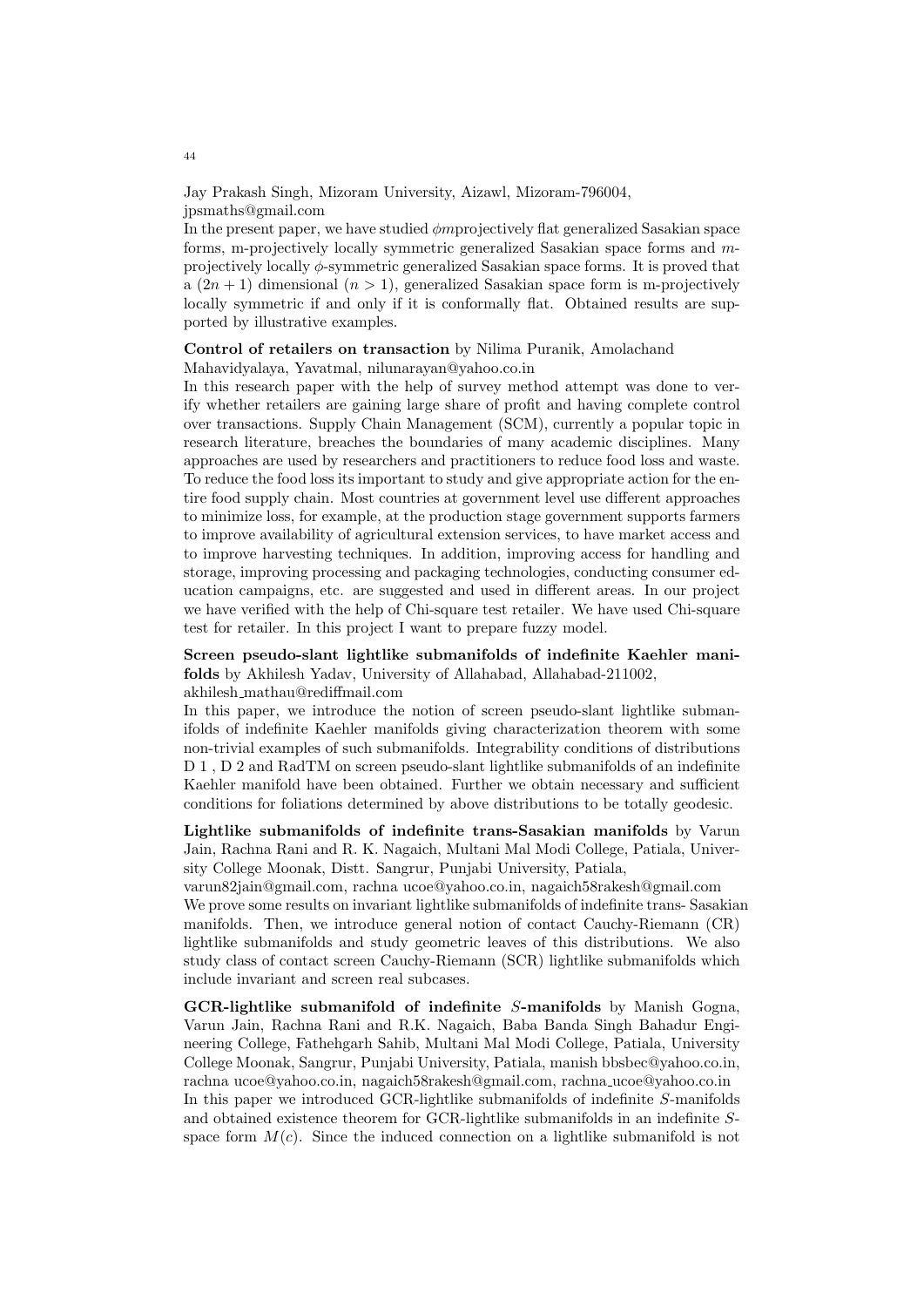Jay Prakash Singh, Mizoram University, Aizawl, Mizoram-796004, jpsmaths@gmail.com

In the present paper, we have studied $\phi m$projectively flat generalized Sasakian space forms, m-projectively locally symmetric generalized Sasakian space forms and $m$-projectively locally $\phi$-symmetric generalized Sasakian space forms. It is proved that a $(2n+1)$ dimensional $(n > 1)$, generalized Sasakian space form is m-projectively locally symmetric if and only if it is conformally flat. Obtained results are supported by illustrative examples.

**Control of retailers on transaction** by Nilima Puranik, Amolachand Mahavidyalaya, Yavatmal, nilunarayan@yahoo.co.in

In this research paper with the help of survey method attempt was done to verify whether retailers are gaining large share of profit and having complete control over transactions. Supply Chain Management (SCM), currently a popular topic in research literature, breaches the boundaries of many academic disciplines. Many approaches are used by researchers and practitioners to reduce food loss and waste. To reduce the food loss its important to study and give appropriate action for the entire food supply chain. Most countries at government level use different approaches to minimize loss, for example, at the production stage government supports farmers to improve availability of agricultural extension services, to have market access and to improve harvesting techniques. In addition, improving access for handling and storage, improving processing and packaging technologies, conducting consumer education campaigns, etc. are suggested and used in different areas. In our project we have verified with the help of Chi-square test retailer. We have used Chi-square test for retailer. In this project I want to prepare fuzzy model.

**Screen pseudo-slant lightlike submanifolds of indefinite Kaehler manifolds** by Akhilesh Yadav, University of Allahabad, Allahabad-211002, akhilesh_mathau@rediffmail.com

In this paper, we introduce the notion of screen pseudo-slant lightlike submanifolds of indefinite Kaehler manifolds giving characterization theorem with some non-trivial examples of such submanifolds. Integrability conditions of distributions D 1 , D 2 and RadTM on screen pseudo-slant lightlike submanifolds of an indefinite Kaehler manifold have been obtained. Further we obtain necessary and sufficient conditions for foliations determined by above distributions to be totally geodesic.

**Lightlike submanifolds of indefinite trans-Sasakian manifolds** by Varun Jain, Rachna Rani and R. K. Nagaich, Multani Mal Modi College, Patiala, University College Moonak, Distt. Sangrur, Punjabi University, Patiala, varun82jain@gmail.com, rachna ucoe@yahoo.co.in, nagaich58rakesh@gmail.com

We prove some results on invariant lightlike submanifolds of indefinite trans- Sasakian manifolds. Then, we introduce general notion of contact Cauchy-Riemann (CR) lightlike submanifolds and study geometric leaves of this distributions. We also study class of contact screen Cauchy-Riemann (SCR) lightlike submanifolds which include invariant and screen real subcases.

**GCR-lightlike submanifold of indefinite $S$-manifolds** by Manish Gogna, Varun Jain, Rachna Rani and R.K. Nagaich, Baba Banda Singh Bahadur Engineering College, Fathehgarh Sahib, Multani Mal Modi College, Patiala, University College Moonak, Sangrur, Punjabi University, Patiala, manish bbsbec@yahoo.co.in, rachna ucoe@yahoo.co.in, nagaich58rakesh@gmail.com, rachna_ucoe@yahoo.co.in

In this paper we introduced GCR-lightlike submanifolds of indefinite $S$-manifolds and obtained existence theorem for GCR-lightlike submanifolds in an indefinite $S$-space form $M(c)$. Since the induced connection on a lightlike submanifold is not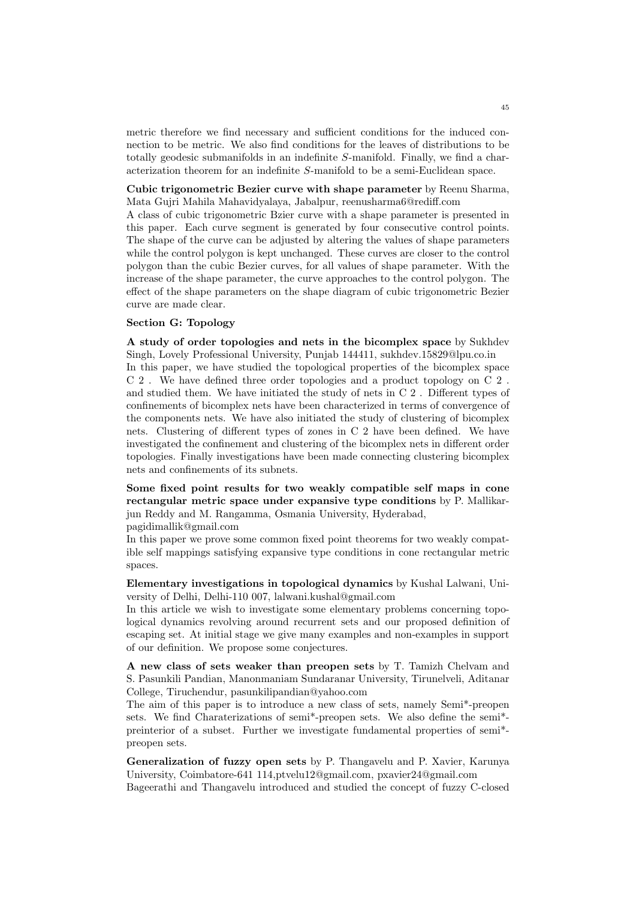metric therefore we find necessary and sufficient conditions for the induced connection to be metric. We also find conditions for the leaves of distributions to be totally geodesic submanifolds in an indefinite $S$-manifold. Finally, we find a characterization theorem for an indefinite $S$-manifold to be a semi-Euclidean space.

**Cubic trigonometric Bezier curve with shape parameter** by Reenu Sharma, Mata Gujri Mahila Mahavidyalaya, Jabalpur, reenusharma6@rediff.com
A class of cubic trigonometric Bzier curve with a shape parameter is presented in this paper. Each curve segment is generated by four consecutive control points. The shape of the curve can be adjusted by altering the values of shape parameters while the control polygon is kept unchanged. These curves are closer to the control polygon than the cubic Bezier curves, for all values of shape parameter. With the increase of the shape parameter, the curve approaches to the control polygon. The effect of the shape parameters on the shape diagram of cubic trigonometric Bezier curve are made clear.

**Section G: Topology**

**A study of order topologies and nets in the bicomplex space** by Sukhdev Singh, Lovely Professional University, Punjab 144411, sukhdev.15829@lpu.co.in
In this paper, we have studied the topological properties of the bicomplex space C 2 . We have defined three order topologies and a product topology on C 2 . and studied them. We have initiated the study of nets in C 2 . Different types of confinements of bicomplex nets have been characterized in terms of convergence of the components nets. We have also initiated the study of clustering of bicomplex nets. Clustering of different types of zones in C 2 have been defined. We have investigated the confinement and clustering of the bicomplex nets in different order topologies. Finally investigations have been made connecting clustering bicomplex nets and confinements of its subnets.

**Some fixed point results for two weakly compatible self maps in cone rectangular metric space under expansive type conditions** by P. Mallikarjun Reddy and M. Rangamma, Osmania University, Hyderabad, pagidimallik@gmail.com
In this paper we prove some common fixed point theorems for two weakly compatible self mappings satisfying expansive type conditions in cone rectangular metric spaces.

**Elementary investigations in topological dynamics** by Kushal Lalwani, University of Delhi, Delhi-110 007, lalwani.kushal@gmail.com
In this article we wish to investigate some elementary problems concerning topological dynamics revolving around recurrent sets and our proposed definition of escaping set. At initial stage we give many examples and non-examples in support of our definition. We propose some conjectures.

**A new class of sets weaker than preopen sets** by T. Tamizh Chelvam and S. Pasunkili Pandian, Manonmaniam Sundaranar University, Tirunelveli, Aditanar College, Tiruchendur, pasunkilipandian@yahoo.com
The aim of this paper is to introduce a new class of sets, namely Semi*-preopen sets. We find Charaterizations of semi*-preopen sets. We also define the semi*-preinterior of a subset. Further we investigate fundamental properties of semi*-preopen sets.

**Generalization of fuzzy open sets** by P. Thangavelu and P. Xavier, Karunya University, Coimbatore-641 114,ptvelu12@gmail.com, pxavier24@gmail.com
Bageerathi and Thangavelu introduced and studied the concept of fuzzy C-closed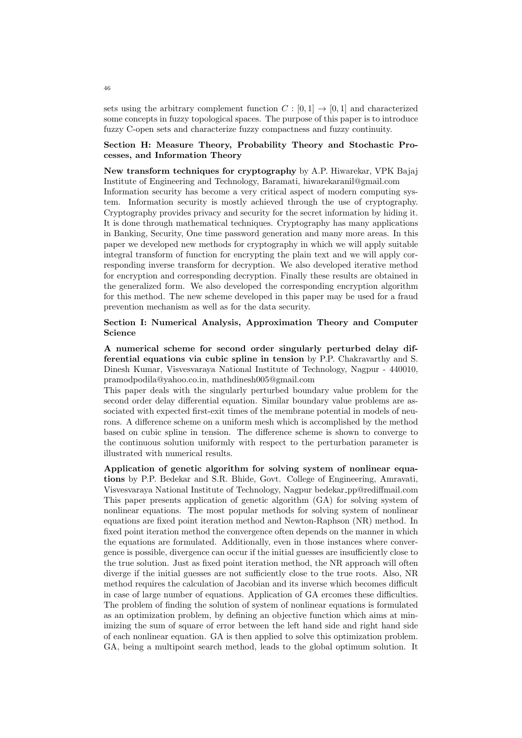sets using the arbitrary complement function $C : [0, 1] \to [0, 1]$ and characterized some concepts in fuzzy topological spaces. The purpose of this paper is to introduce fuzzy C-open sets and characterize fuzzy compactness and fuzzy continuity.

### Section H: Measure Theory, Probability Theory and Stochastic Processes, and Information Theory

**New transform techniques for cryptography** by A.P. Hiwarekar, VPK Bajaj Institute of Engineering and Technology, Baramati, hiwarekaranil@gmail.com
Information security has become a very critical aspect of modern computing system. Information security is mostly achieved through the use of cryptography. Cryptography provides privacy and security for the secret information by hiding it. It is done through mathematical techniques. Cryptography has many applications in Banking, Security, One time password generation and many more areas. In this paper we developed new methods for cryptography in which we will apply suitable integral transform of function for encrypting the plain text and we will apply corresponding inverse transform for decryption. We also developed iterative method for encryption and corresponding decryption. Finally these results are obtained in the generalized form. We also developed the corresponding encryption algorithm for this method. The new scheme developed in this paper may be used for a fraud prevention mechanism as well as for the data security.

### Section I: Numerical Analysis, Approximation Theory and Computer Science

**A numerical scheme for second order singularly perturbed delay differential equations via cubic spline in tension** by P.P. Chakravarthy and S. Dinesh Kumar, Visvesvaraya National Institute of Technology, Nagpur - 440010, pramodpodila@yahoo.co.in, mathdinesh005@gmail.com
This paper deals with the singularly perturbed boundary value problem for the second order delay differential equation. Similar boundary value problems are associated with expected first-exit times of the membrane potential in models of neurons. A difference scheme on a uniform mesh which is accomplished by the method based on cubic spline in tension. The difference scheme is shown to converge to the continuous solution uniformly with respect to the perturbation parameter is illustrated with numerical results.

**Application of genetic algorithm for solving system of nonlinear equations** by P.P. Bedekar and S.R. Bhide, Govt. College of Engineering, Amravati, Visvesvaraya National Institute of Technology, Nagpur bedekar_pp@rediffmail.com
This paper presents application of genetic algorithm (GA) for solving system of nonlinear equations. The most popular methods for solving system of nonlinear equations are fixed point iteration method and Newton-Raphson (NR) method. In fixed point iteration method the convergence often depends on the manner in which the equations are formulated. Additionally, even in those instances where convergence is possible, divergence can occur if the initial guesses are insufficiently close to the true solution. Just as fixed point iteration method, the NR approach will often diverge if the initial guesses are not sufficiently close to the true roots. Also, NR method requires the calculation of Jacobian and its inverse which becomes difficult in case of large number of equations. Application of GA ercomes these difficulties. The problem of finding the solution of system of nonlinear equations is formulated as an optimization problem, by defining an objective function which aims at minimizing the sum of square of error between the left hand side and right hand side of each nonlinear equation. GA is then applied to solve this optimization problem. GA, being a multipoint search method, leads to the global optimum solution. It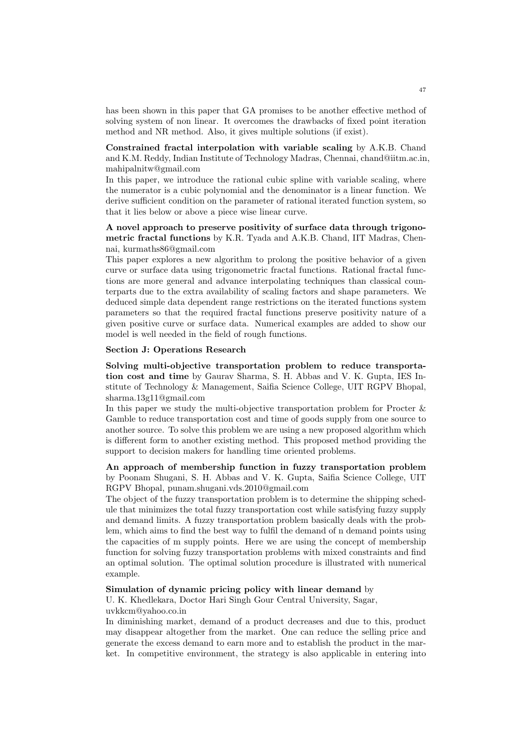has been shown in this paper that GA promises to be another effective method of solving system of non linear. It overcomes the drawbacks of fixed point iteration method and NR method. Also, it gives multiple solutions (if exist).

**Constrained fractal interpolation with variable scaling** by A.K.B. Chand and K.M. Reddy, Indian Institute of Technology Madras, Chennai, chand@iitm.ac.in, mahipalnitw@gmail.com

In this paper, we introduce the rational cubic spline with variable scaling, where the numerator is a cubic polynomial and the denominator is a linear function. We derive sufficient condition on the parameter of rational iterated function system, so that it lies below or above a piece wise linear curve.

**A novel approach to preserve positivity of surface data through trigonometric fractal functions** by K.R. Tyada and A.K.B. Chand, IIT Madras, Chennai, kurmaths86@gmail.com

This paper explores a new algorithm to prolong the positive behavior of a given curve or surface data using trigonometric fractal functions. Rational fractal functions are more general and advance interpolating techniques than classical counterparts due to the extra availability of scaling factors and shape parameters. We deduced simple data dependent range restrictions on the iterated functions system parameters so that the required fractal functions preserve positivity nature of a given positive curve or surface data. Numerical examples are added to show our model is well needed in the field of rough functions.

### Section J: Operations Research

**Solving multi-objective transportation problem to reduce transportation cost and time** by Gaurav Sharma, S. H. Abbas and V. K. Gupta, IES Institute of Technology & Management, Saifia Science College, UIT RGPV Bhopal, sharma.13g11@gmail.com

In this paper we study the multi-objective transportation problem for Procter & Gamble to reduce transportation cost and time of goods supply from one source to another source. To solve this problem we are using a new proposed algorithm which is different form to another existing method. This proposed method providing the support to decision makers for handling time oriented problems.

**An approach of membership function in fuzzy transportation problem** by Poonam Shugani, S. H. Abbas and V. K. Gupta, Saifia Science College, UIT RGPV Bhopal, punam.shugani.vds.2010@gmail.com

The object of the fuzzy transportation problem is to determine the shipping schedule that minimizes the total fuzzy transportation cost while satisfying fuzzy supply and demand limits. A fuzzy transportation problem basically deals with the problem, which aims to find the best way to fulfil the demand of n demand points using the capacities of m supply points. Here we are using the concept of membership function for solving fuzzy transportation problems with mixed constraints and find an optimal solution. The optimal solution procedure is illustrated with numerical example.

**Simulation of dynamic pricing policy with linear demand** by U. K. Khedlekara, Doctor Hari Singh Gour Central University, Sagar, uvkkcm@yahoo.co.in

In diminishing market, demand of a product decreases and due to this, product may disappear altogether from the market. One can reduce the selling price and generate the excess demand to earn more and to establish the product in the market. In competitive environment, the strategy is also applicable in entering into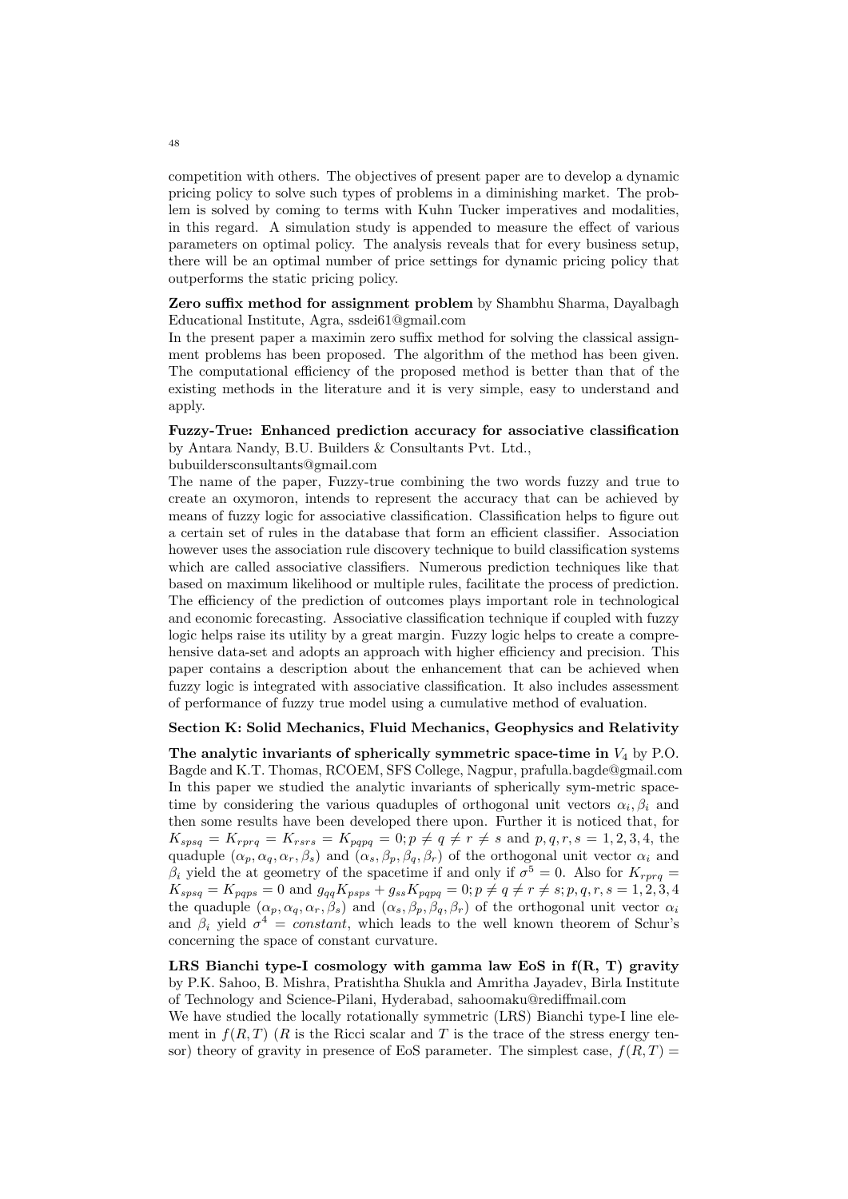competition with others. The objectives of present paper are to develop a dynamic pricing policy to solve such types of problems in a diminishing market. The problem is solved by coming to terms with Kuhn Tucker imperatives and modalities, in this regard. A simulation study is appended to measure the effect of various parameters on optimal policy. The analysis reveals that for every business setup, there will be an optimal number of price settings for dynamic pricing policy that outperforms the static pricing policy.

**Zero suffix method for assignment problem** by Shambhu Sharma, Dayalbagh Educational Institute, Agra, ssdei61@gmail.com
In the present paper a maximin zero suffix method for solving the classical assignment problems has been proposed. The algorithm of the method has been given. The computational efficiency of the proposed method is better than that of the existing methods in the literature and it is very simple, easy to understand and apply.

**Fuzzy-True: Enhanced prediction accuracy for associative classification** by Antara Nandy, B.U. Builders & Consultants Pvt. Ltd., bubuildersconsultants@gmail.com
The name of the paper, Fuzzy-true combining the two words fuzzy and true to create an oxymoron, intends to represent the accuracy that can be achieved by means of fuzzy logic for associative classification. Classification helps to figure out a certain set of rules in the database that form an efficient classifier. Association however uses the association rule discovery technique to build classification systems which are called associative classifiers. Numerous prediction techniques like that based on maximum likelihood or multiple rules, facilitate the process of prediction. The efficiency of the prediction of outcomes plays important role in technological and economic forecasting. Associative classification technique if coupled with fuzzy logic helps raise its utility by a great margin. Fuzzy logic helps to create a comprehensive data-set and adopts an approach with higher efficiency and precision. This paper contains a description about the enhancement that can be achieved when fuzzy logic is integrated with associative classification. It also includes assessment of performance of fuzzy true model using a cumulative method of evaluation.

**Section K: Solid Mechanics, Fluid Mechanics, Geophysics and Relativity**

**The analytic invariants of spherically symmetric space-time in $V_4$** by P.O. Bagde and K.T. Thomas, RCOEM, SFS College, Nagpur, prafulla.bagde@gmail.com
In this paper we studied the analytic invariants of spherically sym-metric spacetime by considering the various quaduples of orthogonal unit vectors $\alpha_i, \beta_i$ and then some results have been developed there upon. Further it is noticed that, for $K_{spsq} = K_{rprq} = K_{rsrs} = K_{pqpq} = 0; p \neq q \neq r \neq s$ and $p, q, r, s = 1, 2, 3, 4$, the quaduple $(\alpha_p, \alpha_q, \alpha_r, \beta_s)$ and $(\alpha_s, \beta_p, \beta_q, \beta_r)$ of the orthogonal unit vector $\alpha_i$ and $\beta_i$ yield the at geometry of the spacetime if and only if $\sigma^5 = 0$. Also for $K_{rprq} = K_{spsq} = K_{pqps} = 0$ and $g_{qq}K_{psps} + g_{ss}K_{pqpq} = 0; p \neq q \neq r \neq s; p, q, r, s = 1, 2, 3, 4$ the quaduple $(\alpha_p, \alpha_q, \alpha_r, \beta_s)$ and $(\alpha_s, \beta_p, \beta_q, \beta_r)$ of the orthogonal unit vector $\alpha_i$ and $\beta_i$ yield $\sigma^4 = constant$, which leads to the well known theorem of Schur's concerning the space of constant curvature.

**LRS Bianchi type-I cosmology with gamma law EoS in f(R, T) gravity** by P.K. Sahoo, B. Mishra, Pratishtha Shukla and Amritha Jayadev, Birla Institute of Technology and Science-Pilani, Hyderabad, sahoomaku@rediffmail.com
We have studied the locally rotationally symmetric (LRS) Bianchi type-I line element in $f(R, T)$ ($R$ is the Ricci scalar and $T$ is the trace of the stress energy tensor) theory of gravity in presence of EoS parameter. The simplest case, $f(R, T) =$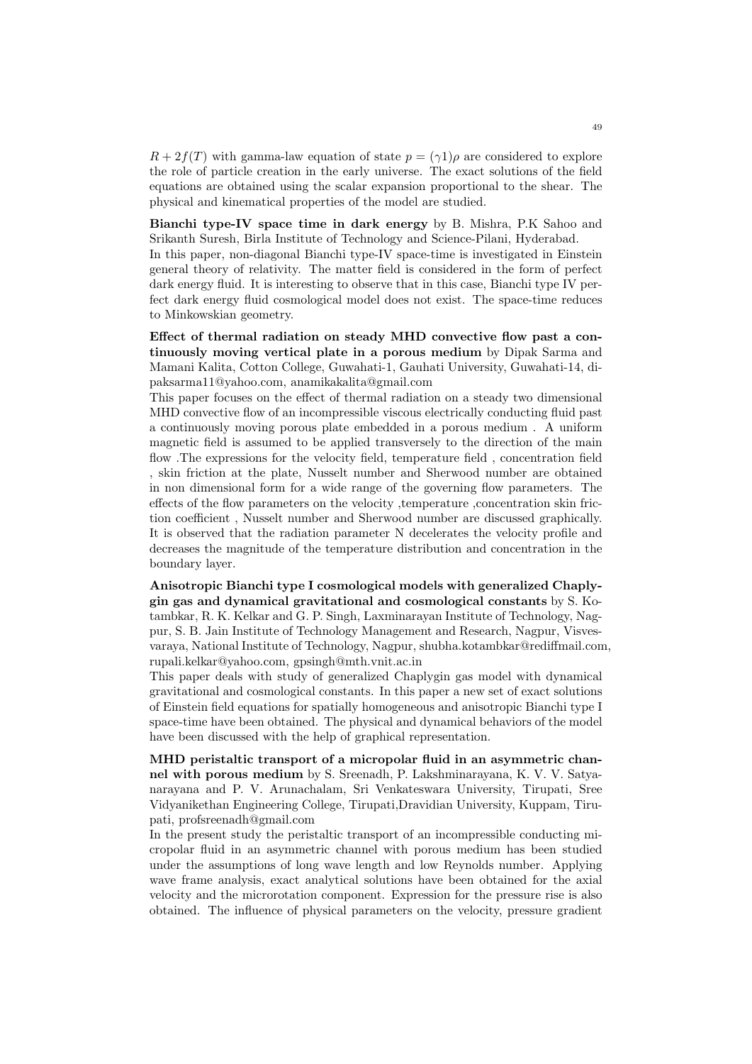$R + 2f(T)$ with gamma-law equation of state $p = (\gamma 1)\rho$ are considered to explore the role of particle creation in the early universe. The exact solutions of the field equations are obtained using the scalar expansion proportional to the shear. The physical and kinematical properties of the model are studied.

**Bianchi type-IV space time in dark energy** by B. Mishra, P.K Sahoo and Srikanth Suresh, Birla Institute of Technology and Science-Pilani, Hyderabad.
In this paper, non-diagonal Bianchi type-IV space-time is investigated in Einstein general theory of relativity. The matter field is considered in the form of perfect dark energy fluid. It is interesting to observe that in this case, Bianchi type IV perfect dark energy fluid cosmological model does not exist. The space-time reduces to Minkowskian geometry.

**Effect of thermal radiation on steady MHD convective flow past a continuously moving vertical plate in a porous medium** by Dipak Sarma and Mamani Kalita, Cotton College, Guwahati-1, Gauhati University, Guwahati-14, dipaksarma11@yahoo.com, anamikakalita@gmail.com
This paper focuses on the effect of thermal radiation on a steady two dimensional MHD convective flow of an incompressible viscous electrically conducting fluid past a continuously moving porous plate embedded in a porous medium . A uniform magnetic field is assumed to be applied transversely to the direction of the main flow .The expressions for the velocity field, temperature field , concentration field , skin friction at the plate, Nusselt number and Sherwood number are obtained in non dimensional form for a wide range of the governing flow parameters. The effects of the flow parameters on the velocity ,temperature ,concentration skin friction coefficient , Nusselt number and Sherwood number are discussed graphically. It is observed that the radiation parameter N decelerates the velocity profile and decreases the magnitude of the temperature distribution and concentration in the boundary layer.

**Anisotropic Bianchi type I cosmological models with generalized Chaplygin gas and dynamical gravitational and cosmological constants** by S. Kotambkar, R. K. Kelkar and G. P. Singh, Laxminarayan Institute of Technology, Nagpur, S. B. Jain Institute of Technology Management and Research, Nagpur, Visvesvaraya, National Institute of Technology, Nagpur, shubha.kotambkar@rediffmail.com, rupali.kelkar@yahoo.com, gpsingh@mth.vnit.ac.in
This paper deals with study of generalized Chaplygin gas model with dynamical gravitational and cosmological constants. In this paper a new set of exact solutions of Einstein field equations for spatially homogeneous and anisotropic Bianchi type I space-time have been obtained. The physical and dynamical behaviors of the model have been discussed with the help of graphical representation.

**MHD peristaltic transport of a micropolar fluid in an asymmetric channel with porous medium** by S. Sreenadh, P. Lakshminarayana, K. V. V. Satyanarayana and P. V. Arunachalam, Sri Venkateswara University, Tirupati, Sree Vidyanikethan Engineering College, Tirupati,Dravidian University, Kuppam, Tirupati, profsreenadh@gmail.com
In the present study the peristaltic transport of an incompressible conducting micropolar fluid in an asymmetric channel with porous medium has been studied under the assumptions of long wave length and low Reynolds number. Applying wave frame analysis, exact analytical solutions have been obtained for the axial velocity and the microrotation component. Expression for the pressure rise is also obtained. The influence of physical parameters on the velocity, pressure gradient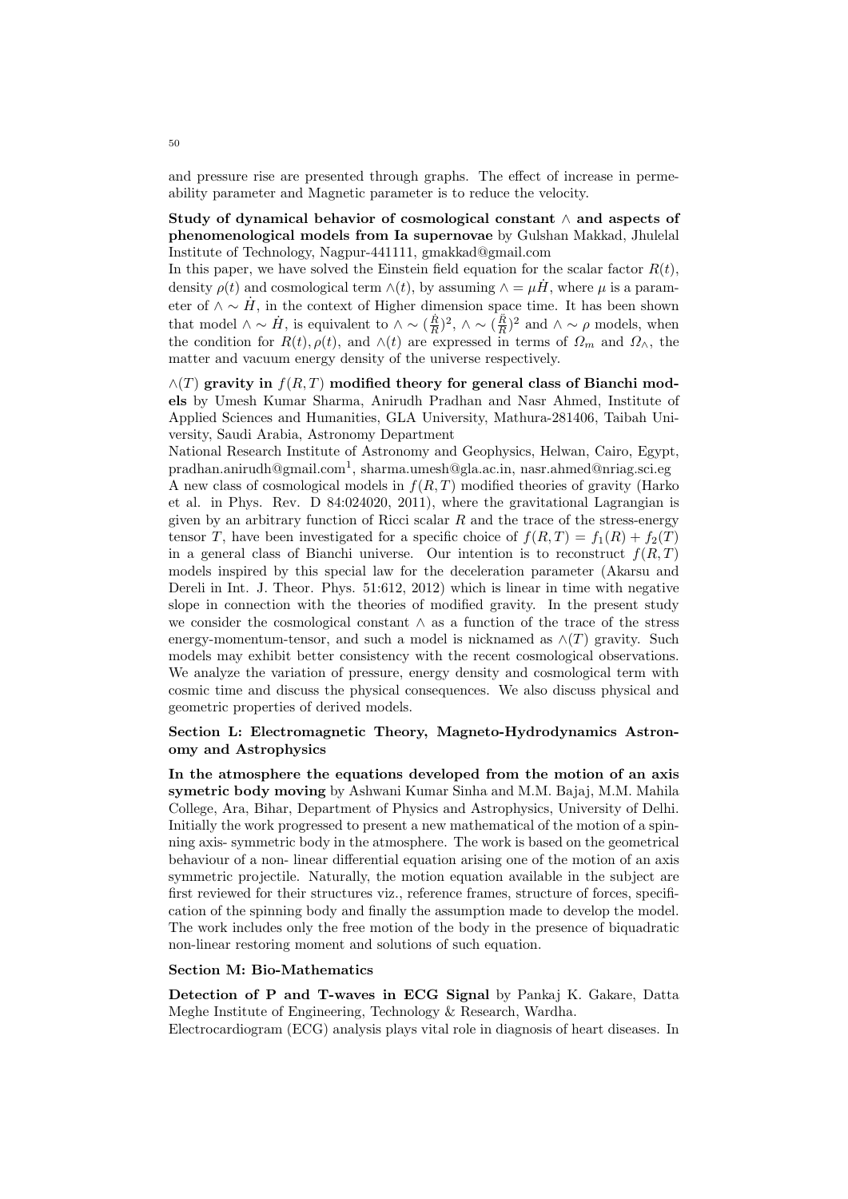and pressure rise are presented through graphs. The effect of increase in permeability parameter and Magnetic parameter is to reduce the velocity.

**Study of dynamical behavior of cosmological constant $\wedge$ and aspects of phenomenological models from Ia supernovae** by Gulshan Makkad, Jhulelal Institute of Technology, Nagpur-441111, gmakkad@gmail.com

In this paper, we have solved the Einstein field equation for the scalar factor $R(t)$, density $\rho(t)$ and cosmological term $\wedge(t)$, by assuming $\wedge = \mu \dot{H}$, where $\mu$ is a parameter of $\wedge \sim \dot{H}$, in the context of Higher dimension space time. It has been shown that model $\wedge \sim \dot{H}$, is equivalent to $\wedge \sim (\frac{\dot{R}}{R})^2$, $\wedge \sim (\frac{\ddot{R}}{R})^2$ and $\wedge \sim \rho$ models, when the condition for $R(t), \rho(t)$, and $\wedge(t)$ are expressed in terms of $\Omega_m$ and $\Omega_\wedge$, the matter and vacuum energy density of the universe respectively.

**$\wedge(T)$ gravity in $f(R,T)$ modified theory for general class of Bianchi models** by Umesh Kumar Sharma, Anirudh Pradhan and Nasr Ahmed, Institute of Applied Sciences and Humanities, GLA University, Mathura-281406, Taibah University, Saudi Arabia, Astronomy Department

National Research Institute of Astronomy and Geophysics, Helwan, Cairo, Egypt, pradhan.anirudh@gmail.com[1], sharma.umesh@gla.ac.in, nasr.ahmed@nriag.sci.eg

A new class of cosmological models in $f(R,T)$ modified theories of gravity (Harko et al. in Phys. Rev. D 84:024020, 2011), where the gravitational Lagrangian is given by an arbitrary function of Ricci scalar $R$ and the trace of the stress-energy tensor $T$, have been investigated for a specific choice of $f(R,T) = f_1(R) + f_2(T)$ in a general class of Bianchi universe. Our intention is to reconstruct $f(R,T)$ models inspired by this special law for the deceleration parameter (Akarsu and Dereli in Int. J. Theor. Phys. 51:612, 2012) which is linear in time with negative slope in connection with the theories of modified gravity. In the present study we consider the cosmological constant $\wedge$ as a function of the trace of the stress energy-momentum-tensor, and such a model is nicknamed as $\wedge(T)$ gravity. Such models may exhibit better consistency with the recent cosmological observations. We analyze the variation of pressure, energy density and cosmological term with cosmic time and discuss the physical consequences. We also discuss physical and geometric properties of derived models.

## Section L: Electromagnetic Theory, Magneto-Hydrodynamics Astronomy and Astrophysics

**In the atmosphere the equations developed from the motion of an axis symetric body moving** by Ashwani Kumar Sinha and M.M. Bajaj, M.M. Mahila College, Ara, Bihar, Department of Physics and Astrophysics, University of Delhi.

Initially the work progressed to present a new mathematical of the motion of a spinning axis- symmetric body in the atmosphere. The work is based on the geometrical behaviour of a non- linear differential equation arising one of the motion of an axis symmetric projectile. Naturally, the motion equation available in the subject are first reviewed for their structures viz., reference frames, structure of forces, specification of the spinning body and finally the assumption made to develop the model. The work includes only the free motion of the body in the presence of biquadratic non-linear restoring moment and solutions of such equation.

## Section M: Bio-Mathematics

**Detection of P and T-waves in ECG Signal** by Pankaj K. Gakare, Datta Meghe Institute of Engineering, Technology & Research, Wardha.

Electrocardiogram (ECG) analysis plays vital role in diagnosis of heart diseases. In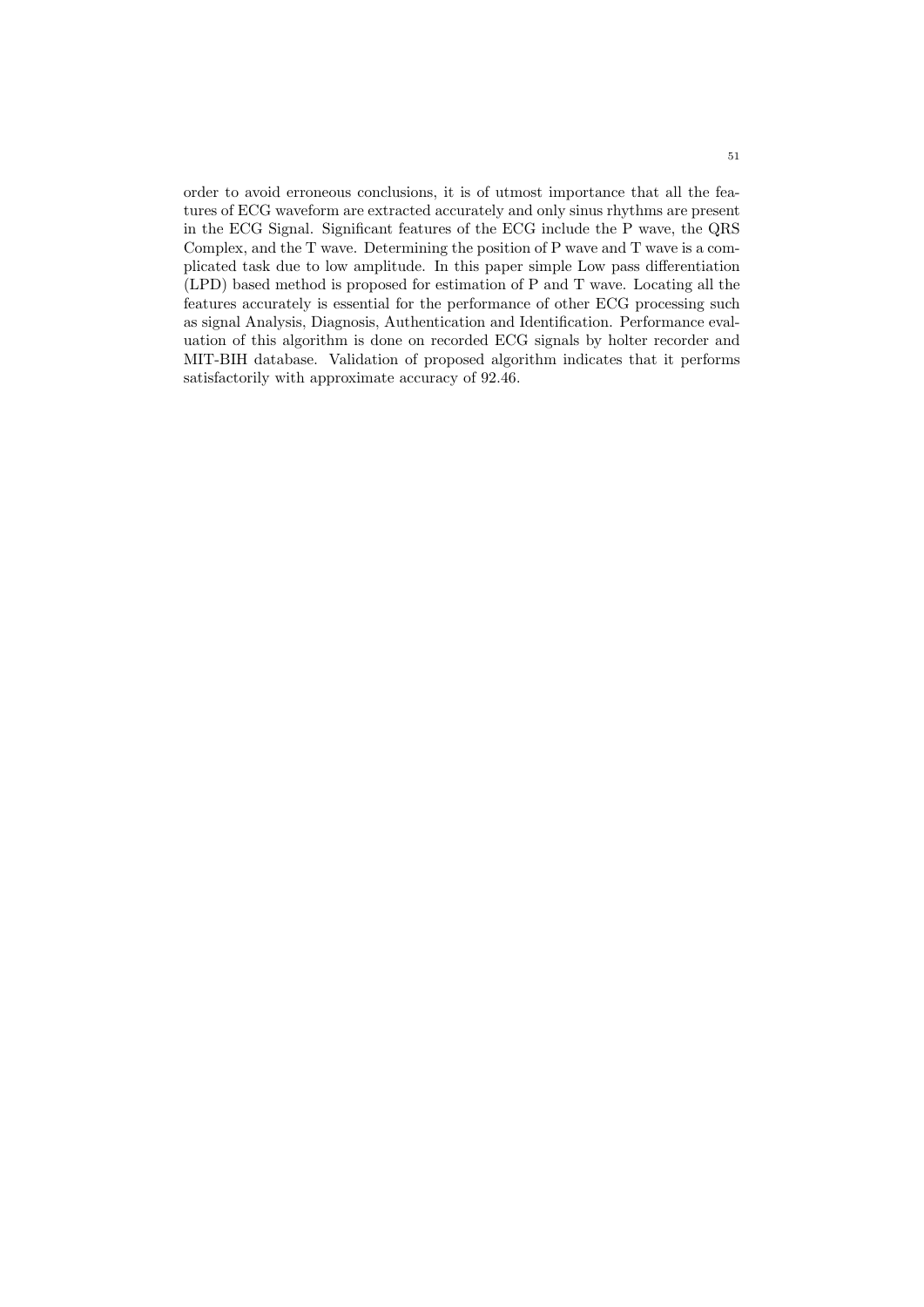order to avoid erroneous conclusions, it is of utmost importance that all the features of ECG waveform are extracted accurately and only sinus rhythms are present in the ECG Signal. Significant features of the ECG include the P wave, the QRS Complex, and the T wave. Determining the position of P wave and T wave is a complicated task due to low amplitude. In this paper simple Low pass differentiation (LPD) based method is proposed for estimation of P and T wave. Locating all the features accurately is essential for the performance of other ECG processing such as signal Analysis, Diagnosis, Authentication and Identification. Performance evaluation of this algorithm is done on recorded ECG signals by holter recorder and MIT-BIH database. Validation of proposed algorithm indicates that it performs satisfactorily with approximate accuracy of 92.46.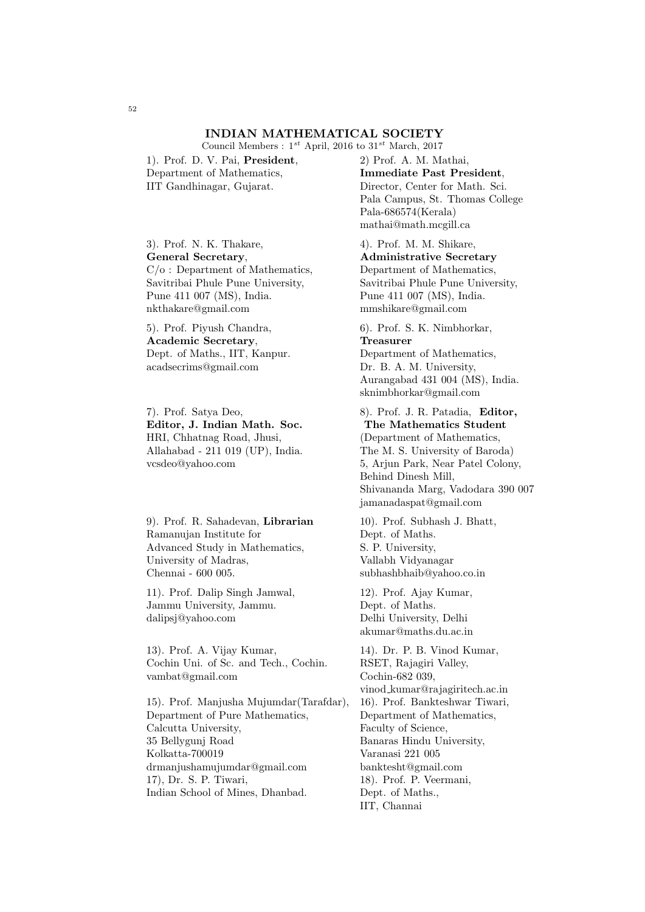# INDIAN MATHEMATICAL SOCIETY

Council Members : $1^{st}$ April, 2016 to $31^{st}$ March, 2017

1). Prof. D. V. Pai, **President**,
Department of Mathematics,
IIT Gandhinagar, Gujarat.

2) Prof. A. M. Mathai,
**Immediate Past President**,
Director, Center for Math. Sci.
Pala Campus, St. Thomas College
Pala-686574(Kerala)
mathai@math.mcgill.ca

3). Prof. N. K. Thakare,
**General Secretary**,
C/o : Department of Mathematics,
Savitribai Phule Pune University,
Pune 411 007 (MS), India.
nkthakare@gmail.com

4). Prof. M. M. Shikare,
**Administrative Secretary**
Department of Mathematics,
Savitribai Phule Pune University,
Pune 411 007 (MS), India.
mmshikare@gmail.com

5). Prof. Piyush Chandra,
**Academic Secretary**,
Dept. of Maths., IIT, Kanpur.
acadsecrims@gmail.com

6). Prof. S. K. Nimbhorkar,
**Treasurer**
Department of Mathematics,
Dr. B. A. M. University,
Aurangabad 431 004 (MS), India.
sknimbhorkar@gmail.com

7). Prof. Satya Deo,
**Editor, J. Indian Math. Soc.**
HRI, Chhatnag Road, Jhusi,
Allahabad - 211 019 (UP), India.
vcsdeo@yahoo.com

8). Prof. J. R. Patadia, **Editor, The Mathematics Student**
(Department of Mathematics,
The M. S. University of Baroda)
5, Arjun Park, Near Patel Colony,
Behind Dinesh Mill,
Shivananda Marg, Vadodara 390 007
jamanadaspat@gmail.com

9). Prof. R. Sahadevan, **Librarian**
Ramanujan Institute for
Advanced Study in Mathematics,
University of Madras,
Chennai - 600 005.

10). Prof. Subhash J. Bhatt,
Dept. of Maths.
S. P. University,
Vallabh Vidyanagar
subhashbhaib@yahoo.co.in

11). Prof. Dalip Singh Jamwal,
Jammu University, Jammu.
dalipsj@yahoo.com

12). Prof. Ajay Kumar,
Dept. of Maths.
Delhi University, Delhi
akumar@maths.du.ac.in

13). Prof. A. Vijay Kumar,
Cochin Uni. of Sc. and Tech., Cochin.
vambat@gmail.com

14). Dr. P. B. Vinod Kumar,
RSET, Rajagiri Valley,
Cochin-682 039,
vinod_kumar@rajagiritech.ac.in

15). Prof. Manjusha Mujumdar(Tarafdar),
Department of Pure Mathematics,
Calcutta University,
35 Bellygunj Road
Kolkatta-700019
drmanjushamujumdar@gmail.com

16). Prof. Bankteshwar Tiwari,
Department of Mathematics,
Faculty of Science,
Banaras Hindu University,
Varanasi 221 005
banktesht@gmail.com

17), Dr. S. P. Tiwari,
Indian School of Mines, Dhanbad.

18). Prof. P. Veermani,
Dept. of Maths.,
IIT, Channai